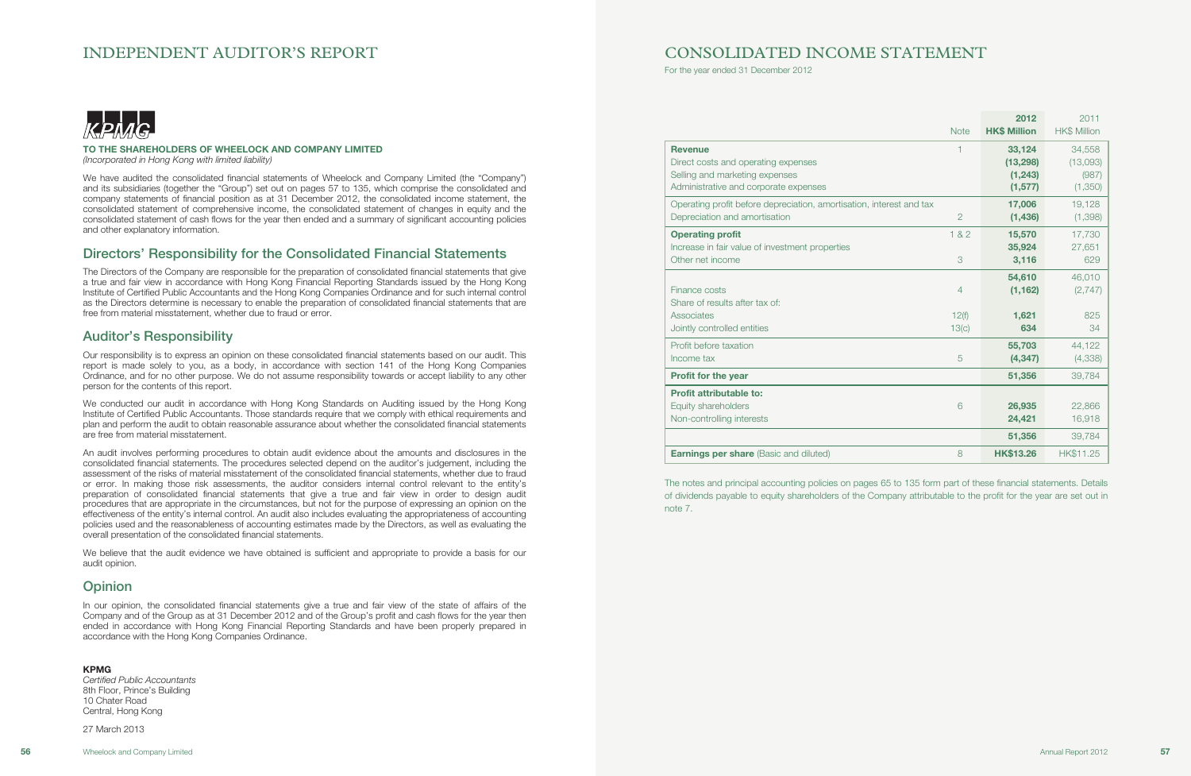# INDEPENDENT AUDITOR'S REPORT

KPMG

**TO THE SHAREHOLDERS OF WHEELOCK AND COMPANY LIMITED**
*(Incorporated in Hong Kong with limited liability)*

We have audited the consolidated financial statements of Wheelock and Company Limited (the "Company") and its subsidiaries (together the "Group") set out on pages 57 to 135, which comprise the consolidated and company statements of financial position as at 31 December 2012, the consolidated income statement, the consolidated statement of comprehensive income, the consolidated statement of changes in equity and the consolidated statement of cash flows for the year then ended and a summary of significant accounting policies and other explanatory information.

## Directors' Responsibility for the Consolidated Financial Statements

The Directors of the Company are responsible for the preparation of consolidated financial statements that give a true and fair view in accordance with Hong Kong Financial Reporting Standards issued by the Hong Kong Institute of Certified Public Accountants and the Hong Kong Companies Ordinance and for such internal control as the Directors determine is necessary to enable the preparation of consolidated financial statements that are free from material misstatement, whether due to fraud or error.

## Auditor's Responsibility

Our responsibility is to express an opinion on these consolidated financial statements based on our audit. This report is made solely to you, as a body, in accordance with section 141 of the Hong Kong Companies Ordinance, and for no other purpose. We do not assume responsibility towards or accept liability to any other person for the contents of this report.

We conducted our audit in accordance with Hong Kong Standards on Auditing issued by the Hong Kong Institute of Certified Public Accountants. Those standards require that we comply with ethical requirements and plan and perform the audit to obtain reasonable assurance about whether the consolidated financial statements are free from material misstatement.

An audit involves performing procedures to obtain audit evidence about the amounts and disclosures in the consolidated financial statements. The procedures selected depend on the auditor's judgement, including the assessment of the risks of material misstatement of the consolidated financial statements, whether due to fraud or error. In making those risk assessments, the auditor considers internal control relevant to the entity's preparation of consolidated financial statements that give a true and fair view in order to design audit procedures that are appropriate in the circumstances, but not for the purpose of expressing an opinion on the effectiveness of the entity's internal control. An audit also includes evaluating the appropriateness of accounting policies used and the reasonableness of accounting estimates made by the Directors, as well as evaluating the overall presentation of the consolidated financial statements.

We believe that the audit evidence we have obtained is sufficient and appropriate to provide a basis for our audit opinion.

## Opinion

In our opinion, the consolidated financial statements give a true and fair view of the state of affairs of the Company and of the Group as at 31 December 2012 and of the Group's profit and cash flows for the year then ended in accordance with Hong Kong Financial Reporting Standards and have been properly prepared in accordance with the Hong Kong Companies Ordinance.

**KPMG**
*Certified Public Accountants*
8th Floor, Prince's Building
10 Chater Road
Central, Hong Kong

27 March 2013

# CONSOLIDATED INCOME STATEMENT

For the year ended 31 December 2012

| | Note | 2012 HK$ Million | 2011 HK$ Million |
|---|---|---|---|
| **Revenue** | 1 | **33,124** | 34,558 |
| Direct costs and operating expenses | | **(13,298)** | (13,093) |
| Selling and marketing expenses | | **(1,243)** | (987) |
| Administrative and corporate expenses | | **(1,577)** | (1,350) |
| Operating profit before depreciation, amortisation, interest and tax | | **17,006** | 19,128 |
| Depreciation and amortisation | 2 | **(1,436)** | (1,398) |
| **Operating profit** | 1 & 2 | **15,570** | 17,730 |
| Increase in fair value of investment properties | | **35,924** | 27,651 |
| Other net income | 3 | **3,116** | 629 |
| | | **54,610** | 46,010 |
| Finance costs | 4 | **(1,162)** | (2,747) |
| Share of results after tax of: | | | |
| Associates | 12(f) | **1,621** | 825 |
| Jointly controlled entities | 13(c) | **634** | 34 |
| Profit before taxation | | **55,703** | 44,122 |
| Income tax | 5 | **(4,347)** | (4,338) |
| **Profit for the year** | | **51,356** | 39,784 |
| **Profit attributable to:** | | | |
| Equity shareholders | 6 | **26,935** | 22,866 |
| Non-controlling interests | | **24,421** | 16,918 |
| | | **51,356** | 39,784 |
| **Earnings per share** (Basic and diluted) | 8 | **HK$13.26** | HK$11.25 |

The notes and principal accounting policies on pages 65 to 135 form part of these financial statements. Details of dividends payable to equity shareholders of the Company attributable to the profit for the year are set out in note 7.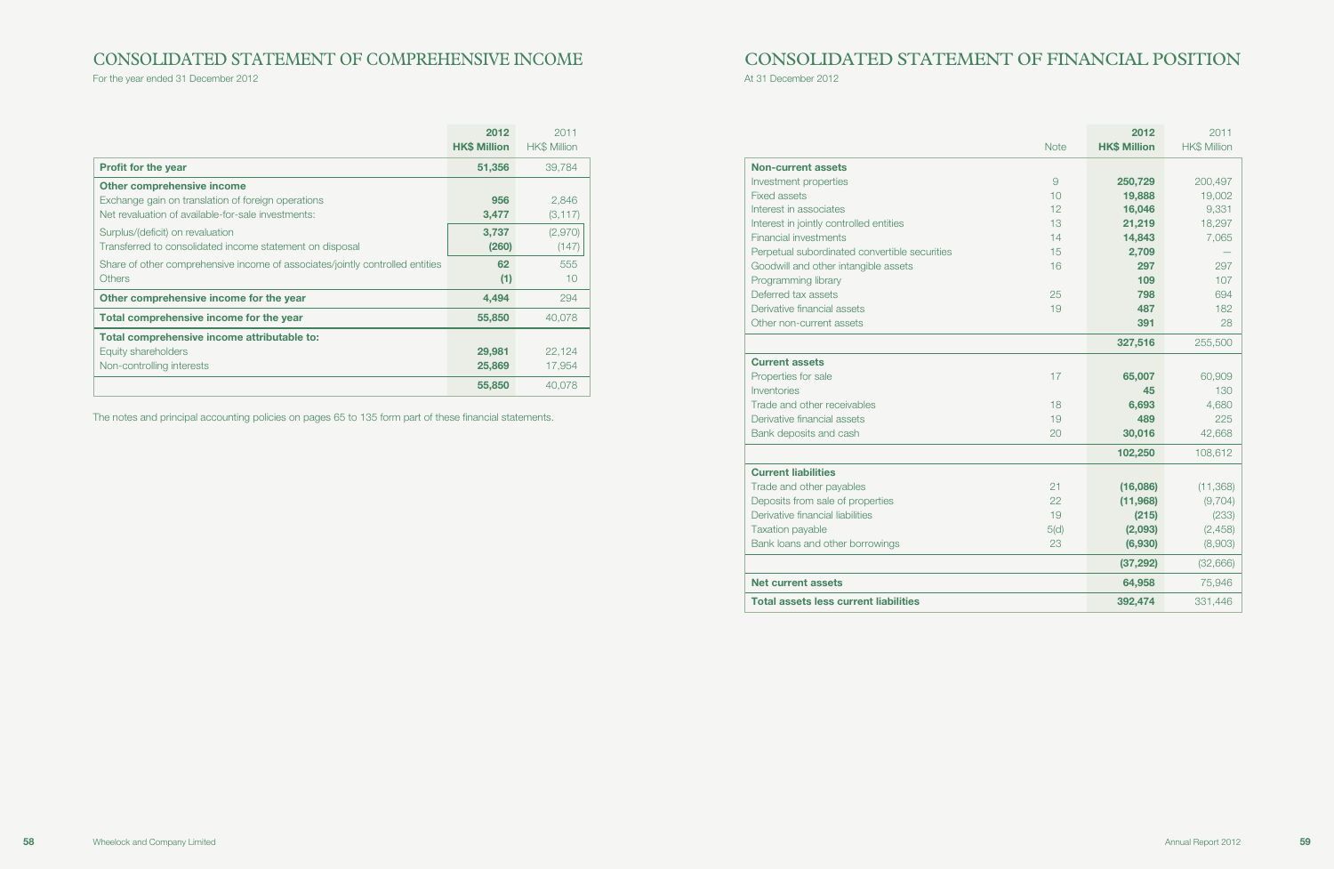# CONSOLIDATED STATEMENT OF COMPREHENSIVE INCOME

For the year ended 31 December 2012

| | 2012 HK$ Million | 2011 HK$ Million |
|---|---|---|
| **Profit for the year** | **51,356** | 39,784 |
| **Other comprehensive income** | | |
| Exchange gain on translation of foreign operations | **956** | 2,846 |
| Net revaluation of available-for-sale investments: | **3,477** | (3,117) |
| Surplus/(deficit) on revaluation | **3,737** | (2,970) |
| Transferred to consolidated income statement on disposal | **(260)** | (147) |
| Share of other comprehensive income of associates/jointly controlled entities | **62** | 555 |
| Others | **(1)** | 10 |
| **Other comprehensive income for the year** | **4,494** | 294 |
| **Total comprehensive income for the year** | **55,850** | 40,078 |
| **Total comprehensive income attributable to:** | | |
| Equity shareholders | **29,981** | 22,124 |
| Non-controlling interests | **25,869** | 17,954 |
| | **55,850** | 40,078 |

The notes and principal accounting policies on pages 65 to 135 form part of these financial statements.

# CONSOLIDATED STATEMENT OF FINANCIAL POSITION

At 31 December 2012

| | Note | 2012 HK$ Million | 2011 HK$ Million |
|---|---|---|---|
| **Non-current assets** | | | |
| Investment properties | 9 | **250,729** | 200,497 |
| Fixed assets | 10 | **19,888** | 19,002 |
| Interest in associates | 12 | **16,046** | 9,331 |
| Interest in jointly controlled entities | 13 | **21,219** | 18,297 |
| Financial investments | 14 | **14,843** | 7,065 |
| Perpetual subordinated convertible securities | 15 | **2,709** | — |
| Goodwill and other intangible assets | 16 | **297** | 297 |
| Programming library | | **109** | 107 |
| Deferred tax assets | 25 | **798** | 694 |
| Derivative financial assets | 19 | **487** | 182 |
| Other non-current assets | | **391** | 28 |
| | | **327,516** | 255,500 |
| **Current assets** | | | |
| Properties for sale | 17 | **65,007** | 60,909 |
| Inventories | | **45** | 130 |
| Trade and other receivables | 18 | **6,693** | 4,680 |
| Derivative financial assets | 19 | **489** | 225 |
| Bank deposits and cash | 20 | **30,016** | 42,668 |
| | | **102,250** | 108,612 |
| **Current liabilities** | | | |
| Trade and other payables | 21 | **(16,086)** | (11,368) |
| Deposits from sale of properties | 22 | **(11,968)** | (9,704) |
| Derivative financial liabilities | 19 | **(215)** | (233) |
| Taxation payable | 5(d) | **(2,093)** | (2,458) |
| Bank loans and other borrowings | 23 | **(6,930)** | (8,903) |
| | | **(37,292)** | (32,666) |
| **Net current assets** | | **64,958** | 75,946 |
| **Total assets less current liabilities** | | **392,474** | 331,446 |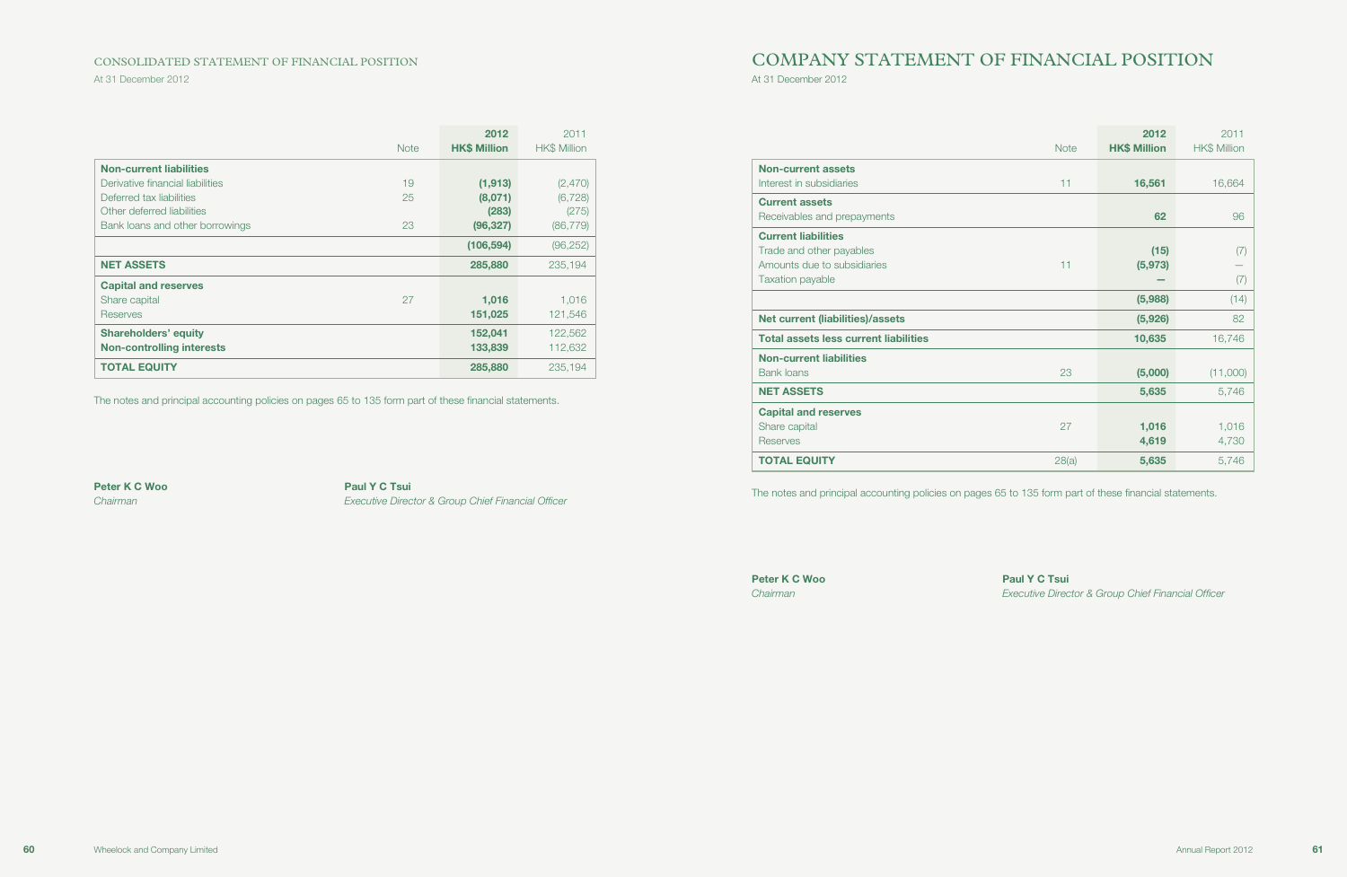CONSOLIDATED STATEMENT OF FINANCIAL POSITION

At 31 December 2012

| | Note | **2012 HK$ Million** | 2011 HK$ Million |
|---|---|---|---|
| **Non-current liabilities** | | | |
| Derivative financial liabilities | 19 | **(1,913)** | (2,470) |
| Deferred tax liabilities | 25 | **(8,071)** | (6,728) |
| Other deferred liabilities | | **(283)** | (275) |
| Bank loans and other borrowings | 23 | **(96,327)** | (86,779) |
| | | **(106,594)** | (96,252) |
| **NET ASSETS** | | **285,880** | 235,194 |
| **Capital and reserves** | | | |
| Share capital | 27 | **1,016** | 1,016 |
| Reserves | | **151,025** | 121,546 |
| **Shareholders' equity** | | **152,041** | 122,562 |
| **Non-controlling interests** | | **133,839** | 112,632 |
| **TOTAL EQUITY** | | **285,880** | 235,194 |

The notes and principal accounting policies on pages 65 to 135 form part of these financial statements.

**Peter K C Woo**
*Chairman*

**Paul Y C Tsui**
*Executive Director & Group Chief Financial Officer*

# COMPANY STATEMENT OF FINANCIAL POSITION

At 31 December 2012

| | Note | **2012 HK$ Million** | 2011 HK$ Million |
|---|---|---|---|
| **Non-current assets** | | | |
| Interest in subsidiaries | 11 | **16,561** | 16,664 |
| **Current assets** | | | |
| Receivables and prepayments | | **62** | 96 |
| **Current liabilities** | | | |
| Trade and other payables | | **(15)** | (7) |
| Amounts due to subsidiaries | 11 | **(5,973)** | — |
| Taxation payable | | **—** | (7) |
| | | **(5,988)** | (14) |
| **Net current (liabilities)/assets** | | **(5,926)** | 82 |
| **Total assets less current liabilities** | | **10,635** | 16,746 |
| **Non-current liabilities** | | | |
| Bank loans | 23 | **(5,000)** | (11,000) |
| **NET ASSETS** | | **5,635** | 5,746 |
| **Capital and reserves** | | | |
| Share capital | 27 | **1,016** | 1,016 |
| Reserves | | **4,619** | 4,730 |
| **TOTAL EQUITY** | 28(a) | **5,635** | 5,746 |

The notes and principal accounting policies on pages 65 to 135 form part of these financial statements.

**Peter K C Woo**
*Chairman*

**Paul Y C Tsui**
*Executive Director & Group Chief Financial Officer*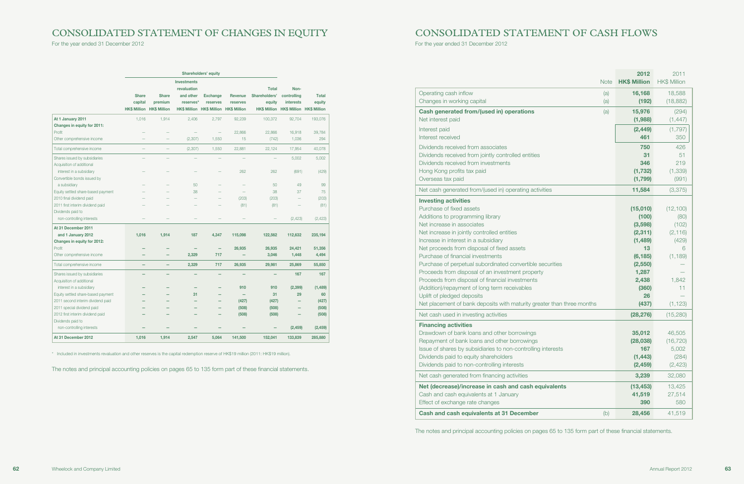# CONSOLIDATED STATEMENT OF CHANGES IN EQUITY

For the year ended 31 December 2012

| | Shareholders' equity | | | | | | | |
|---|---|---|---|---|---|---|---|---|
| | Share capital HK$ Million | Share premium HK$ Million | Investments revaluation and other reserves* HK$ Million | Exchange reserves HK$ Million | Revenue reserves HK$ Million | Total Shareholders' equity HK$ Million | Non-controlling interests HK$ Million | Total equity HK$ Million |
| **At 1 January 2011** | 1,016 | 1,914 | 2,406 | 2,797 | 92,239 | 100,372 | 92,704 | 193,076 |
| **Changes in equity for 2011:** | | | | | | | | |
| Profit | – | – | – | – | 22,866 | 22,866 | 16,918 | 39,784 |
| Other comprehensive income | – | – | (2,307) | 1,550 | 15 | (742) | 1,036 | 294 |
| Total comprehensive income | – | – | (2,307) | 1,550 | 22,881 | 22,124 | 17,954 | 40,078 |
| Shares issued by subsidiaries | – | – | – | – | – | – | 5,002 | 5,002 |
| Acquisition of additional interest in a subsidiary | – | – | – | – | 262 | 262 | (691) | (429) |
| Convertible bonds issued by a subsidiary | – | – | 50 | – | – | 50 | 49 | 99 |
| Equity settled share-based payment | – | – | 38 | – | – | 38 | 37 | 75 |
| 2010 final dividend paid | – | – | – | – | (203) | (203) | – | (203) |
| 2011 first interim dividend paid | – | – | – | – | (81) | (81) | – | (81) |
| Dividends paid to non-controlling interests | – | – | – | – | – | – | (2,423) | (2,423) |
| **At 31 December 2011 and 1 January 2012** | **1,016** | **1,914** | **187** | **4,347** | **115,098** | **122,562** | **112,632** | **235,194** |
| **Changes in equity for 2012:** | | | | | | | | |
| **Profit** | **–** | **–** | **–** | **–** | **26,935** | **26,935** | **24,421** | **51,356** |
| **Other comprehensive income** | **–** | **–** | **2,329** | **717** | **–** | **3,046** | **1,448** | **4,494** |
| **Total comprehensive income** | **–** | **–** | **2,329** | **717** | **26,935** | **29,981** | **25,869** | **55,850** |
| **Shares issued by subsidiaries** | **–** | **–** | **–** | **–** | **–** | **–** | **167** | **167** |
| **Acquisition of additional interest in a subsidiary** | **–** | **–** | **–** | **–** | **910** | **910** | **(2,399)** | **(1,489)** |
| **Equity settled share-based payment** | **–** | **–** | **31** | **–** | **–** | **31** | **29** | **60** |
| **2011 second interim dividend paid** | **–** | **–** | **–** | **–** | **(427)** | **(427)** | **–** | **(427)** |
| **2011 special dividend paid** | **–** | **–** | **–** | **–** | **(508)** | **(508)** | **–** | **(508)** |
| **2012 first interim dividend paid** | **–** | **–** | **–** | **–** | **(508)** | **(508)** | **–** | **(508)** |
| **Dividends paid to non-controlling interests** | **–** | **–** | **–** | **–** | **–** | **–** | **(2,459)** | **(2,459)** |
| **At 31 December 2012** | **1,016** | **1,914** | **2,547** | **5,064** | **141,500** | **152,041** | **133,839** | **285,880** |

\* Included in investments revaluation and other reserves is the capital redemption reserve of HK$19 million (2011: HK$19 million).

The notes and principal accounting policies on pages 65 to 135 form part of these financial statements.

# CONSOLIDATED STATEMENT OF CASH FLOWS

For the year ended 31 December 2012

| | Note | 2012 HK$ Million | 2011 HK$ Million |
|---|---|---|---|
| Operating cash inflow | (a) | **16,168** | 18,588 |
| Changes in working capital | (a) | **(192)** | (18,882) |
| **Cash generated from/(used in) operations** | (a) | **15,976** | (294) |
| Net interest paid | | **(1,988)** | (1,447) |
| Interest paid | | **(2,449)** | (1,797) |
| Interest received | | **461** | 350 |
| Dividends received from associates | | **750** | 426 |
| Dividends received from jointly controlled entities | | **31** | 51 |
| Dividends received from investments | | **346** | 219 |
| Hong Kong profits tax paid | | **(1,732)** | (1,339) |
| Overseas tax paid | | **(1,799)** | (991) |
| Net cash generated from/(used in) operating activities | | **11,584** | (3,375) |
| **Investing activities** | | | |
| Purchase of fixed assets | | **(15,010)** | (12,100) |
| Additions to programming library | | **(100)** | (80) |
| Net increase in associates | | **(3,598)** | (102) |
| Net increase in jointly controlled entities | | **(2,311)** | (2,116) |
| Increase in interest in a subsidiary | | **(1,489)** | (429) |
| Net proceeds from disposal of fixed assets | | **13** | 6 |
| Purchase of financial investments | | **(6,185)** | (1,189) |
| Purchase of perpetual subordinated convertible securities | | **(2,550)** | – |
| Proceeds from disposal of an investment property | | **1,287** | – |
| Proceeds from disposal of financial investments | | **2,438** | 1,842 |
| (Addition)/repayment of long term receivables | | **(360)** | 11 |
| Uplift of pledged deposits | | **26** | – |
| Net placement of bank deposits with maturity greater than three months | | **(437)** | (1,123) |
| Net cash used in investing activities | | **(28,276)** | (15,280) |
| **Financing activities** | | | |
| Drawdown of bank loans and other borrowings | | **35,012** | 46,505 |
| Repayment of bank loans and other borrowings | | **(28,038)** | (16,720) |
| Issue of shares by subsidiaries to non-controlling interests | | **167** | 5,002 |
| Dividends paid to equity shareholders | | **(1,443)** | (284) |
| Dividends paid to non-controlling interests | | **(2,459)** | (2,423) |
| Net cash generated from financing activities | | **3,239** | 32,080 |
| **Net (decrease)/increase in cash and cash equivalents** | | **(13,453)** | 13,425 |
| Cash and cash equivalents at 1 January | | **41,519** | 27,514 |
| Effect of exchange rate changes | | **390** | 580 |
| **Cash and cash equivalents at 31 December** | (b) | **28,456** | 41,519 |

The notes and principal accounting policies on pages 65 to 135 form part of these financial statements.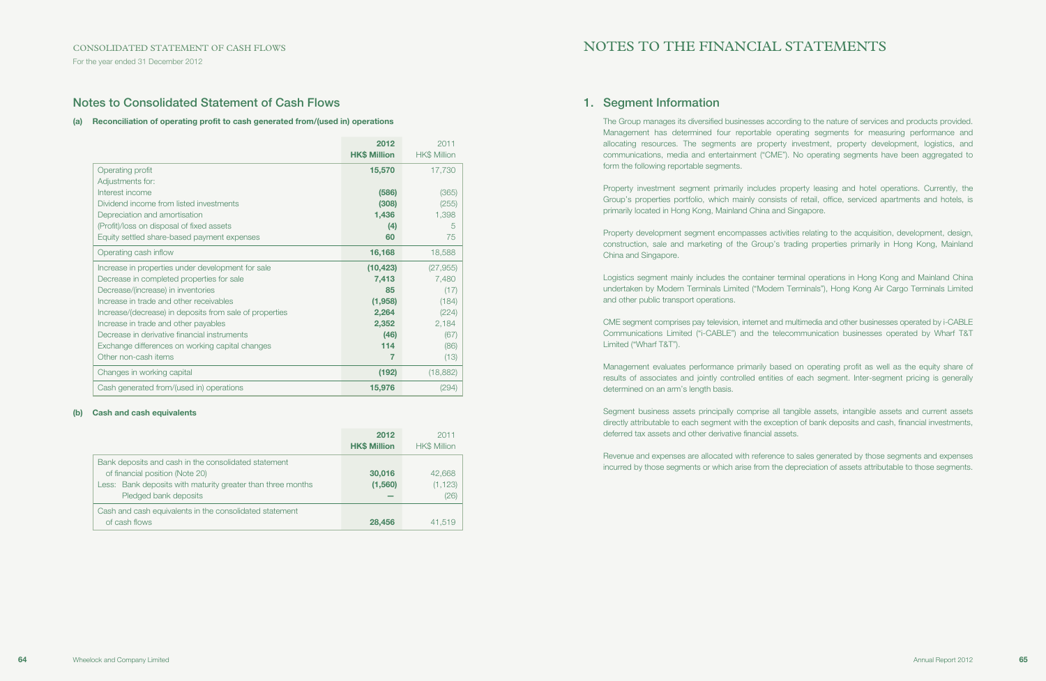CONSOLIDATED STATEMENT OF CASH FLOWS

For the year ended 31 December 2012

## Notes to Consolidated Statement of Cash Flows

**(a) Reconciliation of operating profit to cash generated from/(used in) operations**

| | **2012 HK$ Million** | 2011 HK$ Million |
|---|---|---|
| Operating profit | **15,570** | 17,730 |
| Adjustments for: | | |
| Interest income | **(586)** | (365) |
| Dividend income from listed investments | **(308)** | (255) |
| Depreciation and amortisation | **1,436** | 1,398 |
| (Profit)/loss on disposal of fixed assets | **(4)** | 5 |
| Equity settled share-based payment expenses | **60** | 75 |
| Operating cash inflow | **16,168** | 18,588 |
| Increase in properties under development for sale | **(10,423)** | (27,955) |
| Decrease in completed properties for sale | **7,413** | 7,480 |
| Decrease/(increase) in inventories | **85** | (17) |
| Increase in trade and other receivables | **(1,958)** | (184) |
| Increase/(decrease) in deposits from sale of properties | **2,264** | (224) |
| Increase in trade and other payables | **2,352** | 2,184 |
| Decrease in derivative financial instruments | **(46)** | (67) |
| Exchange differences on working capital changes | **114** | (86) |
| Other non-cash items | **7** | (13) |
| Changes in working capital | **(192)** | (18,882) |
| Cash generated from/(used in) operations | **15,976** | (294) |

**(b) Cash and cash equivalents**

| | **2012 HK$ Million** | 2011 HK$ Million |
|---|---|---|
| Bank deposits and cash in the consolidated statement of financial position (Note 20) | **30,016** | 42,668 |
| Less: Bank deposits with maturity greater than three months | **(1,560)** | (1,123) |
| Pledged bank deposits | **—** | (26) |
| Cash and cash equivalents in the consolidated statement of cash flows | **28,456** | 41,519 |

# NOTES TO THE FINANCIAL STATEMENTS

## 1. Segment Information

The Group manages its diversified businesses according to the nature of services and products provided. Management has determined four reportable operating segments for measuring performance and allocating resources. The segments are property investment, property development, logistics, and communications, media and entertainment ("CME"). No operating segments have been aggregated to form the following reportable segments.

Property investment segment primarily includes property leasing and hotel operations. Currently, the Group's properties portfolio, which mainly consists of retail, office, serviced apartments and hotels, is primarily located in Hong Kong, Mainland China and Singapore.

Property development segment encompasses activities relating to the acquisition, development, design, construction, sale and marketing of the Group's trading properties primarily in Hong Kong, Mainland China and Singapore.

Logistics segment mainly includes the container terminal operations in Hong Kong and Mainland China undertaken by Modern Terminals Limited ("Modern Terminals"), Hong Kong Air Cargo Terminals Limited and other public transport operations.

CME segment comprises pay television, internet and multimedia and other businesses operated by i-CABLE Communications Limited ("i-CABLE") and the telecommunication businesses operated by Wharf T&T Limited ("Wharf T&T").

Management evaluates performance primarily based on operating profit as well as the equity share of results of associates and jointly controlled entities of each segment. Inter-segment pricing is generally determined on an arm's length basis.

Segment business assets principally comprise all tangible assets, intangible assets and current assets directly attributable to each segment with the exception of bank deposits and cash, financial investments, deferred tax assets and other derivative financial assets.

Revenue and expenses are allocated with reference to sales generated by those segments and expenses incurred by those segments or which arise from the depreciation of assets attributable to those segments.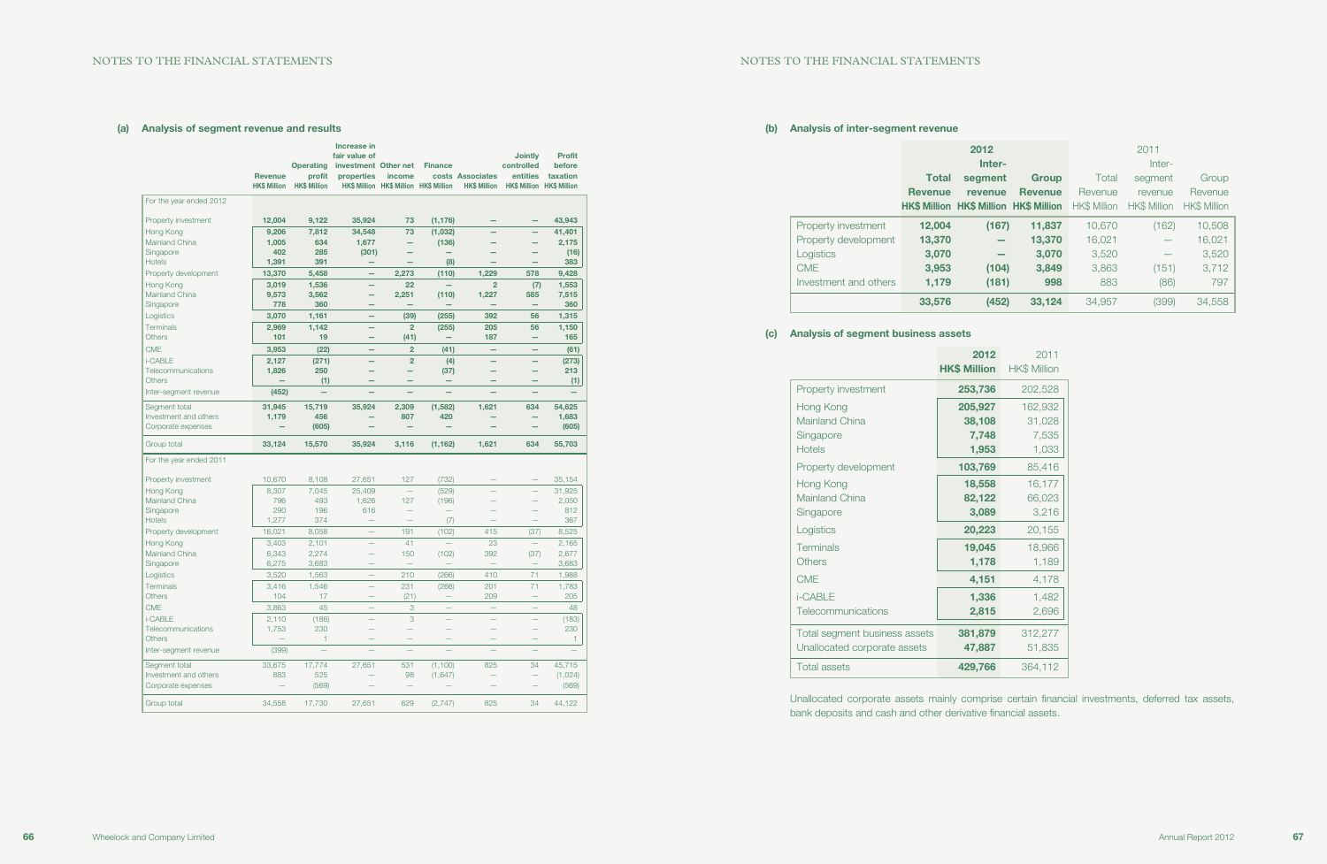### (a) Analysis of segment revenue and results

| | Revenue HK$ Million | Operating profit HK$ Million | Increase in fair value of investment properties HK$ Million | Other net income HK$ Million | Finance costs HK$ Million | Associates HK$ Million | Jointly controlled entities HK$ Million | Profit before taxation HK$ Million |
|---|---|---|---|---|---|---|---|---|
| **For the year ended 2012** | | | | | | | | |
| Property investment | 12,004 | 9,122 | 35,924 | 73 | (1,176) | – | – | 43,943 |
| Hong Kong | 9,206 | 7,812 | 34,548 | 73 | (1,032) | – | – | 41,401 |
| Mainland China | 1,005 | 634 | 1,677 | – | (136) | – | – | 2,175 |
| Singapore | 402 | 285 | (301) | – | – | – | – | (16) |
| Hotels | 1,391 | 391 | – | – | (8) | – | – | 383 |
| Property development | 13,370 | 5,458 | – | 2,273 | (110) | 1,229 | 578 | 9,428 |
| Hong Kong | 3,019 | 1,536 | – | 22 | – | 2 | (7) | 1,553 |
| Mainland China | 9,573 | 3,562 | – | 2,251 | (110) | 1,227 | 585 | 7,515 |
| Singapore | 778 | 360 | – | – | – | – | – | 360 |
| Logistics | 3,070 | 1,161 | – | (39) | (255) | 392 | 56 | 1,315 |
| Terminals | 2,969 | 1,142 | – | 2 | (255) | 205 | 56 | 1,150 |
| Others | 101 | 19 | – | (41) | – | 187 | – | 165 |
| CME | 3,953 | (22) | – | 2 | (41) | – | – | (61) |
| i-CABLE | 2,127 | (271) | – | 2 | (4) | – | – | (273) |
| Telecommunications | 1,826 | 250 | – | – | (37) | – | – | 213 |
| Others | – | (1) | – | – | – | – | – | (1) |
| Inter-segment revenue | (452) | – | – | – | – | – | – | – |
| Segment total | 31,945 | 15,719 | 35,924 | 2,309 | (1,582) | 1,621 | 634 | 54,625 |
| Investment and others | 1,179 | 456 | – | 807 | 420 | – | – | 1,683 |
| Corporate expenses | – | (605) | – | – | – | – | – | (605) |
| Group total | 33,124 | 15,570 | 35,924 | 3,116 | (1,162) | 1,621 | 634 | 55,703 |
| **For the year ended 2011** | | | | | | | | |
| Property investment | 10,670 | 8,108 | 27,651 | 127 | (732) | – | – | 35,154 |
| Hong Kong | 8,307 | 7,045 | 25,409 | – | (529) | – | – | 31,925 |
| Mainland China | 796 | 493 | 1,626 | 127 | (196) | – | – | 2,050 |
| Singapore | 290 | 196 | 616 | – | – | – | – | 812 |
| Hotels | 1,277 | 374 | – | – | (7) | – | – | 367 |
| Property development | 16,021 | 8,058 | – | 191 | (102) | 415 | (37) | 8,525 |
| Hong Kong | 3,403 | 2,101 | – | 41 | – | 23 | – | 2,165 |
| Mainland China | 6,343 | 2,274 | – | 150 | (102) | 392 | (37) | 2,677 |
| Singapore | 6,275 | 3,683 | – | – | – | – | – | 3,683 |
| Logistics | 3,520 | 1,563 | – | 210 | (266) | 410 | 71 | 1,988 |
| Terminals | 3,416 | 1,546 | – | 231 | (266) | 201 | 71 | 1,783 |
| Others | 104 | 17 | – | (21) | – | 209 | – | 205 |
| CME | 3,863 | 45 | – | 3 | – | – | – | 48 |
| i-CABLE | 2,110 | (186) | – | 3 | – | – | – | (183) |
| Telecommunications | 1,753 | 230 | – | – | – | – | – | 230 |
| Others | – | 1 | – | – | – | – | – | 1 |
| Inter-segment revenue | (399) | – | – | – | – | – | – | – |
| Segment total | 33,675 | 17,774 | 27,651 | 531 | (1,100) | 825 | 34 | 45,715 |
| Investment and others | 883 | 525 | – | 98 | (1,647) | – | – | (1,024) |
| Corporate expenses | – | (569) | – | – | – | – | – | (569) |
| Group total | 34,558 | 17,730 | 27,651 | 629 | (2,747) | 825 | 34 | 44,122 |

### (b) Analysis of inter-segment revenue

| | 2012 Total Revenue HK$ Million | 2012 Inter-segment revenue HK$ Million | 2012 Group Revenue HK$ Million | 2011 Total Revenue HK$ Million | 2011 Inter-segment revenue HK$ Million | 2011 Group Revenue HK$ Million |
|---|---|---|---|---|---|---|
| Property investment | 12,004 | (167) | 11,837 | 10,670 | (162) | 10,508 |
| Property development | 13,370 | – | 13,370 | 16,021 | – | 16,021 |
| Logistics | 3,070 | – | 3,070 | 3,520 | – | 3,520 |
| CME | 3,953 | (104) | 3,849 | 3,863 | (151) | 3,712 |
| Investment and others | 1,179 | (181) | 998 | 883 | (86) | 797 |
| | 33,576 | (452) | 33,124 | 34,957 | (399) | 34,558 |

### (c) Analysis of segment business assets

| | 2012 HK$ Million | 2011 HK$ Million |
|---|---|---|
| Property investment | 253,736 | 202,528 |
| Hong Kong | 205,927 | 162,932 |
| Mainland China | 38,108 | 31,028 |
| Singapore | 7,748 | 7,535 |
| Hotels | 1,953 | 1,033 |
| Property development | 103,769 | 85,416 |
| Hong Kong | 18,558 | 16,177 |
| Mainland China | 82,122 | 66,023 |
| Singapore | 3,089 | 3,216 |
| Logistics | 20,223 | 20,155 |
| Terminals | 19,045 | 18,966 |
| Others | 1,178 | 1,189 |
| CME | 4,151 | 4,178 |
| i-CABLE | 1,336 | 1,482 |
| Telecommunications | 2,815 | 2,696 |
| Total segment business assets | 381,879 | 312,277 |
| Unallocated corporate assets | 47,887 | 51,835 |
| Total assets | 429,766 | 364,112 |

Unallocated corporate assets mainly comprise certain financial investments, deferred tax assets, bank deposits and cash and other derivative financial assets.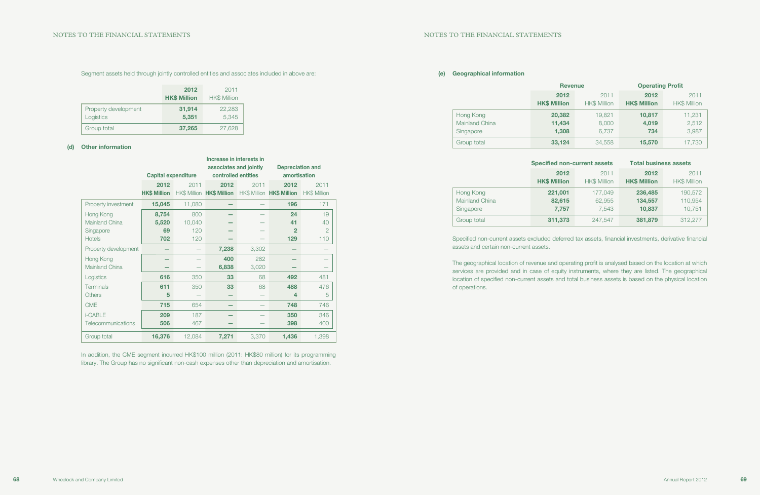Segment assets held through jointly controlled entities and associates included in above are:

| | 2012 HK$ Million | 2011 HK$ Million |
|---|---|---|
| Property development | **31,914** | 22,283 |
| Logistics | **5,351** | 5,345 |
| Group total | **37,265** | 27,628 |

**(d) Other information**

| | Capital expenditure | | Increase in interests in associates and jointly controlled entities | | Depreciation and amortisation | |
|---|---|---|---|---|---|---|
| | **2012 HK$ Million** | 2011 HK$ Million | **2012 HK$ Million** | 2011 HK$ Million | **2012 HK$ Million** | 2011 HK$ Million |
| Property investment | **15,045** | 11,080 | **—** | — | **196** | 171 |
| Hong Kong | **8,754** | 800 | **—** | — | **24** | 19 |
| Mainland China | **5,520** | 10,040 | **—** | — | **41** | 40 |
| Singapore | **69** | 120 | **—** | — | **2** | 2 |
| Hotels | **702** | 120 | **—** | — | **129** | 110 |
| Property development | **—** | — | **7,238** | 3,302 | **—** | — |
| Hong Kong | **—** | — | **400** | 282 | **—** | — |
| Mainland China | **—** | — | **6,838** | 3,020 | **—** | — |
| Logistics | **616** | 350 | **33** | 68 | **492** | 481 |
| Terminals | **611** | 350 | **33** | 68 | **488** | 476 |
| Others | **5** | — | **—** | — | **4** | 5 |
| CME | **715** | 654 | **—** | — | **748** | 746 |
| i-CABLE | **209** | 187 | **—** | — | **350** | 346 |
| Telecommunications | **506** | 467 | **—** | — | **398** | 400 |
| Group total | **16,376** | 12,084 | **7,271** | 3,370 | **1,436** | 1,398 |

In addition, the CME segment incurred HK$100 million (2011: HK$80 million) for its programming library. The Group has no significant non-cash expenses other than depreciation and amortisation.

**(e) Geographical information**

| | Revenue | | Operating Profit | |
|---|---|---|---|---|
| | **2012 HK$ Million** | 2011 HK$ Million | **2012 HK$ Million** | 2011 HK$ Million |
| Hong Kong | **20,382** | 19,821 | **10,817** | 11,231 |
| Mainland China | **11,434** | 8,000 | **4,019** | 2,512 |
| Singapore | **1,308** | 6,737 | **734** | 3,987 |
| Group total | **33,124** | 34,558 | **15,570** | 17,730 |

| | Specified non-current assets | | Total business assets | |
|---|---|---|---|---|
| | **2012 HK$ Million** | 2011 HK$ Million | **2012 HK$ Million** | 2011 HK$ Million |
| Hong Kong | **221,001** | 177,049 | **236,485** | 190,572 |
| Mainland China | **82,615** | 62,955 | **134,557** | 110,954 |
| Singapore | **7,757** | 7,543 | **10,837** | 10,751 |
| Group total | **311,373** | 247,547 | **381,879** | 312,277 |

Specified non-current assets excluded deferred tax assets, financial investments, derivative financial assets and certain non-current assets.

The geographical location of revenue and operating profit is analysed based on the location at which services are provided and in case of equity instruments, where they are listed. The geographical location of specified non-current assets and total business assets is based on the physical location of operations.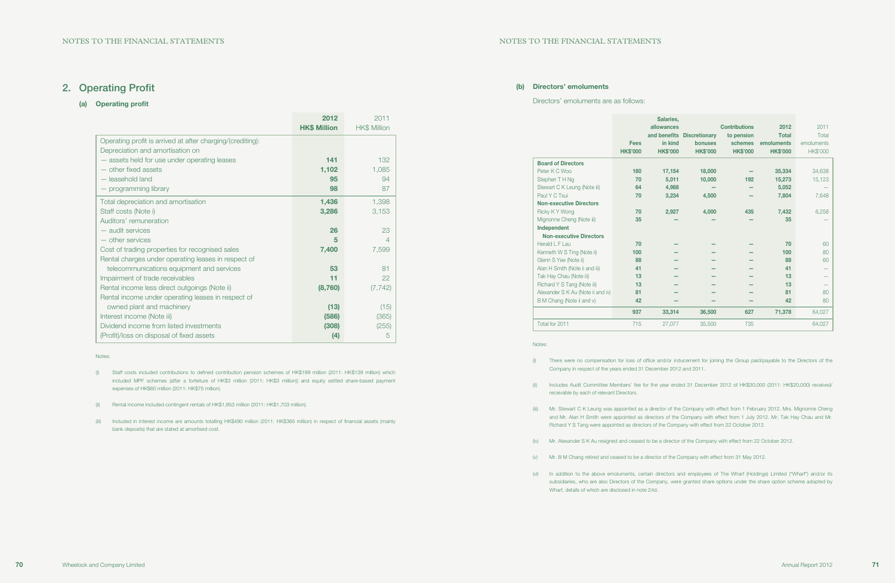## 2. Operating Profit

### (a) Operating profit

| | 2012 HK$ Million | 2011 HK$ Million |
|---|---|---|
| Operating profit is arrived at after charging/(crediting): | | |
| Depreciation and amortisation on | | |
| — assets held for use under operating leases | 141 | 132 |
| — other fixed assets | 1,102 | 1,085 |
| — leasehold land | 95 | 94 |
| — programming library | 98 | 87 |
| Total depreciation and amortisation | 1,436 | 1,398 |
| Staff costs (Note i) | 3,286 | 3,153 |
| Auditors' remuneration | | |
| — audit services | 26 | 23 |
| — other services | 5 | 4 |
| Cost of trading properties for recognised sales | 7,400 | 7,599 |
| Rental charges under operating leases in respect of telecommunications equipment and services | 53 | 81 |
| Impairment of trade receivables | 11 | 22 |
| Rental income less direct outgoings (Note ii) | (8,760) | (7,742) |
| Rental income under operating leases in respect of owned plant and machinery | (13) | (15) |
| Interest income (Note iii) | (586) | (365) |
| Dividend income from listed investments | (308) | (255) |
| (Profit)/loss on disposal of fixed assets | (4) | 5 |

Notes:

(i) Staff costs included contributions to defined contribution pension schemes of HK$199 million (2011: HK$139 million) which included MPF schemes (after a forfeiture of HK$3 million (2011: HK$3 million)) and equity settled share-based payment expenses of HK$60 million (2011: HK$75 million).

(ii) Rental income included contingent rentals of HK$1,953 million (2011: HK$1,703 million).

(iii) Included in interest income are amounts totalling HK$490 million (2011: HK$365 million) in respect of financial assets (mainly bank deposits) that are stated at amortised cost.

### (b) Directors' emoluments

Directors' emoluments are as follows:

| | Fees HK$'000 | Salaries, allowances and benefits in kind HK$'000 | Discretionary bonuses HK$'000 | Contributions to pension schemes HK$'000 | 2012 Total emoluments HK$'000 | 2011 Total emoluments HK$'000 |
|---|---|---|---|---|---|---|
| **Board of Directors** | | | | | | |
| Peter K C Woo | 180 | 17,154 | 18,000 | – | 35,334 | 34,638 |
| Stephen T H Ng | 70 | 5,011 | 10,000 | 192 | 15,273 | 15,123 |
| Stewart C K Leung (Note iii) | 64 | 4,988 | – | – | 5,052 | – |
| Paul Y C Tsui | 70 | 3,234 | 4,500 | – | 7,804 | 7,648 |
| **Non-executive Directors** | | | | | | |
| Ricky K Y Wong | 70 | 2,927 | 4,000 | 435 | 7,432 | 6,258 |
| Mignonne Cheng (Note iii) | 35 | – | – | – | 35 | – |
| **Independent Non-executive Directors** | | | | | | |
| Herald L F Lau | 70 | – | – | – | 70 | 60 |
| Kenneth W S Ting (Note ii) | 100 | – | – | – | 100 | 80 |
| Glenn S Yee (Note ii) | 88 | – | – | – | 88 | 60 |
| Alan H Smith (Note ii and iii) | 41 | – | – | – | 41 | – |
| Tak Hay Chau (Note iii) | 13 | – | – | – | 13 | – |
| Richard Y S Tang (Note iii) | 13 | – | – | – | 13 | – |
| Alexander S K Au (Note ii and iv) | 81 | – | – | – | 81 | 80 |
| B M Chang (Note ii and v) | 42 | – | – | – | 42 | 80 |
| | 937 | 33,314 | 36,500 | 627 | 71,378 | 64,027 |
| Total for 2011 | 715 | 27,077 | 35,500 | 735 | | 64,027 |

Notes:

(i) There were no compensation for loss of office and/or inducement for joining the Group paid/payable to the Directors of the Company in respect of the years ended 31 December 2012 and 2011.

(ii) Includes Audit Committee Members' fee for the year ended 31 December 2012 of HK$30,000 (2011: HK$20,000) received/receivable by each of relevant Directors.

(iii) Mr. Stewart C K Leung was appointed as a director of the Company with effect from 1 February 2012. Mrs. Mignonne Cheng and Mr. Alan H Smith were appointed as directors of the Company with effect from 1 July 2012. Mr. Tak Hay Chau and Mr. Richard Y S Tang were appointed as directors of the Company with effect from 22 October 2012.

(iv) Mr. Alexander S K Au resigned and ceased to be a director of the Company with effect from 22 October 2012.

(v) Mr. B M Chang retired and ceased to be a director of the Company with effect from 31 May 2012.

(vi) In addition to the above emoluments, certain directors and employees of The Wharf (Holdings) Limited ("Wharf") and/or its subsidiaries, who are also Directors of the Company, were granted share options under the share option scheme adopted by Wharf, details of which are disclosed in note 24d.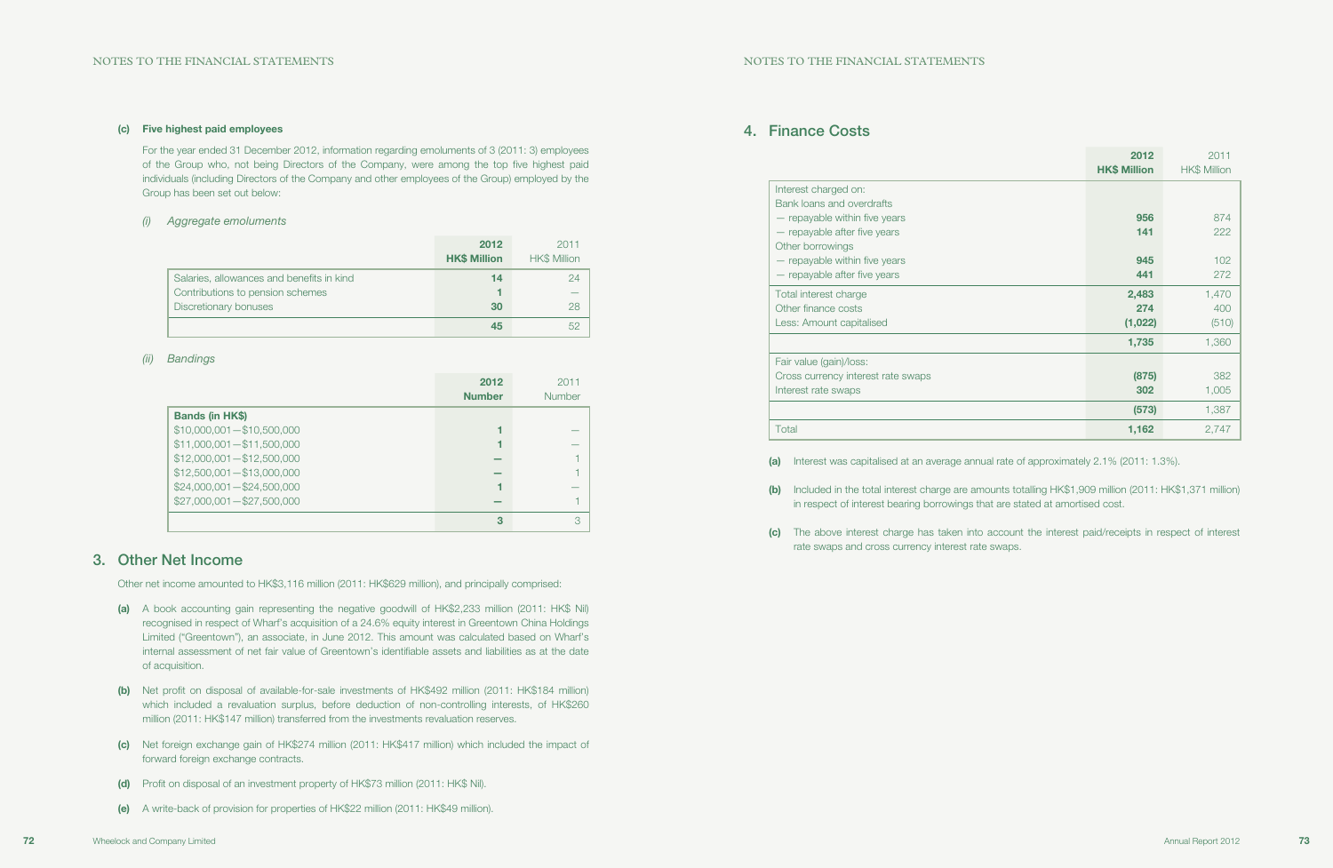**(c) Five highest paid employees**

For the year ended 31 December 2012, information regarding emoluments of 3 (2011: 3) employees of the Group who, not being Directors of the Company, were among the top five highest paid individuals (including Directors of the Company and other employees of the Group) employed by the Group has been set out below:

*(i) Aggregate emoluments*

| | 2012 HK$ Million | 2011 HK$ Million |
|---|---|---|
| Salaries, allowances and benefits in kind | 14 | 24 |
| Contributions to pension schemes | 1 | — |
| Discretionary bonuses | 30 | 28 |
| | 45 | 52 |

*(ii) Bandings*

| | 2012 Number | 2011 Number |
|---|---|---|
| **Bands (in HK$)** | | |
| $10,000,001 — $10,500,000 | 1 | — |
| $11,000,001 — $11,500,000 | 1 | — |
| $12,000,001 — $12,500,000 | — | 1 |
| $12,500,001 — $13,000,000 | — | 1 |
| $24,000,001 — $24,500,000 | 1 | — |
| $27,000,001 — $27,500,000 | — | 1 |
| | 3 | 3 |

## 3. Other Net Income

Other net income amounted to HK$3,116 million (2011: HK$629 million), and principally comprised:

**(a)** A book accounting gain representing the negative goodwill of HK$2,233 million (2011: HK$ Nil) recognised in respect of Wharf's acquisition of a 24.6% equity interest in Greentown China Holdings Limited ("Greentown"), an associate, in June 2012. This amount was calculated based on Wharf's internal assessment of net fair value of Greentown's identifiable assets and liabilities as at the date of acquisition.

**(b)** Net profit on disposal of available-for-sale investments of HK$492 million (2011: HK$184 million) which included a revaluation surplus, before deduction of non-controlling interests, of HK$260 million (2011: HK$147 million) transferred from the investments revaluation reserves.

**(c)** Net foreign exchange gain of HK$274 million (2011: HK$417 million) which included the impact of forward foreign exchange contracts.

**(d)** Profit on disposal of an investment property of HK$73 million (2011: HK$ Nil).

**(e)** A write-back of provision for properties of HK$22 million (2011: HK$49 million).

## 4. Finance Costs

| | 2012 HK$ Million | 2011 HK$ Million |
|---|---|---|
| Interest charged on: | | |
| Bank loans and overdrafts | | |
| — repayable within five years | 956 | 874 |
| — repayable after five years | 141 | 222 |
| Other borrowings | | |
| — repayable within five years | 945 | 102 |
| — repayable after five years | 441 | 272 |
| Total interest charge | 2,483 | 1,470 |
| Other finance costs | 274 | 400 |
| Less: Amount capitalised | (1,022) | (510) |
| | 1,735 | 1,360 |
| Fair value (gain)/loss: | | |
| Cross currency interest rate swaps | (875) | 382 |
| Interest rate swaps | 302 | 1,005 |
| | (573) | 1,387 |
| Total | 1,162 | 2,747 |

**(a)** Interest was capitalised at an average annual rate of approximately 2.1% (2011: 1.3%).

**(b)** Included in the total interest charge are amounts totalling HK$1,909 million (2011: HK$1,371 million) in respect of interest bearing borrowings that are stated at amortised cost.

**(c)** The above interest charge has taken into account the interest paid/receipts in respect of interest rate swaps and cross currency interest rate swaps.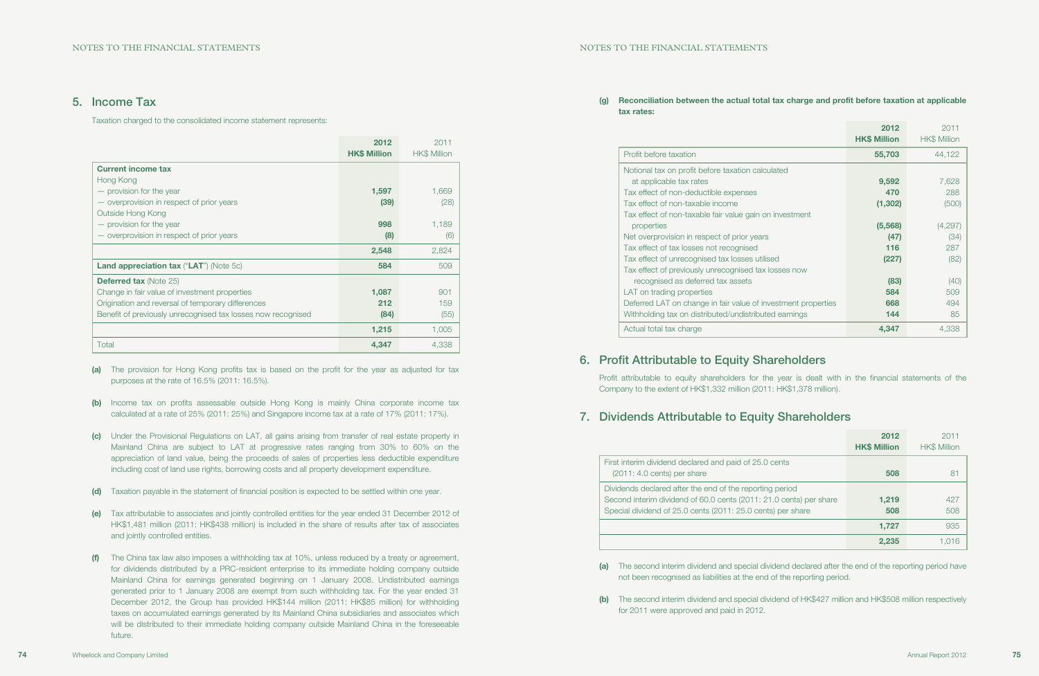## 5. Income Tax

Taxation charged to the consolidated income statement represents:

| | 2012 HK$ Million | 2011 HK$ Million |
|---|---|---|
| **Current income tax** | | |
| Hong Kong | | |
| — provision for the year | 1,597 | 1,669 |
| — overprovision in respect of prior years | (39) | (28) |
| Outside Hong Kong | | |
| — provision for the year | 998 | 1,189 |
| — overprovision in respect of prior years | (8) | (6) |
| | 2,548 | 2,824 |
| **Land appreciation tax** ("**LAT**") (Note 5c) | 584 | 509 |
| **Deferred tax** (Note 25) | | |
| Change in fair value of investment properties | 1,087 | 901 |
| Origination and reversal of temporary differences | 212 | 159 |
| Benefit of previously unrecognised tax losses now recognised | (84) | (55) |
| | 1,215 | 1,005 |
| Total | 4,347 | 4,338 |

**(a)** The provision for Hong Kong profits tax is based on the profit for the year as adjusted for tax purposes at the rate of 16.5% (2011: 16.5%).

**(b)** Income tax on profits assessable outside Hong Kong is mainly China corporate income tax calculated at a rate of 25% (2011: 25%) and Singapore income tax at a rate of 17% (2011: 17%).

**(c)** Under the Provisional Regulations on LAT, all gains arising from transfer of real estate property in Mainland China are subject to LAT at progressive rates ranging from 30% to 60% on the appreciation of land value, being the proceeds of sales of properties less deductible expenditure including cost of land use rights, borrowing costs and all property development expenditure.

**(d)** Taxation payable in the statement of financial position is expected to be settled within one year.

**(e)** Tax attributable to associates and jointly controlled entities for the year ended 31 December 2012 of HK$1,481 million (2011: HK$438 million) is included in the share of results after tax of associates and jointly controlled entities.

**(f)** The China tax law also imposes a withholding tax at 10%, unless reduced by a treaty or agreement, for dividends distributed by a PRC-resident enterprise to its immediate holding company outside Mainland China for earnings generated beginning on 1 January 2008. Undistributed earnings generated prior to 1 January 2008 are exempt from such withholding tax. For the year ended 31 December 2012, the Group has provided HK$144 million (2011: HK$85 million) for withholding taxes on accumulated earnings generated by its Mainland China subsidiaries and associates which will be distributed to their immediate holding company outside Mainland China in the foreseeable future.

**(g) Reconciliation between the actual total tax charge and profit before taxation at applicable tax rates:**

| | 2012 HK$ Million | 2011 HK$ Million |
|---|---|---|
| Profit before taxation | 55,703 | 44,122 |
| Notional tax on profit before taxation calculated at applicable tax rates | 9,592 | 7,628 |
| Tax effect of non-deductible expenses | 470 | 288 |
| Tax effect of non-taxable income | (1,302) | (500) |
| Tax effect of non-taxable fair value gain on investment properties | (5,568) | (4,297) |
| Net overprovision in respect of prior years | (47) | (34) |
| Tax effect of tax losses not recognised | 116 | 287 |
| Tax effect of unrecognised tax losses utilised | (227) | (82) |
| Tax effect of previously unrecognised tax losses now recognised as deferred tax assets | (83) | (40) |
| LAT on trading properties | 584 | 509 |
| Deferred LAT on change in fair value of investment properties | 668 | 494 |
| Withholding tax on distributed/undistributed earnings | 144 | 85 |
| Actual total tax charge | 4,347 | 4,338 |

## 6. Profit Attributable to Equity Shareholders

Profit attributable to equity shareholders for the year is dealt with in the financial statements of the Company to the extent of HK$1,332 million (2011: HK$1,378 million).

## 7. Dividends Attributable to Equity Shareholders

| | 2012 HK$ Million | 2011 HK$ Million |
|---|---|---|
| First interim dividend declared and paid of 25.0 cents (2011: 4.0 cents) per share | 508 | 81 |
| Dividends declared after the end of the reporting period | | |
| Second interim dividend of 60.0 cents (2011: 21.0 cents) per share | 1,219 | 427 |
| Special dividend of 25.0 cents (2011: 25.0 cents) per share | 508 | 508 |
| | 1,727 | 935 |
| | 2,235 | 1,016 |

**(a)** The second interim dividend and special dividend declared after the end of the reporting period have not been recognised as liabilities at the end of the reporting period.

**(b)** The second interim dividend and special dividend of HK$427 million and HK$508 million respectively for 2011 were approved and paid in 2012.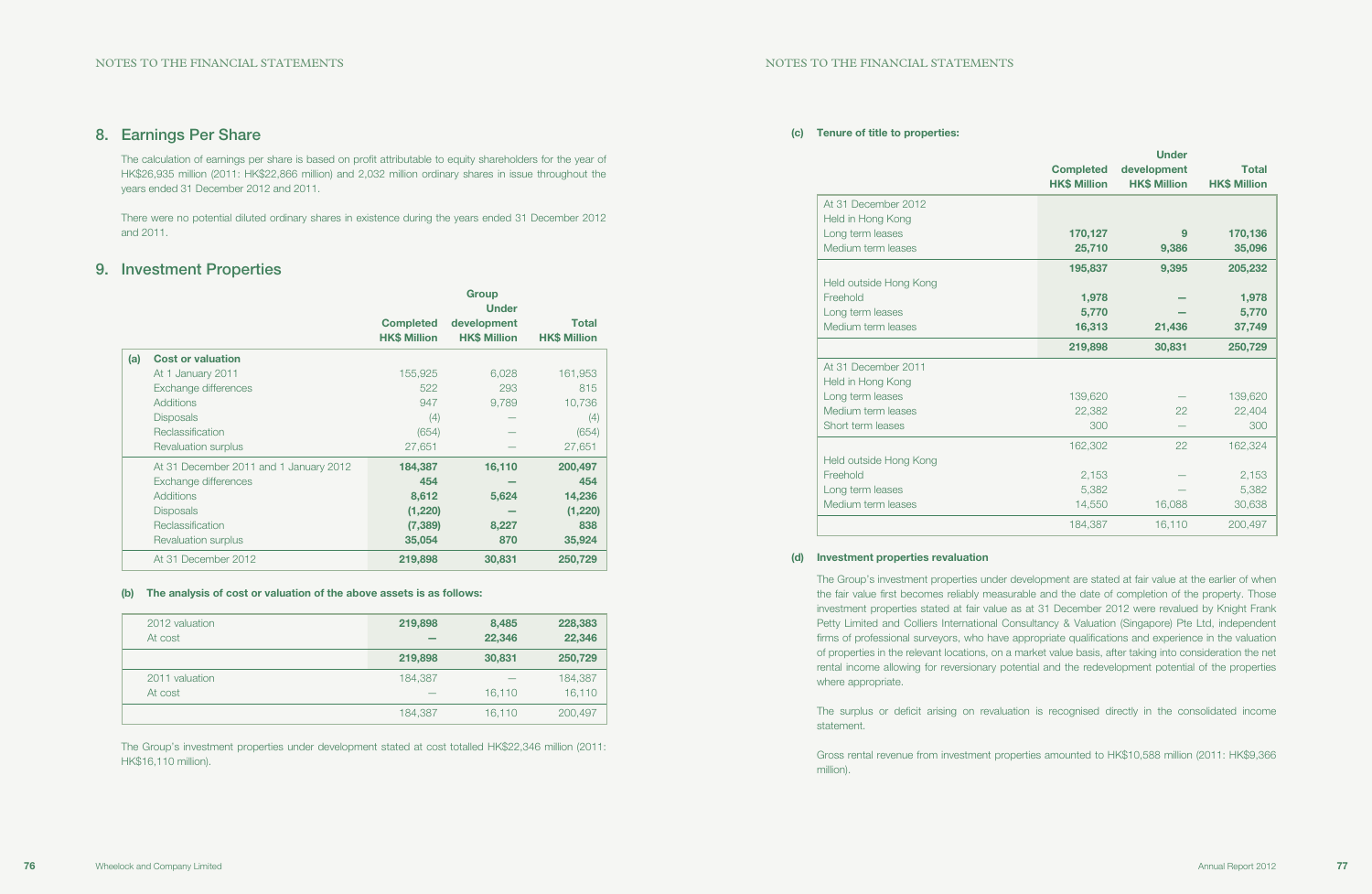## 8. Earnings Per Share

The calculation of earnings per share is based on profit attributable to equity shareholders for the year of HK$26,935 million (2011: HK$22,866 million) and 2,032 million ordinary shares in issue throughout the years ended 31 December 2012 and 2011.

There were no potential diluted ordinary shares in existence during the years ended 31 December 2012 and 2011.

## 9. Investment Properties

| | | Group | |
|---|---|---|---|
| | Completed HK$ Million | Under development HK$ Million | Total HK$ Million |
| **(a) Cost or valuation** | | | |
| At 1 January 2011 | 155,925 | 6,028 | 161,953 |
| Exchange differences | 522 | 293 | 815 |
| Additions | 947 | 9,789 | 10,736 |
| Disposals | (4) | — | (4) |
| Reclassification | (654) | — | (654) |
| Revaluation surplus | 27,651 | — | 27,651 |
| At 31 December 2011 and 1 January 2012 | **184,387** | **16,110** | **200,497** |
| Exchange differences | **454** | **—** | **454** |
| Additions | **8,612** | **5,624** | **14,236** |
| Disposals | **(1,220)** | **—** | **(1,220)** |
| Reclassification | **(7,389)** | **8,227** | **838** |
| Revaluation surplus | **35,054** | **870** | **35,924** |
| At 31 December 2012 | **219,898** | **30,831** | **250,729** |

**(b) The analysis of cost or valuation of the above assets is as follows:**

| | Completed HK$ Million | Under development HK$ Million | Total HK$ Million |
|---|---|---|---|
| 2012 valuation | **219,898** | **8,485** | **228,383** |
| At cost | **—** | **22,346** | **22,346** |
| | **219,898** | **30,831** | **250,729** |
| 2011 valuation | 184,387 | — | 184,387 |
| At cost | — | 16,110 | 16,110 |
| | 184,387 | 16,110 | 200,497 |

The Group's investment properties under development stated at cost totalled HK$22,346 million (2011: HK$16,110 million).

**(c) Tenure of title to properties:**

| | Completed HK$ Million | Under development HK$ Million | Total HK$ Million |
|---|---|---|---|
| At 31 December 2012 | | | |
| Held in Hong Kong | | | |
| Long term leases | **170,127** | **9** | **170,136** |
| Medium term leases | **25,710** | **9,386** | **35,096** |
| | **195,837** | **9,395** | **205,232** |
| Held outside Hong Kong | | | |
| Freehold | **1,978** | **—** | **1,978** |
| Long term leases | **5,770** | **—** | **5,770** |
| Medium term leases | **16,313** | **21,436** | **37,749** |
| | **219,898** | **30,831** | **250,729** |
| At 31 December 2011 | | | |
| Held in Hong Kong | | | |
| Long term leases | 139,620 | — | 139,620 |
| Medium term leases | 22,382 | 22 | 22,404 |
| Short term leases | 300 | — | 300 |
| | 162,302 | 22 | 162,324 |
| Held outside Hong Kong | | | |
| Freehold | 2,153 | — | 2,153 |
| Long term leases | 5,382 | — | 5,382 |
| Medium term leases | 14,550 | 16,088 | 30,638 |
| | 184,387 | 16,110 | 200,497 |

**(d) Investment properties revaluation**

The Group's investment properties under development are stated at fair value at the earlier of when the fair value first becomes reliably measurable and the date of completion of the property. Those investment properties stated at fair value as at 31 December 2012 were revalued by Knight Frank Petty Limited and Colliers International Consultancy & Valuation (Singapore) Pte Ltd, independent firms of professional surveyors, who have appropriate qualifications and experience in the valuation of properties in the relevant locations, on a market value basis, after taking into consideration the net rental income allowing for reversionary potential and the redevelopment potential of the properties where appropriate.

The surplus or deficit arising on revaluation is recognised directly in the consolidated income statement.

Gross rental revenue from investment properties amounted to HK$10,588 million (2011: HK$9,366 million).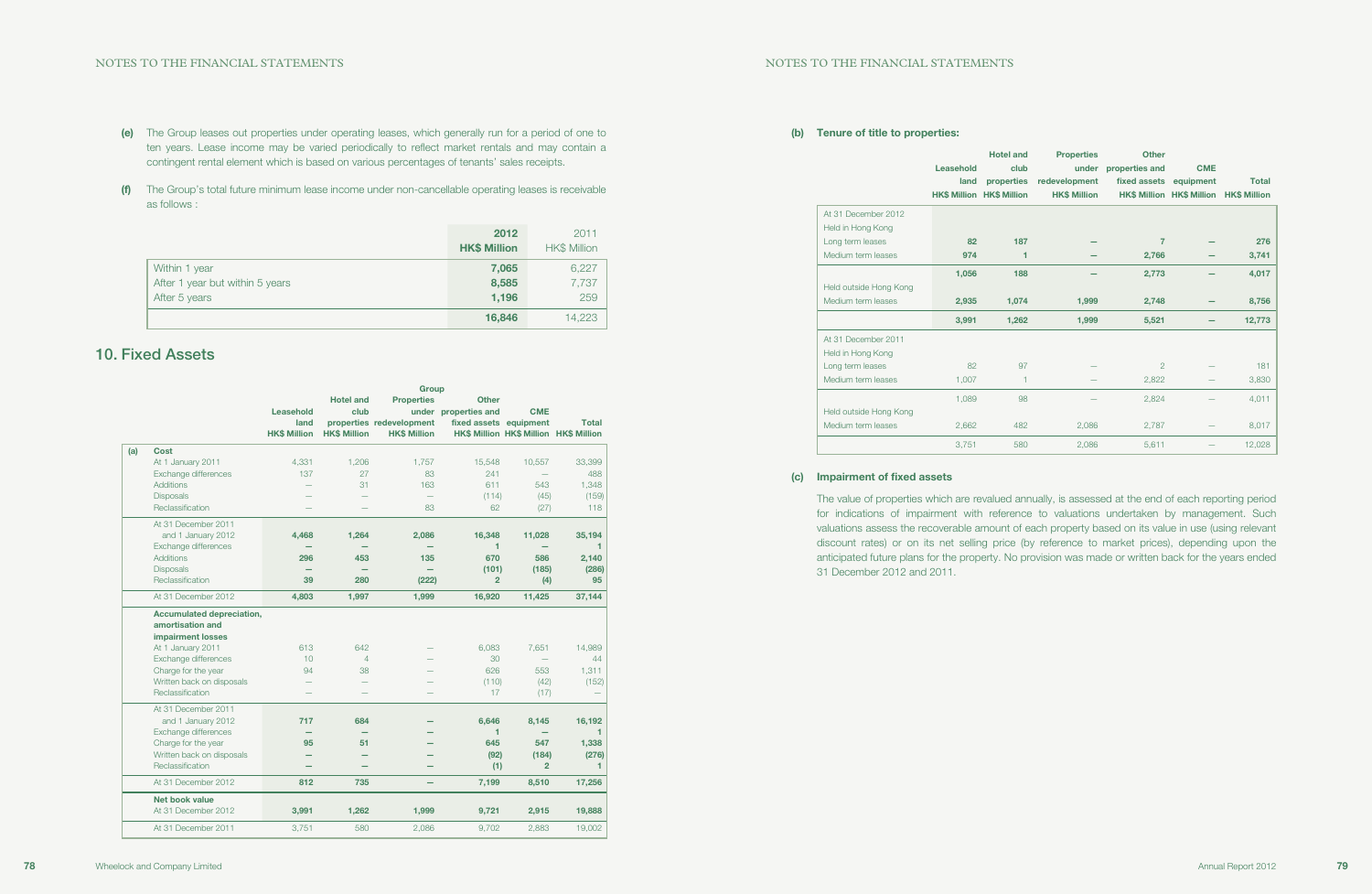(e) The Group leases out properties under operating leases, which generally run for a period of one to ten years. Lease income may be varied periodically to reflect market rentals and may contain a contingent rental element which is based on various percentages of tenants' sales receipts.

(f) The Group's total future minimum lease income under non-cancellable operating leases is receivable as follows :

| | 2012 HK$ Million | 2011 HK$ Million |
|---|---|---|
| Within 1 year | **7,065** | 6,227 |
| After 1 year but within 5 years | **8,585** | 7,737 |
| After 5 years | **1,196** | 259 |
| | **16,846** | 14,223 |

## 10. Fixed Assets

| | Group | | | | | |
|---|---|---|---|---|---|---|
| | Leasehold land HK$ Million | Hotel and club properties HK$ Million | Properties under redevelopment HK$ Million | Other properties and fixed assets HK$ Million | CME equipment HK$ Million | Total HK$ Million |
| **(a) Cost** | | | | | | |
| At 1 January 2011 | 4,331 | 1,206 | 1,757 | 15,548 | 10,557 | 33,399 |
| Exchange differences | 137 | 27 | 83 | 241 | — | 488 |
| Additions | — | 31 | 163 | 611 | 543 | 1,348 |
| Disposals | — | — | — | (114) | (45) | (159) |
| Reclassification | — | — | 83 | 62 | (27) | 118 |
| At 31 December 2011 and 1 January 2012 | **4,468** | **1,264** | **2,086** | **16,348** | **11,028** | **35,194** |
| Exchange differences | **—** | **—** | **—** | **1** | **—** | **1** |
| Additions | **296** | **453** | **135** | **670** | **586** | **2,140** |
| Disposals | **—** | **—** | **—** | **(101)** | **(185)** | **(286)** |
| Reclassification | **39** | **280** | **(222)** | **2** | **(4)** | **95** |
| At 31 December 2012 | **4,803** | **1,997** | **1,999** | **16,920** | **11,425** | **37,144** |
| **Accumulated depreciation, amortisation and impairment losses** | | | | | | |
| At 1 January 2011 | 613 | 642 | — | 6,083 | 7,651 | 14,989 |
| Exchange differences | 10 | 4 | — | 30 | — | 44 |
| Charge for the year | 94 | 38 | — | 626 | 553 | 1,311 |
| Written back on disposals | — | — | — | (110) | (42) | (152) |
| Reclassification | — | — | — | 17 | (17) | — |
| At 31 December 2011 and 1 January 2012 | **717** | **684** | **—** | **6,646** | **8,145** | **16,192** |
| Exchange differences | **—** | **—** | **—** | **1** | **—** | **1** |
| Charge for the year | **95** | **51** | **—** | **645** | **547** | **1,338** |
| Written back on disposals | **—** | **—** | **—** | **(92)** | **(184)** | **(276)** |
| Reclassification | **—** | **—** | **—** | **(1)** | **2** | **1** |
| At 31 December 2012 | **812** | **735** | **—** | **7,199** | **8,510** | **17,256** |
| **Net book value** | | | | | | |
| At 31 December 2012 | **3,991** | **1,262** | **1,999** | **9,721** | **2,915** | **19,888** |
| At 31 December 2011 | 3,751 | 580 | 2,086 | 9,702 | 2,883 | 19,002 |

### (b) Tenure of title to properties:

| | Leasehold land HK$ Million | Hotel and club properties HK$ Million | Properties under redevelopment HK$ Million | Other properties and fixed assets HK$ Million | CME equipment HK$ Million | Total HK$ Million |
|---|---|---|---|---|---|---|
| At 31 December 2012 | | | | | | |
| Held in Hong Kong | | | | | | |
| Long term leases | **82** | **187** | **—** | **7** | **—** | **276** |
| Medium term leases | **974** | **1** | **—** | **2,766** | **—** | **3,741** |
| | **1,056** | **188** | **—** | **2,773** | **—** | **4,017** |
| Held outside Hong Kong | | | | | | |
| Medium term leases | **2,935** | **1,074** | **1,999** | **2,748** | **—** | **8,756** |
| | **3,991** | **1,262** | **1,999** | **5,521** | **—** | **12,773** |
| At 31 December 2011 | | | | | | |
| Held in Hong Kong | | | | | | |
| Long term leases | 82 | 97 | — | 2 | — | 181 |
| Medium term leases | 1,007 | 1 | — | 2,822 | — | 3,830 |
| | 1,089 | 98 | — | 2,824 | — | 4,011 |
| Held outside Hong Kong | | | | | | |
| Medium term leases | 2,662 | 482 | 2,086 | 2,787 | — | 8,017 |
| | 3,751 | 580 | 2,086 | 5,611 | — | 12,028 |

### (c) Impairment of fixed assets

The value of properties which are revalued annually, is assessed at the end of each reporting period for indications of impairment with reference to valuations undertaken by management. Such valuations assess the recoverable amount of each property based on its value in use (using relevant discount rates) or on its net selling price (by reference to market prices), depending upon the anticipated future plans for the property. No provision was made or written back for the years ended 31 December 2012 and 2011.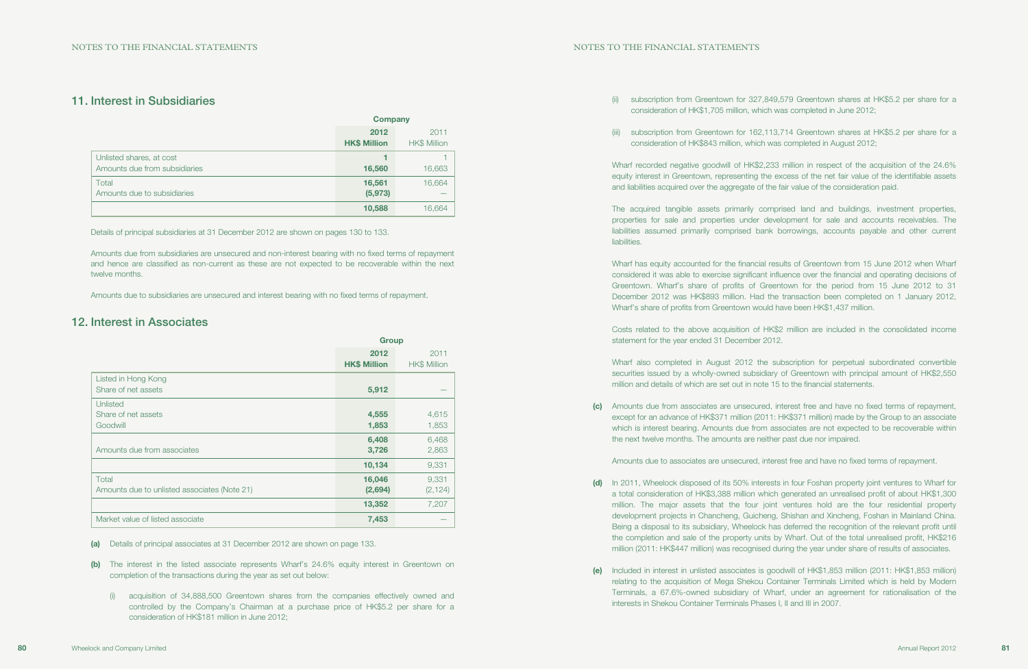## 11. Interest in Subsidiaries

| | Company | |
|---|---|---|
| | **2012 HK$ Million** | 2011 HK$ Million |
| Unlisted shares, at cost | **1** | 1 |
| Amounts due from subsidiaries | **16,560** | 16,663 |
| Total | **16,561** | 16,664 |
| Amounts due to subsidiaries | **(5,973)** | — |
| | **10,588** | 16,664 |

Details of principal subsidiaries at 31 December 2012 are shown on pages 130 to 133.

Amounts due from subsidiaries are unsecured and non-interest bearing with no fixed terms of repayment and hence are classified as non-current as these are not expected to be recoverable within the next twelve months.

Amounts due to subsidiaries are unsecured and interest bearing with no fixed terms of repayment.

## 12. Interest in Associates

| | Group | |
|---|---|---|
| | **2012 HK$ Million** | 2011 HK$ Million |
| Listed in Hong Kong | | |
| Share of net assets | **5,912** | — |
| Unlisted | | |
| Share of net assets | **4,555** | 4,615 |
| Goodwill | **1,853** | 1,853 |
| | **6,408** | 6,468 |
| Amounts due from associates | **3,726** | 2,863 |
| | **10,134** | 9,331 |
| Total | **16,046** | 9,331 |
| Amounts due to unlisted associates (Note 21) | **(2,694)** | (2,124) |
| | **13,352** | 7,207 |
| Market value of listed associate | **7,453** | — |

**(a)** Details of principal associates at 31 December 2012 are shown on page 133.

**(b)** The interest in the listed associate represents Wharf's 24.6% equity interest in Greentown on completion of the transactions during the year as set out below:

(i) acquisition of 34,888,500 Greentown shares from the companies effectively owned and controlled by the Company's Chairman at a purchase price of HK$5.2 per share for a consideration of HK$181 million in June 2012;

(ii) subscription from Greentown for 327,849,579 Greentown shares at HK$5.2 per share for a consideration of HK$1,705 million, which was completed in June 2012;

(iii) subscription from Greentown for 162,113,714 Greentown shares at HK$5.2 per share for a consideration of HK$843 million, which was completed in August 2012;

Wharf recorded negative goodwill of HK$2,233 million in respect of the acquisition of the 24.6% equity interest in Greentown, representing the excess of the net fair value of the identifiable assets and liabilities acquired over the aggregate of the fair value of the consideration paid.

The acquired tangible assets primarily comprised land and buildings, investment properties, properties for sale and properties under development for sale and accounts receivables. The liabilities assumed primarily comprised bank borrowings, accounts payable and other current liabilities.

Wharf has equity accounted for the financial results of Greentown from 15 June 2012 when Wharf considered it was able to exercise significant influence over the financial and operating decisions of Greentown. Wharf's share of profits of Greentown for the period from 15 June 2012 to 31 December 2012 was HK$893 million. Had the transaction been completed on 1 January 2012, Wharf's share of profits from Greentown would have been HK$1,437 million.

Costs related to the above acquisition of HK$2 million are included in the consolidated income statement for the year ended 31 December 2012.

Wharf also completed in August 2012 the subscription for perpetual subordinated convertible securities issued by a wholly-owned subsidiary of Greentown with principal amount of HK$2,550 million and details of which are set out in note 15 to the financial statements.

**(c)** Amounts due from associates are unsecured, interest free and have no fixed terms of repayment, except for an advance of HK$371 million (2011: HK$371 million) made by the Group to an associate which is interest bearing. Amounts due from associates are not expected to be recoverable within the next twelve months. The amounts are neither past due nor impaired.

Amounts due to associates are unsecured, interest free and have no fixed terms of repayment.

**(d)** In 2011, Wheelock disposed of its 50% interests in four Foshan property joint ventures to Wharf for a total consideration of HK$3,388 million which generated an unrealised profit of about HK$1,300 million. The major assets that the four joint ventures hold are the four residential property development projects in Chancheng, Guicheng, Shishan and Xincheng, Foshan in Mainland China. Being a disposal to its subsidiary, Wheelock has deferred the recognition of the relevant profit until the completion and sale of the property units by Wharf. Out of the total unrealised profit, HK$216 million (2011: HK$447 million) was recognised during the year under share of results of associates.

**(e)** Included in interest in unlisted associates is goodwill of HK$1,853 million (2011: HK$1,853 million) relating to the acquisition of Mega Shekou Container Terminals Limited which is held by Modern Terminals, a 67.6%-owned subsidiary of Wharf, under an agreement for rationalisation of the interests in Shekou Container Terminals Phases I, II and III in 2007.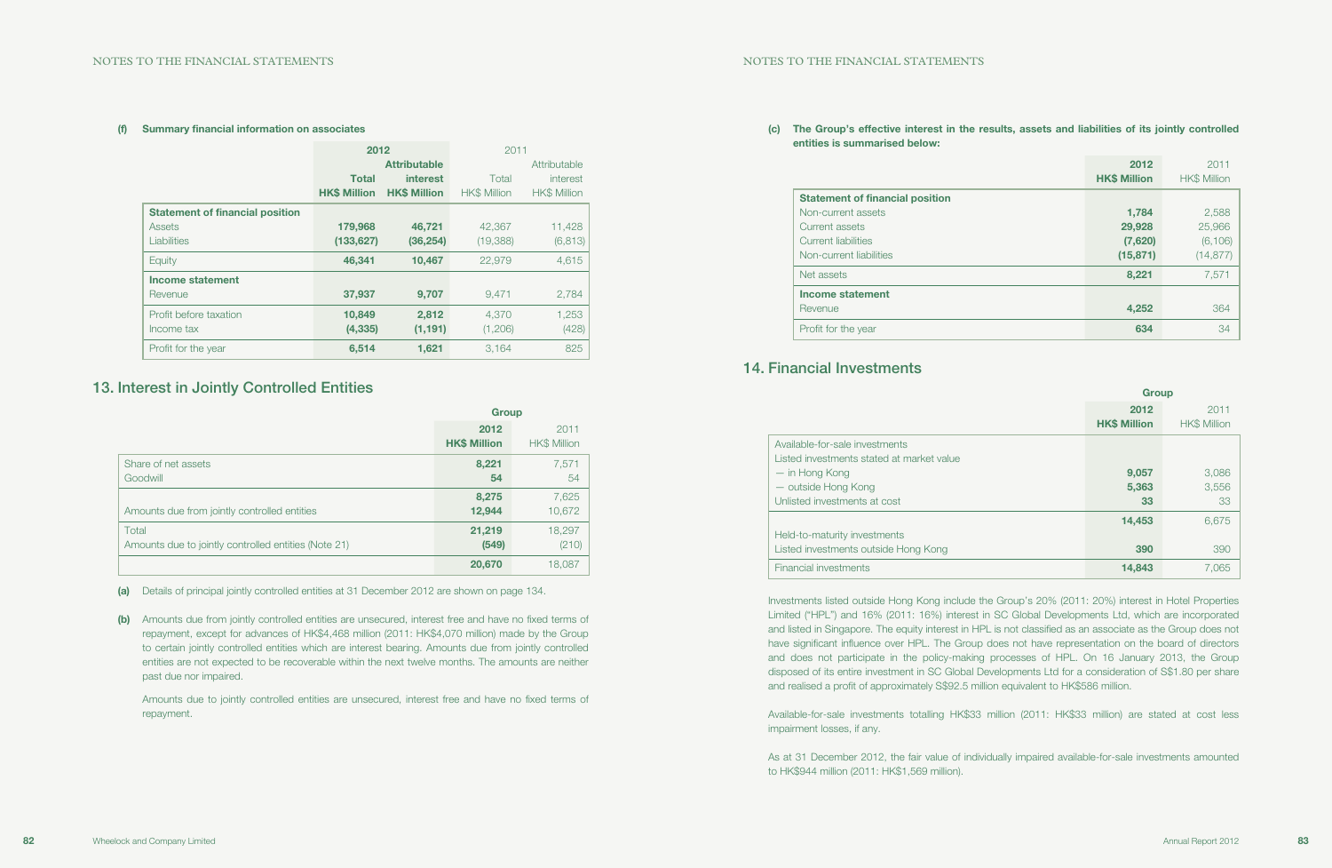**(f) Summary financial information on associates**

| | 2012 | | 2011 | |
|---|---|---|---|---|
| | Total | Attributable interest | Total | Attributable interest |
| | HK$ Million | HK$ Million | HK$ Million | HK$ Million |
| **Statement of financial position** | | | | |
| Assets | 179,968 | 46,721 | 42,367 | 11,428 |
| Liabilities | (133,627) | (36,254) | (19,388) | (6,813) |
| Equity | 46,341 | 10,467 | 22,979 | 4,615 |
| **Income statement** | | | | |
| Revenue | 37,937 | 9,707 | 9,471 | 2,784 |
| Profit before taxation | 10,849 | 2,812 | 4,370 | 1,253 |
| Income tax | (4,335) | (1,191) | (1,206) | (428) |
| Profit for the year | 6,514 | 1,621 | 3,164 | 825 |

## 13. Interest in Jointly Controlled Entities

| | Group | |
|---|---|---|
| | 2012 HK$ Million | 2011 HK$ Million |
| Share of net assets | 8,221 | 7,571 |
| Goodwill | 54 | 54 |
| | 8,275 | 7,625 |
| Amounts due from jointly controlled entities | 12,944 | 10,672 |
| Total | 21,219 | 18,297 |
| Amounts due to jointly controlled entities (Note 21) | (549) | (210) |
| | 20,670 | 18,087 |

**(a)** Details of principal jointly controlled entities at 31 December 2012 are shown on page 134.

**(b)** Amounts due from jointly controlled entities are unsecured, interest free and have no fixed terms of repayment, except for advances of HK$4,468 million (2011: HK$4,070 million) made by the Group to certain jointly controlled entities which are interest bearing. Amounts due from jointly controlled entities are not expected to be recoverable within the next twelve months. The amounts are neither past due nor impaired.

Amounts due to jointly controlled entities are unsecured, interest free and have no fixed terms of repayment.

**(c) The Group's effective interest in the results, assets and liabilities of its jointly controlled entities is summarised below:**

| | 2012 HK$ Million | 2011 HK$ Million |
|---|---|---|
| **Statement of financial position** | | |
| Non-current assets | 1,784 | 2,588 |
| Current assets | 29,928 | 25,966 |
| Current liabilities | (7,620) | (6,106) |
| Non-current liabilities | (15,871) | (14,877) |
| Net assets | 8,221 | 7,571 |
| **Income statement** | | |
| Revenue | 4,252 | 364 |
| Profit for the year | 634 | 34 |

## 14. Financial Investments

| | Group | |
|---|---|---|
| | 2012 HK$ Million | 2011 HK$ Million |
| Available-for-sale investments | | |
| Listed investments stated at market value | | |
| — in Hong Kong | 9,057 | 3,086 |
| — outside Hong Kong | 5,363 | 3,556 |
| Unlisted investments at cost | 33 | 33 |
| | 14,453 | 6,675 |
| Held-to-maturity investments | | |
| Listed investments outside Hong Kong | 390 | 390 |
| Financial investments | 14,843 | 7,065 |

Investments listed outside Hong Kong include the Group's 20% (2011: 20%) interest in Hotel Properties Limited ("HPL") and 16% (2011: 16%) interest in SC Global Developments Ltd, which are incorporated and listed in Singapore. The equity interest in HPL is not classified as an associate as the Group does not have significant influence over HPL. The Group does not have representation on the board of directors and does not participate in the policy-making processes of HPL. On 16 January 2013, the Group disposed of its entire investment in SC Global Developments Ltd for a consideration of S$1.80 per share and realised a profit of approximately S$92.5 million equivalent to HK$586 million.

Available-for-sale investments totalling HK$33 million (2011: HK$33 million) are stated at cost less impairment losses, if any.

As at 31 December 2012, the fair value of individually impaired available-for-sale investments amounted to HK$944 million (2011: HK$1,569 million).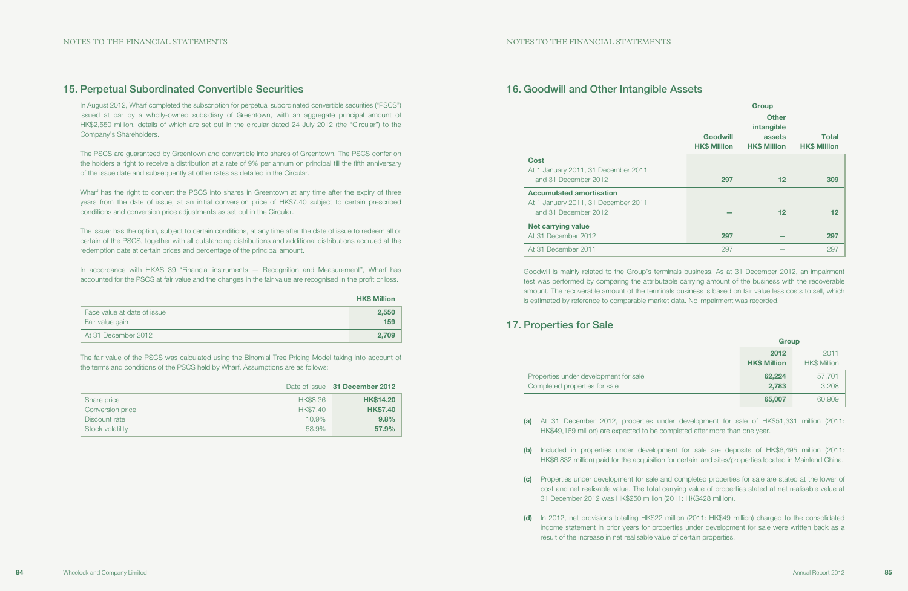## 15. Perpetual Subordinated Convertible Securities

In August 2012, Wharf completed the subscription for perpetual subordinated convertible securities ("PSCS") issued at par by a wholly-owned subsidiary of Greentown, with an aggregate principal amount of HK$2,550 million, details of which are set out in the circular dated 24 July 2012 (the "Circular") to the Company's Shareholders.

The PSCS are guaranteed by Greentown and convertible into shares of Greentown. The PSCS confer on the holders a right to receive a distribution at a rate of 9% per annum on principal till the fifth anniversary of the issue date and subsequently at other rates as detailed in the Circular.

Wharf has the right to convert the PSCS into shares in Greentown at any time after the expiry of three years from the date of issue, at an initial conversion price of HK$7.40 subject to certain prescribed conditions and conversion price adjustments as set out in the Circular.

The issuer has the option, subject to certain conditions, at any time after the date of issue to redeem all or certain of the PSCS, together with all outstanding distributions and additional distributions accrued at the redemption date at certain prices and percentage of the principal amount.

In accordance with HKAS 39 "Financial instruments — Recognition and Measurement", Wharf has accounted for the PSCS at fair value and the changes in the fair value are recognised in the profit or loss.

| | HK$ Million |
|---|---|
| Face value at date of issue | **2,550** |
| Fair value gain | **159** |
| At 31 December 2012 | **2,709** |

The fair value of the PSCS was calculated using the Binomial Tree Pricing Model taking into account of the terms and conditions of the PSCS held by Wharf. Assumptions are as follows:

| | Date of issue | 31 December 2012 |
|---|---|---|
| Share price | HK$8.36 | **HK$14.20** |
| Conversion price | HK$7.40 | **HK$7.40** |
| Discount rate | 10.9% | **9.8%** |
| Stock volatility | 58.9% | **57.9%** |

## 16. Goodwill and Other Intangible Assets

| | Group | | |
|---|---|---|---|
| | Goodwill HK$ Million | Other intangible assets HK$ Million | Total HK$ Million |
| **Cost** | | | |
| At 1 January 2011, 31 December 2011 and 31 December 2012 | **297** | **12** | **309** |
| **Accumulated amortisation** | | | |
| At 1 January 2011, 31 December 2011 and 31 December 2012 | **—** | **12** | **12** |
| **Net carrying value** | | | |
| At 31 December 2012 | **297** | **—** | **297** |
| At 31 December 2011 | 297 | — | 297 |

Goodwill is mainly related to the Group's terminals business. As at 31 December 2012, an impairment test was performed by comparing the attributable carrying amount of the business with the recoverable amount. The recoverable amount of the terminals business is based on fair value less costs to sell, which is estimated by reference to comparable market data. No impairment was recorded.

## 17. Properties for Sale

| | Group | |
|---|---|---|
| | 2012 HK$ Million | 2011 HK$ Million |
| Properties under development for sale | **62,224** | 57,701 |
| Completed properties for sale | **2,783** | 3,208 |
| | **65,007** | 60,909 |

**(a)** At 31 December 2012, properties under development for sale of HK$51,331 million (2011: HK$49,169 million) are expected to be completed after more than one year.

**(b)** Included in properties under development for sale are deposits of HK$6,495 million (2011: HK$6,832 million) paid for the acquisition for certain land sites/properties located in Mainland China.

**(c)** Properties under development for sale and completed properties for sale are stated at the lower of cost and net realisable value. The total carrying value of properties stated at net realisable value at 31 December 2012 was HK$250 million (2011: HK$428 million).

**(d)** In 2012, net provisions totalling HK$22 million (2011: HK$49 million) charged to the consolidated income statement in prior years for properties under development for sale were written back as a result of the increase in net realisable value of certain properties.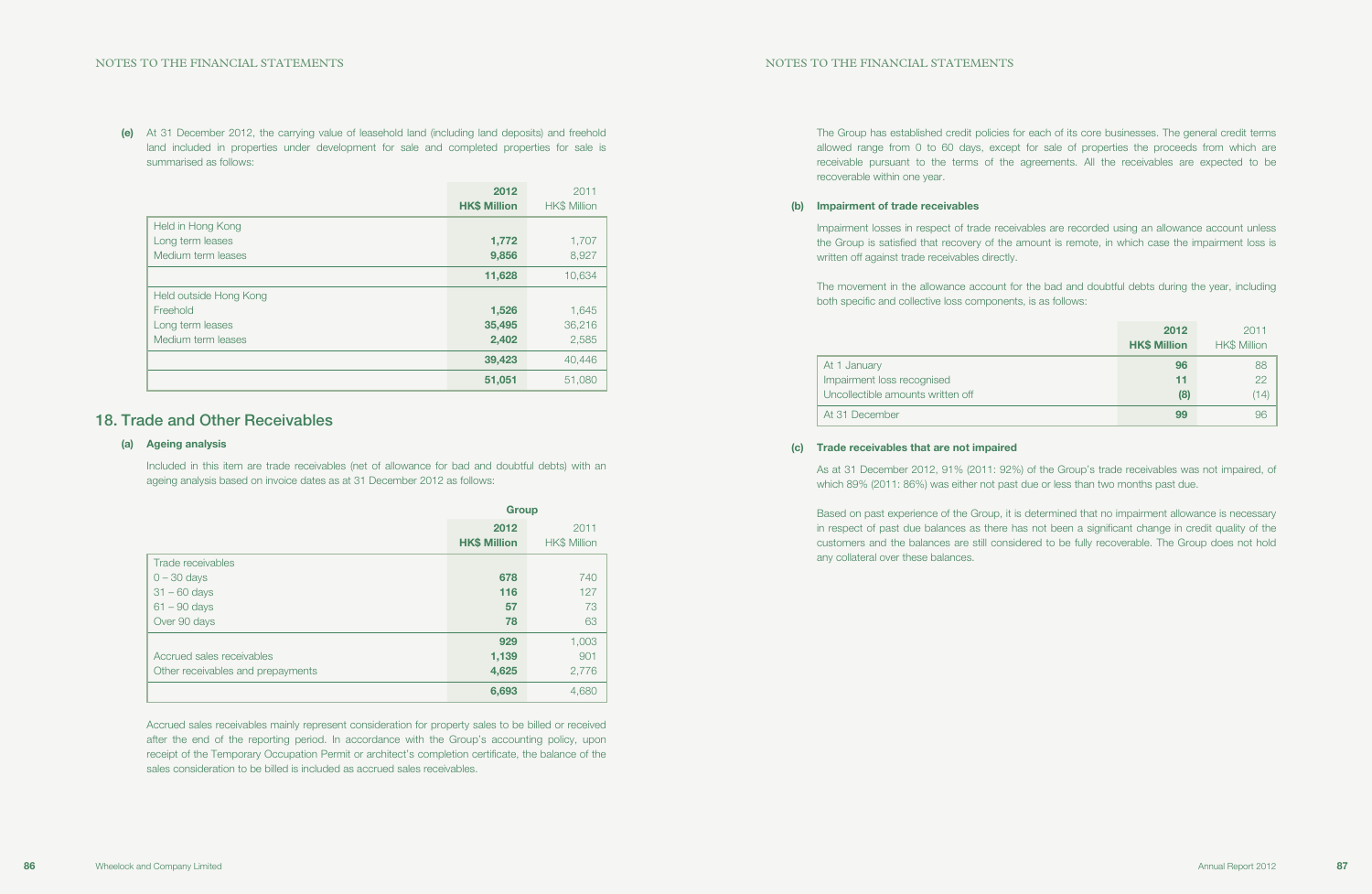**(e)** At 31 December 2012, the carrying value of leasehold land (including land deposits) and freehold land included in properties under development for sale and completed properties for sale is summarised as follows:

| | **2012 HK$ Million** | 2011 HK$ Million |
|---|---|---|
| Held in Hong Kong | | |
| Long term leases | **1,772** | 1,707 |
| Medium term leases | **9,856** | 8,927 |
| | **11,628** | 10,634 |
| Held outside Hong Kong | | |
| Freehold | **1,526** | 1,645 |
| Long term leases | **35,495** | 36,216 |
| Medium term leases | **2,402** | 2,585 |
| | **39,423** | 40,446 |
| | **51,051** | 51,080 |

## 18. Trade and Other Receivables

### (a) Ageing analysis

Included in this item are trade receivables (net of allowance for bad and doubtful debts) with an ageing analysis based on invoice dates as at 31 December 2012 as follows:

| | Group | |
|---|---|---|
| | **2012 HK$ Million** | 2011 HK$ Million |
| Trade receivables | | |
| 0 – 30 days | **678** | 740 |
| 31 – 60 days | **116** | 127 |
| 61 – 90 days | **57** | 73 |
| Over 90 days | **78** | 63 |
| | **929** | 1,003 |
| Accrued sales receivables | **1,139** | 901 |
| Other receivables and prepayments | **4,625** | 2,776 |
| | **6,693** | 4,680 |

Accrued sales receivables mainly represent consideration for property sales to be billed or received after the end of the reporting period. In accordance with the Group's accounting policy, upon receipt of the Temporary Occupation Permit or architect's completion certificate, the balance of the sales consideration to be billed is included as accrued sales receivables.

The Group has established credit policies for each of its core businesses. The general credit terms allowed range from 0 to 60 days, except for sale of properties the proceeds from which are receivable pursuant to the terms of the agreements. All the receivables are expected to be recoverable within one year.

### (b) Impairment of trade receivables

Impairment losses in respect of trade receivables are recorded using an allowance account unless the Group is satisfied that recovery of the amount is remote, in which case the impairment loss is written off against trade receivables directly.

The movement in the allowance account for the bad and doubtful debts during the year, including both specific and collective loss components, is as follows:

| | **2012 HK$ Million** | 2011 HK$ Million |
|---|---|---|
| At 1 January | **96** | 88 |
| Impairment loss recognised | **11** | 22 |
| Uncollectible amounts written off | **(8)** | (14) |
| At 31 December | **99** | 96 |

### (c) Trade receivables that are not impaired

As at 31 December 2012, 91% (2011: 92%) of the Group's trade receivables was not impaired, of which 89% (2011: 86%) was either not past due or less than two months past due.

Based on past experience of the Group, it is determined that no impairment allowance is necessary in respect of past due balances as there has not been a significant change in credit quality of the customers and the balances are still considered to be fully recoverable. The Group does not hold any collateral over these balances.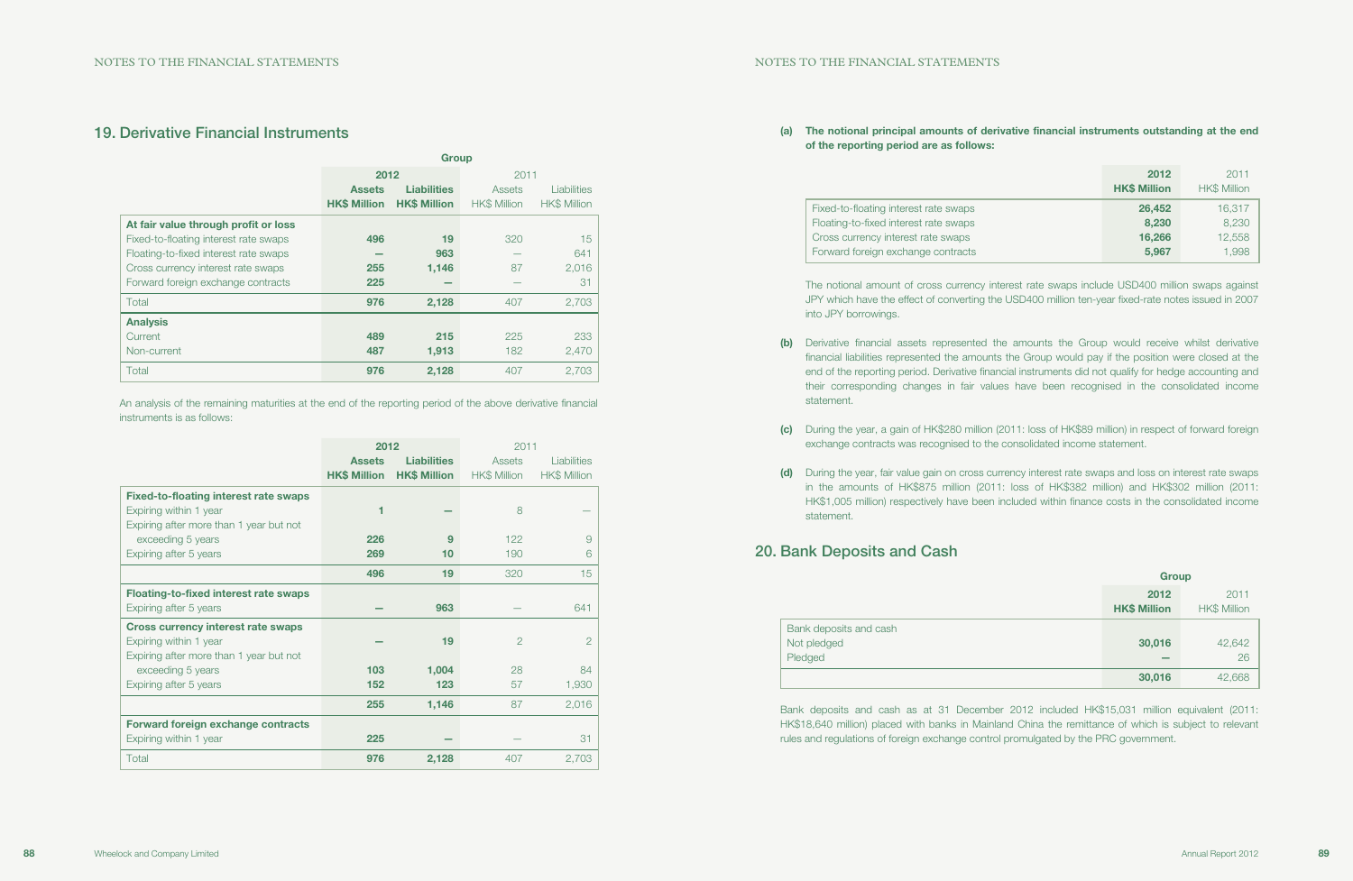## 19. Derivative Financial Instruments

| | Group | | | |
|---|---|---|---|---|
| | 2012 | | 2011 | |
| | Assets HK$ Million | Liabilities HK$ Million | Assets HK$ Million | Liabilities HK$ Million |
| **At fair value through profit or loss** | | | | |
| Fixed-to-floating interest rate swaps | 496 | 19 | 320 | 15 |
| Floating-to-fixed interest rate swaps | — | 963 | — | 641 |
| Cross currency interest rate swaps | 255 | 1,146 | 87 | 2,016 |
| Forward foreign exchange contracts | 225 | — | — | 31 |
| Total | 976 | 2,128 | 407 | 2,703 |
| **Analysis** | | | | |
| Current | 489 | 215 | 225 | 233 |
| Non-current | 487 | 1,913 | 182 | 2,470 |
| Total | 976 | 2,128 | 407 | 2,703 |

An analysis of the remaining maturities at the end of the reporting period of the above derivative financial instruments is as follows:

| | 2012 | | 2011 | |
|---|---|---|---|---|
| | Assets HK$ Million | Liabilities HK$ Million | Assets HK$ Million | Liabilities HK$ Million |
| **Fixed-to-floating interest rate swaps** | | | | |
| Expiring within 1 year | 1 | — | 8 | — |
| Expiring after more than 1 year but not exceeding 5 years | 226 | 9 | 122 | 9 |
| Expiring after 5 years | 269 | 10 | 190 | 6 |
| | 496 | 19 | 320 | 15 |
| **Floating-to-fixed interest rate swaps** | | | | |
| Expiring after 5 years | — | 963 | — | 641 |
| **Cross currency interest rate swaps** | | | | |
| Expiring within 1 year | — | 19 | 2 | 2 |
| Expiring after more than 1 year but not exceeding 5 years | 103 | 1,004 | 28 | 84 |
| Expiring after 5 years | 152 | 123 | 57 | 1,930 |
| | 255 | 1,146 | 87 | 2,016 |
| **Forward foreign exchange contracts** | | | | |
| Expiring within 1 year | 225 | — | — | 31 |
| Total | 976 | 2,128 | 407 | 2,703 |

**(a) The notional principal amounts of derivative financial instruments outstanding at the end of the reporting period are as follows:**

| | 2012 HK$ Million | 2011 HK$ Million |
|---|---|---|
| Fixed-to-floating interest rate swaps | 26,452 | 16,317 |
| Floating-to-fixed interest rate swaps | 8,230 | 8,230 |
| Cross currency interest rate swaps | 16,266 | 12,558 |
| Forward foreign exchange contracts | 5,967 | 1,998 |

The notional amount of cross currency interest rate swaps include USD400 million swaps against JPY which have the effect of converting the USD400 million ten-year fixed-rate notes issued in 2007 into JPY borrowings.

**(b)** Derivative financial assets represented the amounts the Group would receive whilst derivative financial liabilities represented the amounts the Group would pay if the position were closed at the end of the reporting period. Derivative financial instruments did not qualify for hedge accounting and their corresponding changes in fair values have been recognised in the consolidated income statement.

**(c)** During the year, a gain of HK$280 million (2011: loss of HK$89 million) in respect of forward foreign exchange contracts was recognised to the consolidated income statement.

**(d)** During the year, fair value gain on cross currency interest rate swaps and loss on interest rate swaps in the amounts of HK$875 million (2011: loss of HK$382 million) and HK$302 million (2011: HK$1,005 million) respectively have been included within finance costs in the consolidated income statement.

## 20. Bank Deposits and Cash

| | Group | |
|---|---|---|
| | 2012 HK$ Million | 2011 HK$ Million |
| Bank deposits and cash | | |
| Not pledged | 30,016 | 42,642 |
| Pledged | — | 26 |
| | 30,016 | 42,668 |

Bank deposits and cash as at 31 December 2012 included HK$15,031 million equivalent (2011: HK$18,640 million) placed with banks in Mainland China the remittance of which is subject to relevant rules and regulations of foreign exchange control promulgated by the PRC government.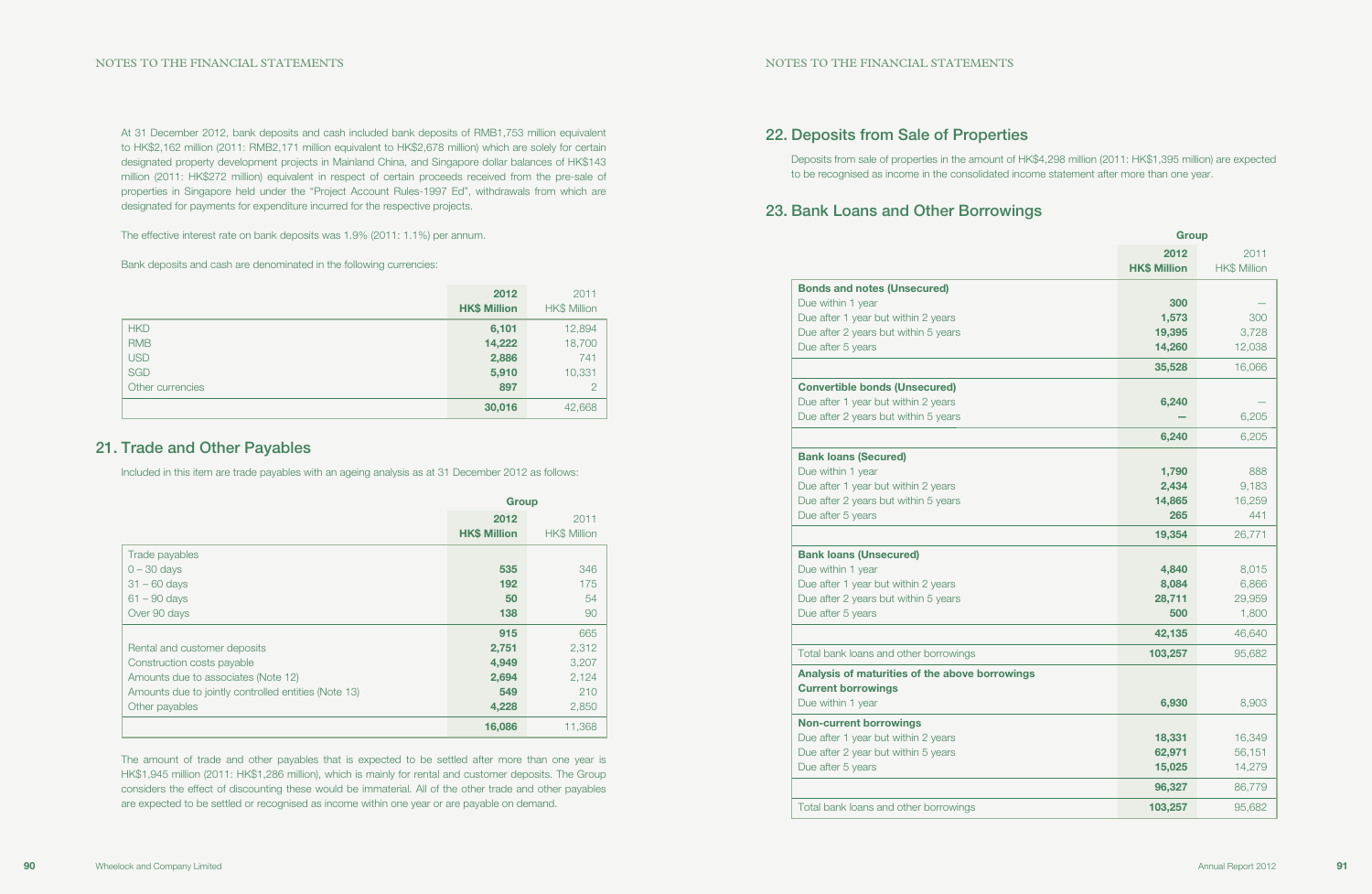At 31 December 2012, bank deposits and cash included bank deposits of RMB1,753 million equivalent to HK$2,162 million (2011: RMB2,171 million equivalent to HK$2,678 million) which are solely for certain designated property development projects in Mainland China, and Singapore dollar balances of HK$143 million (2011: HK$272 million) equivalent in respect of certain proceeds received from the pre-sale of properties in Singapore held under the "Project Account Rules-1997 Ed", withdrawals from which are designated for payments for expenditure incurred for the respective projects.

The effective interest rate on bank deposits was 1.9% (2011: 1.1%) per annum.

Bank deposits and cash are denominated in the following currencies:

| | **2012 HK$ Million** | 2011 HK$ Million |
|---|---|---|
| HKD | **6,101** | 12,894 |
| RMB | **14,222** | 18,700 |
| USD | **2,886** | 741 |
| SGD | **5,910** | 10,331 |
| Other currencies | **897** | 2 |
| | **30,016** | 42,668 |

## 21. Trade and Other Payables

Included in this item are trade payables with an ageing analysis as at 31 December 2012 as follows:

| | **Group** | |
|---|---|---|
| | **2012 HK$ Million** | 2011 HK$ Million |
| Trade payables | | |
| 0 – 30 days | **535** | 346 |
| 31 – 60 days | **192** | 175 |
| 61 – 90 days | **50** | 54 |
| Over 90 days | **138** | 90 |
| | **915** | 665 |
| Rental and customer deposits | **2,751** | 2,312 |
| Construction costs payable | **4,949** | 3,207 |
| Amounts due to associates (Note 12) | **2,694** | 2,124 |
| Amounts due to jointly controlled entities (Note 13) | **549** | 210 |
| Other payables | **4,228** | 2,850 |
| | **16,086** | 11,368 |

The amount of trade and other payables that is expected to be settled after more than one year is HK$1,945 million (2011: HK$1,286 million), which is mainly for rental and customer deposits. The Group considers the effect of discounting these would be immaterial. All of the other trade and other payables are expected to be settled or recognised as income within one year or are payable on demand.

## 22. Deposits from Sale of Properties

Deposits from sale of properties in the amount of HK$4,298 million (2011: HK$1,395 million) are expected to be recognised as income in the consolidated income statement after more than one year.

## 23. Bank Loans and Other Borrowings

| | **Group** | |
|---|---|---|
| | **2012 HK$ Million** | 2011 HK$ Million |
| **Bonds and notes (Unsecured)** | | |
| Due within 1 year | **300** | — |
| Due after 1 year but within 2 years | **1,573** | 300 |
| Due after 2 years but within 5 years | **19,395** | 3,728 |
| Due after 5 years | **14,260** | 12,038 |
| | **35,528** | 16,066 |
| **Convertible bonds (Unsecured)** | | |
| Due after 1 year but within 2 years | **6,240** | — |
| Due after 2 years but within 5 years | **—** | 6,205 |
| | **6,240** | 6,205 |
| **Bank loans (Secured)** | | |
| Due within 1 year | **1,790** | 888 |
| Due after 1 year but within 2 years | **2,434** | 9,183 |
| Due after 2 years but within 5 years | **14,865** | 16,259 |
| Due after 5 years | **265** | 441 |
| | **19,354** | 26,771 |
| **Bank loans (Unsecured)** | | |
| Due within 1 year | **4,840** | 8,015 |
| Due after 1 year but within 2 years | **8,084** | 6,866 |
| Due after 2 years but within 5 years | **28,711** | 29,959 |
| Due after 5 years | **500** | 1,800 |
| | **42,135** | 46,640 |
| Total bank loans and other borrowings | **103,257** | 95,682 |
| **Analysis of maturities of the above borrowings** | | |
| **Current borrowings** | | |
| Due within 1 year | **6,930** | 8,903 |
| **Non-current borrowings** | | |
| Due after 1 year but within 2 years | **18,331** | 16,349 |
| Due after 2 year but within 5 years | **62,971** | 56,151 |
| Due after 5 years | **15,025** | 14,279 |
| | **96,327** | 86,779 |
| Total bank loans and other borrowings | **103,257** | 95,682 |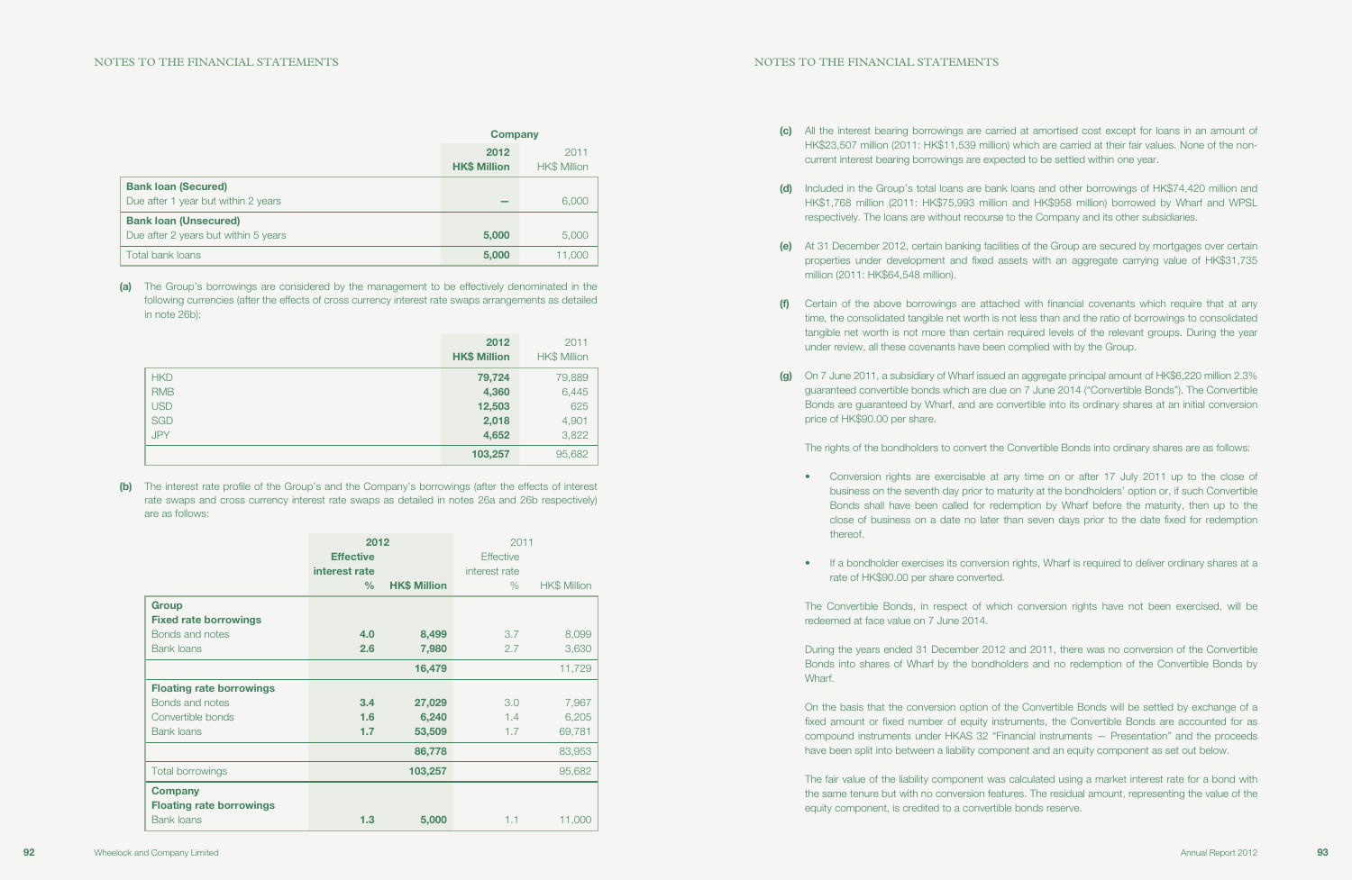|  | Company | |
|---|---|---|
|  | **2012** | 2011 |
|  | **HK$ Million** | HK$ Million |
| **Bank loan (Secured)** | | |
| Due after 1 year but within 2 years | **–** | 6,000 |
| **Bank loan (Unsecured)** | | |
| Due after 2 years but within 5 years | **5,000** | 5,000 |
| Total bank loans | **5,000** | 11,000 |

**(a)** The Group's borrowings are considered by the management to be effectively denominated in the following currencies (after the effects of cross currency interest rate swaps arrangements as detailed in note 26b):

|  | **2012** | 2011 |
|---|---|---|
|  | **HK$ Million** | HK$ Million |
| HKD | **79,724** | 79,889 |
| RMB | **4,360** | 6,445 |
| USD | **12,503** | 625 |
| SGD | **2,018** | 4,901 |
| JPY | **4,652** | 3,822 |
|  | **103,257** | 95,682 |

**(b)** The interest rate profile of the Group's and the Company's borrowings (after the effects of interest rate swaps and cross currency interest rate swaps as detailed in notes 26a and 26b respectively) are as follows:

|  | **2012** | | 2011 | |
|---|---|---|---|---|
|  | **Effective interest rate %** | **HK$ Million** | Effective interest rate % | HK$ Million |
| **Group** | | | | |
| **Fixed rate borrowings** | | | | |
| Bonds and notes | **4.0** | **8,499** | 3.7 | 8,099 |
| Bank loans | **2.6** | **7,980** | 2.7 | 3,630 |
|  | | **16,479** | | 11,729 |
| **Floating rate borrowings** | | | | |
| Bonds and notes | **3.4** | **27,029** | 3.0 | 7,967 |
| Convertible bonds | **1.6** | **6,240** | 1.4 | 6,205 |
| Bank loans | **1.7** | **53,509** | 1.7 | 69,781 |
|  | | **86,778** | | 83,953 |
| Total borrowings | | **103,257** | | 95,682 |
| **Company** | | | | |
| **Floating rate borrowings** | | | | |
| Bank loans | **1.3** | **5,000** | 1.1 | 11,000 |

**(c)** All the interest bearing borrowings are carried at amortised cost except for loans in an amount of HK$23,507 million (2011: HK$11,539 million) which are carried at their fair values. None of the non-current interest bearing borrowings are expected to be settled within one year.

**(d)** Included in the Group's total loans are bank loans and other borrowings of HK$74,420 million and HK$1,768 million (2011: HK$75,993 million and HK$958 million) borrowed by Wharf and WPSL respectively. The loans are without recourse to the Company and its other subsidiaries.

**(e)** At 31 December 2012, certain banking facilities of the Group are secured by mortgages over certain properties under development and fixed assets with an aggregate carrying value of HK$31,735 million (2011: HK$64,548 million).

**(f)** Certain of the above borrowings are attached with financial covenants which require that at any time, the consolidated tangible net worth is not less than and the ratio of borrowings to consolidated tangible net worth is not more than certain required levels of the relevant groups. During the year under review, all these covenants have been complied with by the Group.

**(g)** On 7 June 2011, a subsidiary of Wharf issued an aggregate principal amount of HK$6,220 million 2.3% guaranteed convertible bonds which are due on 7 June 2014 ("Convertible Bonds"). The Convertible Bonds are guaranteed by Wharf, and are convertible into its ordinary shares at an initial conversion price of HK$90.00 per share.

The rights of the bondholders to convert the Convertible Bonds into ordinary shares are as follows:

- Conversion rights are exercisable at any time on or after 17 July 2011 up to the close of business on the seventh day prior to maturity at the bondholders' option or, if such Convertible Bonds shall have been called for redemption by Wharf before the maturity, then up to the close of business on a date no later than seven days prior to the date fixed for redemption thereof.

- If a bondholder exercises its conversion rights, Wharf is required to deliver ordinary shares at a rate of HK$90.00 per share converted.

The Convertible Bonds, in respect of which conversion rights have not been exercised, will be redeemed at face value on 7 June 2014.

During the years ended 31 December 2012 and 2011, there was no conversion of the Convertible Bonds into shares of Wharf by the bondholders and no redemption of the Convertible Bonds by Wharf.

On the basis that the conversion option of the Convertible Bonds will be settled by exchange of a fixed amount or fixed number of equity instruments, the Convertible Bonds are accounted for as compound instruments under HKAS 32 "Financial instruments — Presentation" and the proceeds have been split into between a liability component and an equity component as set out below.

The fair value of the liability component was calculated using a market interest rate for a bond with the same tenure but with no conversion features. The residual amount, representing the value of the equity component, is credited to a convertible bonds reserve.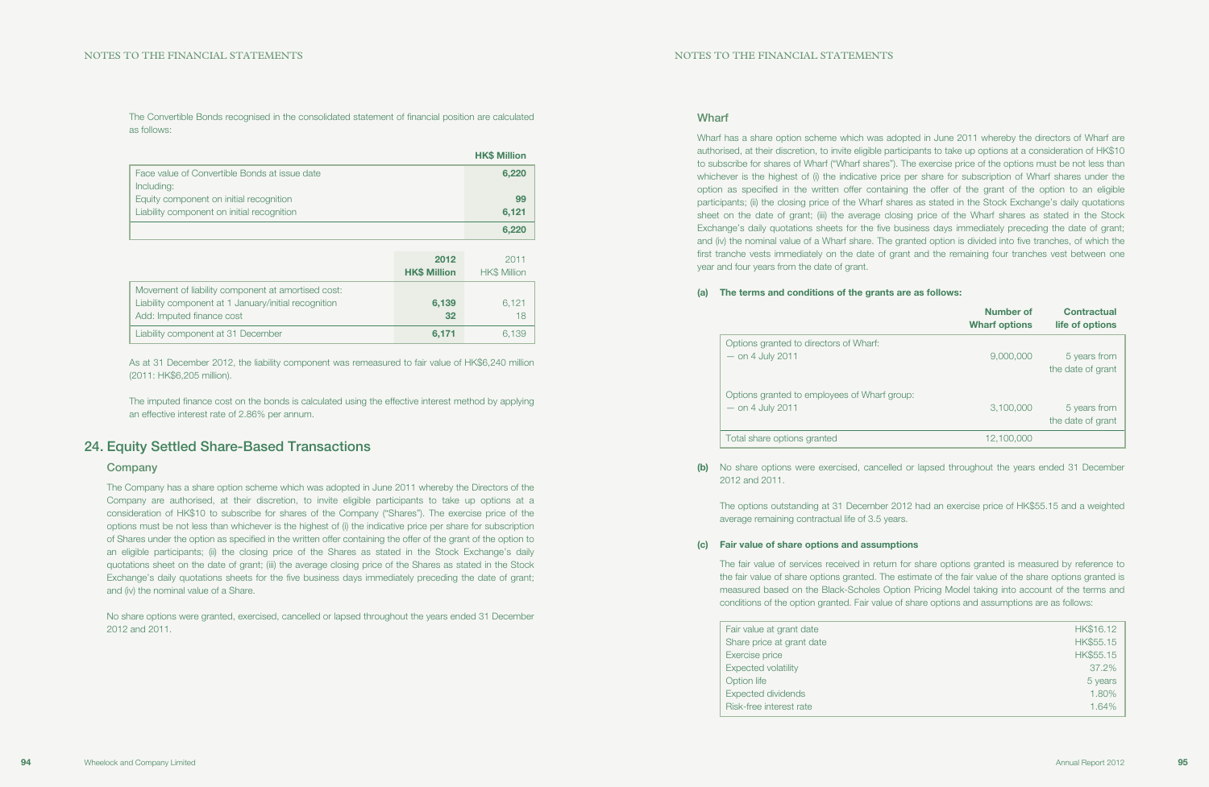The Convertible Bonds recognised in the consolidated statement of financial position are calculated as follows:

| | HK$ Million |
|---|---|
| Face value of Convertible Bonds at issue date | 6,220 |
| Including: | |
| Equity component on initial recognition | 99 |
| Liability component on initial recognition | 6,121 |
| | 6,220 |

| | 2012 HK$ Million | 2011 HK$ Million |
|---|---|---|
| Movement of liability component at amortised cost: | | |
| Liability component at 1 January/initial recognition | 6,139 | 6,121 |
| Add: Imputed finance cost | 32 | 18 |
| Liability component at 31 December | 6,171 | 6,139 |

As at 31 December 2012, the liability component was remeasured to fair value of HK$6,240 million (2011: HK$6,205 million).

The imputed finance cost on the bonds is calculated using the effective interest method by applying an effective interest rate of 2.86% per annum.

## 24. Equity Settled Share-Based Transactions

### Company

The Company has a share option scheme which was adopted in June 2011 whereby the Directors of the Company are authorised, at their discretion, to invite eligible participants to take up options at a consideration of HK$10 to subscribe for shares of the Company ("Shares"). The exercise price of the options must be not less than whichever is the highest of (i) the indicative price per share for subscription of Shares under the option as specified in the written offer containing the offer of the grant of the option to an eligible participants; (ii) the closing price of the Shares as stated in the Stock Exchange's daily quotations sheet on the date of grant; (iii) the average closing price of the Shares as stated in the Stock Exchange's daily quotations sheets for the five business days immediately preceding the date of grant; and (iv) the nominal value of a Share.

No share options were granted, exercised, cancelled or lapsed throughout the years ended 31 December 2012 and 2011.

### Wharf

Wharf has a share option scheme which was adopted in June 2011 whereby the directors of Wharf are authorised, at their discretion, to invite eligible participants to take up options at a consideration of HK$10 to subscribe for shares of Wharf ("Wharf shares"). The exercise price of the options must be not less than whichever is the highest of (i) the indicative price per share for subscription of Wharf shares under the option as specified in the written offer containing the offer of the grant of the option to an eligible participants; (ii) the closing price of the Wharf shares as stated in the Stock Exchange's daily quotations sheet on the date of grant; (iii) the average closing price of the Wharf shares as stated in the Stock Exchange's daily quotations sheets for the five business days immediately preceding the date of grant; and (iv) the nominal value of a Wharf share. The granted option is divided into five tranches, of which the first tranche vests immediately on the date of grant and the remaining four tranches vest between one year and four years from the date of grant.

**(a) The terms and conditions of the grants are as follows:**

| | Number of Wharf options | Contractual life of options |
|---|---|---|
| Options granted to directors of Wharf: | | |
| — on 4 July 2011 | 9,000,000 | 5 years from the date of grant |
| Options granted to employees of Wharf group: | | |
| — on 4 July 2011 | 3,100,000 | 5 years from the date of grant |
| Total share options granted | 12,100,000 | |

**(b)** No share options were exercised, cancelled or lapsed throughout the years ended 31 December 2012 and 2011.

The options outstanding at 31 December 2012 had an exercise price of HK$55.15 and a weighted average remaining contractual life of 3.5 years.

**(c) Fair value of share options and assumptions**

The fair value of services received in return for share options granted is measured by reference to the fair value of share options granted. The estimate of the fair value of the share options granted is measured based on the Black-Scholes Option Pricing Model taking into account of the terms and conditions of the option granted. Fair value of share options and assumptions are as follows:

| | |
|---|---|
| Fair value at grant date | HK$16.12 |
| Share price at grant date | HK$55.15 |
| Exercise price | HK$55.15 |
| Expected volatility | 37.2% |
| Option life | 5 years |
| Expected dividends | 1.80% |
| Risk-free interest rate | 1.64% |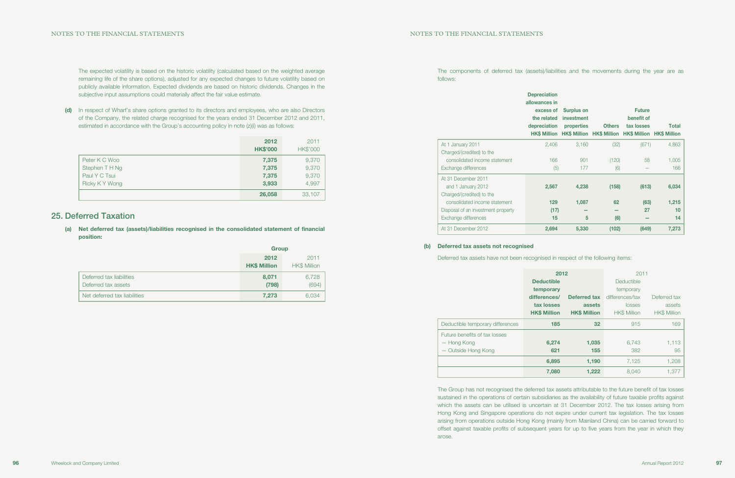The expected volatility is based on the historic volatility (calculated based on the weighted average remaining life of the share options), adjusted for any expected changes to future volatility based on publicly available information. Expected dividends are based on historic dividends. Changes in the subjective input assumptions could materially affect the fair value estimate.

**(d)** In respect of Wharf's share options granted to its directors and employees, who are also Directors of the Company, the related charge recognised for the years ended 31 December 2012 and 2011, estimated in accordance with the Group's accounting policy in note (z)(i) was as follows:

| | 2012 HK$'000 | 2011 HK$'000 |
|---|---|---|
| Peter K C Woo | **7,375** | 9,370 |
| Stephen T H Ng | **7,375** | 9,370 |
| Paul Y C Tsui | **7,375** | 9,370 |
| Ricky K Y Wong | **3,933** | 4,997 |
| | **26,058** | 33,107 |

## 25. Deferred Taxation

**(a) Net deferred tax (assets)/liabilities recognised in the consolidated statement of financial position:**

| | Group | |
|---|---|---|
| | **2012 HK$ Million** | 2011 HK$ Million |
| Deferred tax liabilities | **8,071** | 6,728 |
| Deferred tax assets | **(798)** | (694) |
| Net deferred tax liabilities | **7,273** | 6,034 |

The components of deferred tax (assets)/liabilities and the movements during the year are as follows:

| | Depreciation allowances in excess of the related depreciation HK$ Million | Surplus on investment properties HK$ Million | Others HK$ Million | Future benefit of tax losses HK$ Million | Total HK$ Million |
|---|---|---|---|---|---|
| At 1 January 2011 | 2,406 | 3,160 | (32) | (671) | 4,863 |
| Charged/(credited) to the consolidated income statement | 166 | 901 | (120) | 58 | 1,005 |
| Exchange differences | (5) | 177 | (6) | — | 166 |
| At 31 December 2011 and 1 January 2012 | **2,567** | **4,238** | **(158)** | **(613)** | **6,034** |
| Charged/(credited) to the consolidated income statement | **129** | **1,087** | **62** | **(63)** | **1,215** |
| Disposal of an investment property | **(17)** | **—** | **—** | **27** | **10** |
| Exchange differences | **15** | **5** | **(6)** | **—** | **14** |
| At 31 December 2012 | **2,694** | **5,330** | **(102)** | **(649)** | **7,273** |

**(b) Deferred tax assets not recognised**

Deferred tax assets have not been recognised in respect of the following items:

| | 2012 | | 2011 | |
|---|---|---|---|---|
| | **Deductible temporary differences/ tax losses HK$ Million** | **Deferred tax assets HK$ Million** | Deductible temporary differences/tax losses HK$ Million | Deferred tax assets HK$ Million |
| Deductible temporary differences | **185** | **32** | 915 | 169 |
| Future benefits of tax losses | | | | |
| — Hong Kong | **6,274** | **1,035** | 6,743 | 1,113 |
| — Outside Hong Kong | **621** | **155** | 382 | 95 |
| | **6,895** | **1,190** | 7,125 | 1,208 |
| | **7,080** | **1,222** | 8,040 | 1,377 |

The Group has not recognised the deferred tax assets attributable to the future benefit of tax losses sustained in the operations of certain subsidiaries as the availability of future taxable profits against which the assets can be utilised is uncertain at 31 December 2012. The tax losses arising from Hong Kong and Singapore operations do not expire under current tax legislation. The tax losses arising from operations outside Hong Kong (mainly from Mainland China) can be carried forward to offset against taxable profits of subsequent years for up to five years from the year in which they arose.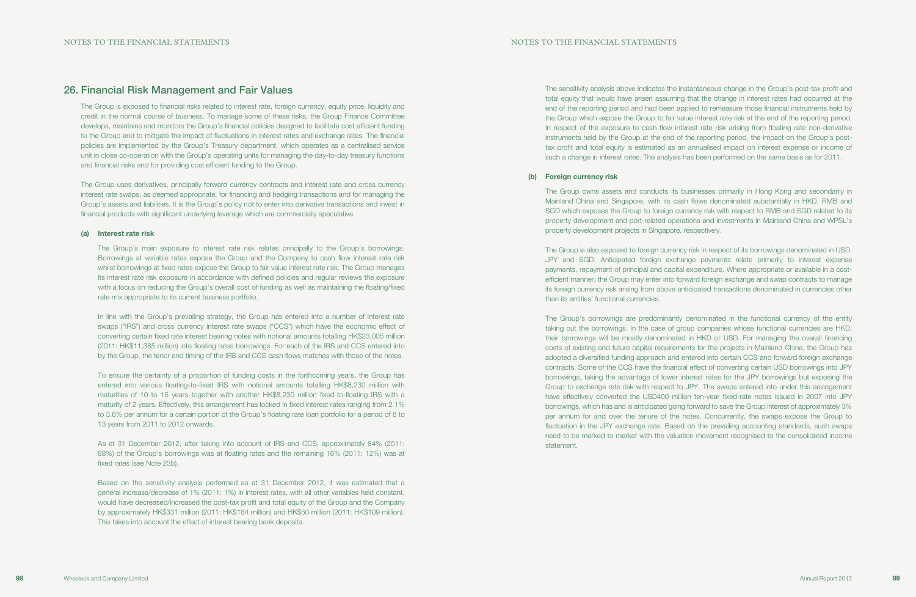## 26. Financial Risk Management and Fair Values

The Group is exposed to financial risks related to interest rate, foreign currency, equity price, liquidity and credit in the normal course of business. To manage some of these risks, the Group Finance Committee develops, maintains and monitors the Group's financial policies designed to facilitate cost efficient funding to the Group and to mitigate the impact of fluctuations in interest rates and exchange rates. The financial policies are implemented by the Group's Treasury department, which operates as a centralised service unit in close co-operation with the Group's operating units for managing the day-to-day treasury functions and financial risks and for providing cost efficient funding to the Group.

The Group uses derivatives, principally forward currency contracts and interest rate and cross currency interest rate swaps, as deemed appropriate, for financing and hedging transactions and for managing the Group's assets and liabilities. It is the Group's policy not to enter into derivative transactions and invest in financial products with significant underlying leverage which are commercially speculative.

### (a) Interest rate risk

The Group's main exposure to interest rate risk relates principally to the Group's borrowings. Borrowings at variable rates expose the Group and the Company to cash flow interest rate risk whilst borrowings at fixed rates expose the Group to fair value interest rate risk. The Group manages its interest rate risk exposure in accordance with defined policies and regular reviews the exposure with a focus on reducing the Group's overall cost of funding as well as maintaining the floating/fixed rate mix appropriate to its current business portfolio.

In line with the Group's prevailing strategy, the Group has entered into a number of interest rate swaps ("IRS") and cross currency interest rate swaps ("CCS") which have the economic effect of converting certain fixed rate interest bearing notes with notional amounts totalling HK$23,005 million (2011: HK$11,385 million) into floating rates borrowings. For each of the IRS and CCS entered into by the Group, the tenor and timing of the IRS and CCS cash flows matches with those of the notes.

To ensure the certainty of a proportion of funding costs in the forthcoming years, the Group has entered into various floating-to-fixed IRS with notional amounts totalling HK$8,230 million with maturities of 10 to 15 years together with another HK$8,230 million fixed-to-floating IRS with a maturity of 2 years. Effectively, this arrangement has locked in fixed interest rates ranging from 2.1% to 3.6% per annum for a certain portion of the Group's floating rate loan portfolio for a period of 8 to 13 years from 2011 to 2012 onwards.

As at 31 December 2012, after taking into account of IRS and CCS, approximately 84% (2011: 88%) of the Group's borrowings was at floating rates and the remaining 16% (2011: 12%) was at fixed rates (see Note 23b).

Based on the sensitivity analysis performed as at 31 December 2012, it was estimated that a general increase/decrease of 1% (2011: 1%) in interest rates, with all other variables held constant, would have decreased/increased the post-tax profit and total equity of the Group and the Company by approximately HK$331 million (2011: HK$184 million) and HK$50 million (2011: HK$109 million). This takes into account the effect of interest bearing bank deposits.

The sensitivity analysis above indicates the instantaneous change in the Group's post-tax profit and total equity that would have arisen assuming that the change in interest rates had occurred at the end of the reporting period and had been applied to remeasure those financial instruments held by the Group which expose the Group to fair value interest rate risk at the end of the reporting period. In respect of the exposure to cash flow interest rate risk arising from floating rate non-derivative instruments held by the Group at the end of the reporting period, the impact on the Group's post-tax profit and total equity is estimated as an annualised impact on interest expense or income of such a change in interest rates. The analysis has been performed on the same basis as for 2011.

### (b) Foreign currency risk

The Group owns assets and conducts its businesses primarily in Hong Kong and secondarily in Mainland China and Singapore, with its cash flows denominated substantially in HKD, RMB and SGD which exposes the Group to foreign currency risk with respect to RMB and SGD related to its property development and port-related operations and investments in Mainland China and WPSL's property development projects in Singapore, respectively.

The Group is also exposed to foreign currency risk in respect of its borrowings denominated in USD, JPY and SGD. Anticipated foreign exchange payments relate primarily to interest expense payments, repayment of principal and capital expenditure. Where appropriate or available in a cost-efficient manner, the Group may enter into forward foreign exchange and swap contracts to manage its foreign currency risk arising from above anticipated transactions denominated in currencies other than its entities' functional currencies.

The Group's borrowings are predominantly denominated in the functional currency of the entity taking out the borrowings. In the case of group companies whose functional currencies are HKD, their borrowings will be mostly denominated in HKD or USD. For managing the overall financing costs of existing and future capital requirements for the projects in Mainland China, the Group has adopted a diversified funding approach and entered into certain CCS and forward foreign exchange contracts. Some of the CCS have the financial effect of converting certain USD borrowings into JPY borrowings, taking the advantage of lower interest rates for the JPY borrowings but exposing the Group to exchange rate risk with respect to JPY. The swaps entered into under this arrangement have effectively converted the USD400 million ten-year fixed-rate notes issued in 2007 into JPY borrowings, which has and is anticipated going forward to save the Group interest of approximately 3% per annum for and over the tenure of the notes. Concurrently, the swaps expose the Group to fluctuation in the JPY exchange rate. Based on the prevailing accounting standards, such swaps need to be marked to market with the valuation movement recognised to the consolidated income statement.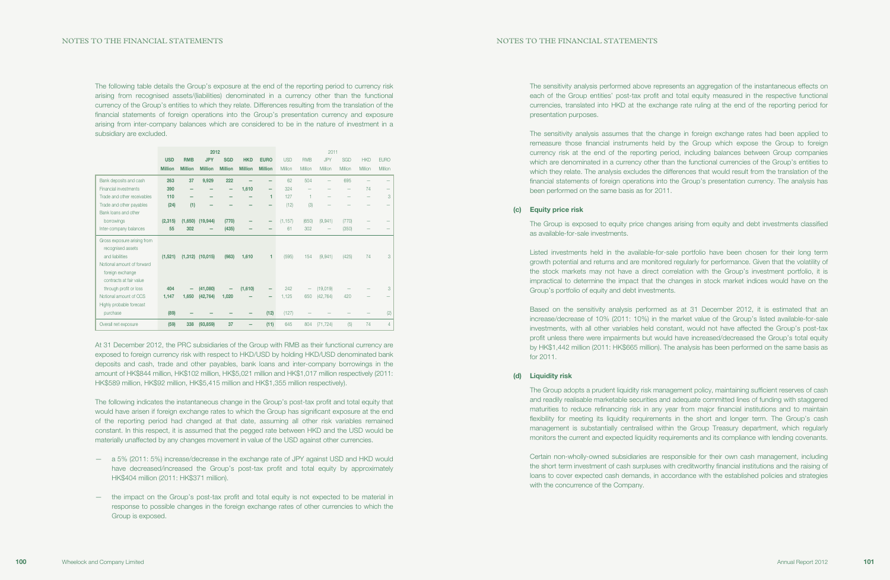The following table details the Group's exposure at the end of the reporting period to currency risk arising from recognised assets/(liabilities) denominated in a currency other than the functional currency of the Group's entities to which they relate. Differences resulting from the translation of the financial statements of foreign operations into the Group's presentation currency and exposure arising from inter-company balances which are considered to be in the nature of investment in a subsidiary are excluded.

| | 2012 | | | | | | 2011 | | | | | |
|---|---|---|---|---|---|---|---|---|---|---|---|---|
| | **USD Million** | **RMB Million** | **JPY Million** | **SGD Million** | **HKD Million** | **EURO Million** | USD Million | RMB Million | JPY Million | SGD Million | HKD Million | EURO Million |
| Bank deposits and cash | **263** | **37** | **9,929** | **222** | **–** | **–** | 62 | 504 | – | 695 | – | – |
| Financial investments | **390** | **–** | **–** | **–** | **1,610** | **–** | 324 | – | – | – | 74 | – |
| Trade and other receivables | **110** | **–** | **–** | **–** | **–** | **1** | 127 | 1 | – | – | – | 3 |
| Trade and other payables | **(24)** | **(1)** | **–** | **–** | **–** | **–** | (12) | (3) | – | – | – | – |
| Bank loans and other borrowings | **(2,315)** | **(1,650)** | **(19,944)** | **(770)** | **–** | **–** | (1,157) | (650) | (9,941) | (770) | – | – |
| Inter-company balances | **55** | **302** | **–** | **(435)** | **–** | **–** | 61 | 302 | – | (350) | – | – |
| Gross exposure arising from recognised assets and liabilities | **(1,521)** | **(1,312)** | **(10,015)** | **(983)** | **1,610** | **1** | (595) | 154 | (9,941) | (425) | 74 | 3 |
| Notional amount of forward foreign exchange contracts at fair value through profit or loss | **404** | **–** | **(41,080)** | **–** | **(1,610)** | **–** | 242 | – | (19,019) | – | – | 3 |
| Notional amount of CCS | **1,147** | **1,650** | **(42,764)** | **1,020** | **–** | **–** | 1,125 | 650 | (42,764) | 420 | – | – |
| Highly probable forecast purchase | **(89)** | **–** | **–** | **–** | **–** | **(12)** | (127) | – | – | – | – | (2) |
| Overall net exposure | **(59)** | **338** | **(93,859)** | **37** | **–** | **(11)** | 645 | 804 | (71,724) | (5) | 74 | 4 |

At 31 December 2012, the PRC subsidiaries of the Group with RMB as their functional currency are exposed to foreign currency risk with respect to HKD/USD by holding HKD/USD denominated bank deposits and cash, trade and other payables, bank loans and inter-company borrowings in the amount of HK$844 million, HK$102 million, HK$5,021 million and HK$1,017 million respectively (2011: HK$589 million, HK$92 million, HK$5,415 million and HK$1,355 million respectively).

The following indicates the instantaneous change in the Group's post-tax profit and total equity that would have arisen if foreign exchange rates to which the Group has significant exposure at the end of the reporting period had changed at that date, assuming all other risk variables remained constant. In this respect, it is assumed that the pegged rate between HKD and the USD would be materially unaffected by any changes movement in value of the USD against other currencies.

- a 5% (2011: 5%) increase/decrease in the exchange rate of JPY against USD and HKD would have decreased/increased the Group's post-tax profit and total equity by approximately HK$404 million (2011: HK$371 million).
- the impact on the Group's post-tax profit and total equity is not expected to be material in response to possible changes in the foreign exchange rates of other currencies to which the Group is exposed.

The sensitivity analysis performed above represents an aggregation of the instantaneous effects on each of the Group entities' post-tax profit and total equity measured in the respective functional currencies, translated into HKD at the exchange rate ruling at the end of the reporting period for presentation purposes.

The sensitivity analysis assumes that the change in foreign exchange rates had been applied to remeasure those financial instruments held by the Group which expose the Group to foreign currency risk at the end of the reporting period, including balances between Group companies which are denominated in a currency other than the functional currencies of the Group's entities to which they relate. The analysis excludes the differences that would result from the translation of the financial statements of foreign operations into the Group's presentation currency. The analysis has been performed on the same basis as for 2011.

### (c) Equity price risk

The Group is exposed to equity price changes arising from equity and debt investments classified as available-for-sale investments.

Listed investments held in the available-for-sale portfolio have been chosen for their long term growth potential and returns and are monitored regularly for performance. Given that the volatility of the stock markets may not have a direct correlation with the Group's investment portfolio, it is impractical to determine the impact that the changes in stock market indices would have on the Group's portfolio of equity and debt investments.

Based on the sensitivity analysis performed as at 31 December 2012, it is estimated that an increase/decrease of 10% (2011: 10%) in the market value of the Group's listed available-for-sale investments, with all other variables held constant, would not have affected the Group's post-tax profit unless there were impairments but would have increased/decreased the Group's total equity by HK$1,442 million (2011: HK$665 million). The analysis has been performed on the same basis as for 2011.

### (d) Liquidity risk

The Group adopts a prudent liquidity risk management policy, maintaining sufficient reserves of cash and readily realisable marketable securities and adequate committed lines of funding with staggered maturities to reduce refinancing risk in any year from major financial institutions and to maintain flexibility for meeting its liquidity requirements in the short and longer term. The Group's cash management is substantially centralised within the Group Treasury department, which regularly monitors the current and expected liquidity requirements and its compliance with lending covenants.

Certain non-wholly-owned subsidiaries are responsible for their own cash management, including the short term investment of cash surpluses with creditworthy financial institutions and the raising of loans to cover expected cash demands, in accordance with the established policies and strategies with the concurrence of the Company.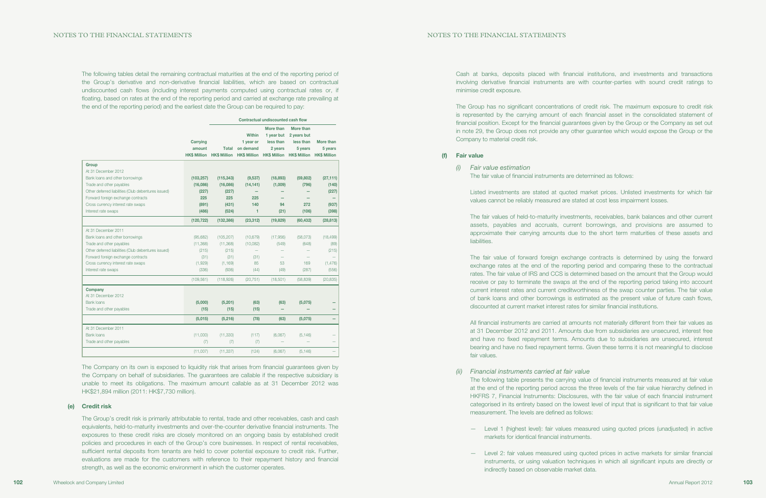The following tables detail the remaining contractual maturities at the end of the reporting period of the Group's derivative and non-derivative financial liabilities, which are based on contractual undiscounted cash flows (including interest payments computed using contractual rates or, if floating, based on rates at the end of the reporting period and carried at exchange rate prevailing at the end of the reporting period) and the earliest date the Group can be required to pay:

| | | Contractual undiscounted cash flow | | | | |
|---|---|---|---|---|---|---|
| | Carrying amount HK$ Million | Total HK$ Million | Within 1 year or on demand HK$ Million | More than 1 year but less than 2 years HK$ Million | More than 2 years but less than 5 years HK$ Million | More than 5 years HK$ Million |
| **Group** | | | | | | |
| At 31 December 2012 | | | | | | |
| Bank loans and other borrowings | **(103,257)** | **(115,343)** | **(9,537)** | **(18,893)** | **(59,802)** | **(27,111)** |
| Trade and other payables | **(16,086)** | **(16,086)** | **(14,141)** | **(1,009)** | **(796)** | **(140)** |
| Other deferred liabilities (Club debentures issued) | **(227)** | **(227)** | **–** | **–** | **–** | **(227)** |
| Forward foreign exchange contracts | **225** | **225** | **225** | **–** | **–** | **–** |
| Cross currency interest rate swaps | **(891)** | **(431)** | **140** | **94** | **272** | **(937)** |
| Interest rate swaps | **(486)** | **(524)** | **1** | **(21)** | **(106)** | **(398)** |
| | **(120,722)** | **(132,386)** | **(23,312)** | **(19,829)** | **(60,432)** | **(28,813)** |
| At 31 December 2011 | | | | | | |
| Bank loans and other borrowings | (95,682) | (105,207) | (10,679) | (17,956) | (58,073) | (18,499) |
| Trade and other payables | (11,368) | (11,368) | (10,082) | (549) | (648) | (89) |
| Other deferred liabilities (Club debentures issued) | (215) | (215) | – | – | – | (215) |
| Forward foreign exchange contracts | (31) | (31) | (31) | – | – | – |
| Cross currency interest rate swaps | (1,929) | (1,169) | 85 | 53 | 169 | (1,476) |
| Interest rate swaps | (336) | (936) | (44) | (49) | (287) | (556) |
| | (109,561) | (118,926) | (20,751) | (18,501) | (58,839) | (20,835) |
| **Company** | | | | | | |
| At 31 December 2012 | | | | | | |
| Bank loans | **(5,000)** | **(5,201)** | **(63)** | **(63)** | **(5,075)** | **–** |
| Trade and other payables | **(15)** | **(15)** | **(15)** | **–** | **–** | **–** |
| | **(5,015)** | **(5,216)** | **(78)** | **(63)** | **(5,075)** | **–** |
| At 31 December 2011 | | | | | | |
| Bank loans | (11,000) | (11,330) | (117) | (6,067) | (5,146) | – |
| Trade and other payables | (7) | (7) | (7) | – | – | – |
| | (11,007) | (11,337) | (124) | (6,067) | (5,146) | – |

The Company on its own is exposed to liquidity risk that arises from financial guarantees given by the Company on behalf of subsidiaries. The guarantees are callable if the respective subsidiary is unable to meet its obligations. The maximum amount callable as at 31 December 2012 was HK$21,894 million (2011: HK$7,730 million).

### (e) Credit risk

The Group's credit risk is primarily attributable to rental, trade and other receivables, cash and cash equivalents, held-to-maturity investments and over-the-counter derivative financial instruments. The exposures to these credit risks are closely monitored on an ongoing basis by established credit policies and procedures in each of the Group's core businesses. In respect of rental receivables, sufficient rental deposits from tenants are held to cover potential exposure to credit risk. Further, evaluations are made for the customers with reference to their repayment history and financial strength, as well as the economic environment in which the customer operates.

Cash at banks, deposits placed with financial institutions, and investments and transactions involving derivative financial instruments are with counter-parties with sound credit ratings to minimise credit exposure.

The Group has no significant concentrations of credit risk. The maximum exposure to credit risk is represented by the carrying amount of each financial asset in the consolidated statement of financial position. Except for the financial guarantees given by the Group or the Company as set out in note 29, the Group does not provide any other guarantee which would expose the Group or the Company to material credit risk.

### (f) Fair value

#### *(i) Fair value estimation*

The fair value of financial instruments are determined as follows:

Listed investments are stated at quoted market prices. Unlisted investments for which fair values cannot be reliably measured are stated at cost less impairment losses.

The fair values of held-to-maturity investments, receivables, bank balances and other current assets, payables and accruals, current borrowings, and provisions are assumed to approximate their carrying amounts due to the short term maturities of these assets and liabilities.

The fair value of forward foreign exchange contracts is determined by using the forward exchange rates at the end of the reporting period and comparing these to the contractual rates. The fair value of IRS and CCS is determined based on the amount that the Group would receive or pay to terminate the swaps at the end of the reporting period taking into account current interest rates and current creditworthiness of the swap counter parties. The fair value of bank loans and other borrowings is estimated as the present value of future cash flows, discounted at current market interest rates for similar financial institutions.

All financial instruments are carried at amounts not materially different from their fair values as at 31 December 2012 and 2011. Amounts due from subsidiaries are unsecured, interest free and have no fixed repayment terms. Amounts due to subsidiaries are unsecured, interest bearing and have no fixed repayment terms. Given these terms it is not meaningful to disclose fair values.

#### *(ii) Financial instruments carried at fair value*

The following table presents the carrying value of financial instruments measured at fair value at the end of the reporting period across the three levels of the fair value hierarchy defined in HKFRS 7, Financial Instruments: Disclosures, with the fair value of each financial instrument categorised in its entirety based on the lowest level of input that is significant to that fair value measurement. The levels are defined as follows:

- Level 1 (highest level): fair values measured using quoted prices (unadjusted) in active markets for identical financial instruments.
- Level 2: fair values measured using quoted prices in active markets for similar financial instruments, or using valuation techniques in which all significant inputs are directly or indirectly based on observable market data.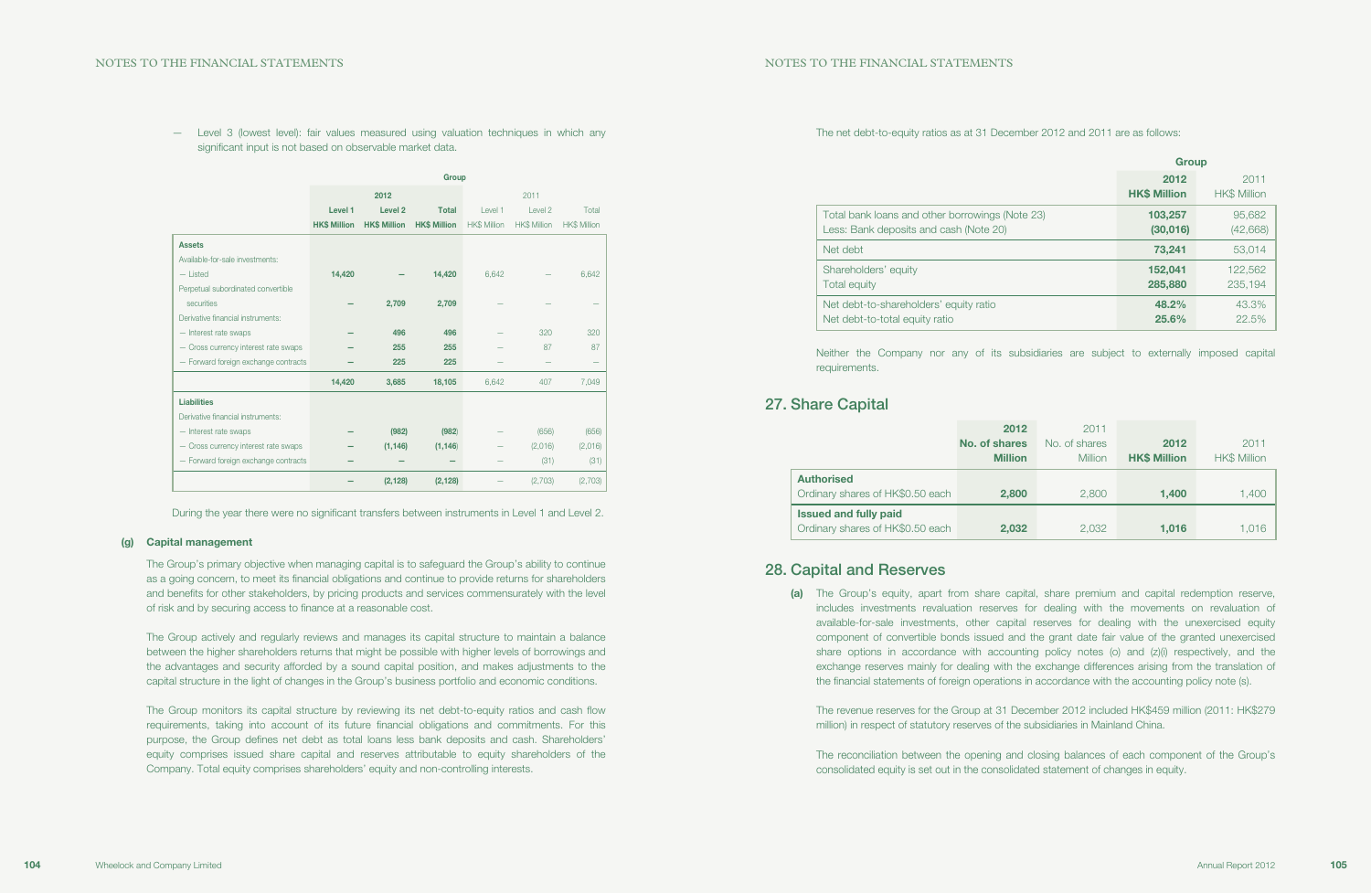— Level 3 (lowest level): fair values measured using valuation techniques in which any significant input is not based on observable market data.

| | Group | | | | | |
|---|---|---|---|---|---|---|
| | 2012 | | | 2011 | | |
| | Level 1 | Level 2 | Total | Level 1 | Level 2 | Total |
| | HK$ Million | HK$ Million | HK$ Million | HK$ Million | HK$ Million | HK$ Million |
| **Assets** | | | | | | |
| Available-for-sale investments: | | | | | | |
| — Listed | 14,420 | — | 14,420 | 6,642 | — | 6,642 |
| Perpetual subordinated convertible securities | — | 2,709 | 2,709 | — | — | — |
| Derivative financial instruments: | | | | | | |
| — Interest rate swaps | — | 496 | 496 | — | 320 | 320 |
| — Cross currency interest rate swaps | — | 255 | 255 | — | 87 | 87 |
| — Forward foreign exchange contracts | — | 225 | 225 | — | — | — |
| | 14,420 | 3,685 | 18,105 | 6,642 | 407 | 7,049 |
| **Liabilities** | | | | | | |
| Derivative financial instruments: | | | | | | |
| — Interest rate swaps | — | (982) | (982) | — | (656) | (656) |
| — Cross currency interest rate swaps | — | (1,146) | (1,146) | — | (2,016) | (2,016) |
| — Forward foreign exchange contracts | — | — | — | — | (31) | (31) |
| | — | (2,128) | (2,128) | — | (2,703) | (2,703) |

During the year there were no significant transfers between instruments in Level 1 and Level 2.

**(g) Capital management**

The Group's primary objective when managing capital is to safeguard the Group's ability to continue as a going concern, to meet its financial obligations and continue to provide returns for shareholders and benefits for other stakeholders, by pricing products and services commensurately with the level of risk and by securing access to finance at a reasonable cost.

The Group actively and regularly reviews and manages its capital structure to maintain a balance between the higher shareholders returns that might be possible with higher levels of borrowings and the advantages and security afforded by a sound capital position, and makes adjustments to the capital structure in the light of changes in the Group's business portfolio and economic conditions.

The Group monitors its capital structure by reviewing its net debt-to-equity ratios and cash flow requirements, taking into account of its future financial obligations and commitments. For this purpose, the Group defines net debt as total loans less bank deposits and cash. Shareholders' equity comprises issued share capital and reserves attributable to equity shareholders of the Company. Total equity comprises shareholders' equity and non-controlling interests.

The net debt-to-equity ratios as at 31 December 2012 and 2011 are as follows:

| | Group | |
|---|---|---|
| | 2012 | 2011 |
| | HK$ Million | HK$ Million |
| Total bank loans and other borrowings (Note 23) | 103,257 | 95,682 |
| Less: Bank deposits and cash (Note 20) | (30,016) | (42,668) |
| Net debt | 73,241 | 53,014 |
| Shareholders' equity | 152,041 | 122,562 |
| Total equity | 285,880 | 235,194 |
| Net debt-to-shareholders' equity ratio | 48.2% | 43.3% |
| Net debt-to-total equity ratio | 25.6% | 22.5% |

Neither the Company nor any of its subsidiaries are subject to externally imposed capital requirements.

## 27. Share Capital

| | 2012 No. of shares Million | 2011 No. of shares Million | 2012 HK$ Million | 2011 HK$ Million |
|---|---|---|---|---|
| **Authorised** | | | | |
| Ordinary shares of HK$0.50 each | 2,800 | 2,800 | 1,400 | 1,400 |
| **Issued and fully paid** | | | | |
| Ordinary shares of HK$0.50 each | 2,032 | 2,032 | 1,016 | 1,016 |

## 28. Capital and Reserves

**(a)** The Group's equity, apart from share capital, share premium and capital redemption reserve, includes investments revaluation reserves for dealing with the movements on revaluation of available-for-sale investments, other capital reserves for dealing with the unexercised equity component of convertible bonds issued and the grant date fair value of the granted unexercised share options in accordance with accounting policy notes (o) and (z)(i) respectively, and the exchange reserves mainly for dealing with the exchange differences arising from the translation of the financial statements of foreign operations in accordance with the accounting policy note (s).

The revenue reserves for the Group at 31 December 2012 included HK$459 million (2011: HK$279 million) in respect of statutory reserves of the subsidiaries in Mainland China.

The reconciliation between the opening and closing balances of each component of the Group's consolidated equity is set out in the consolidated statement of changes in equity.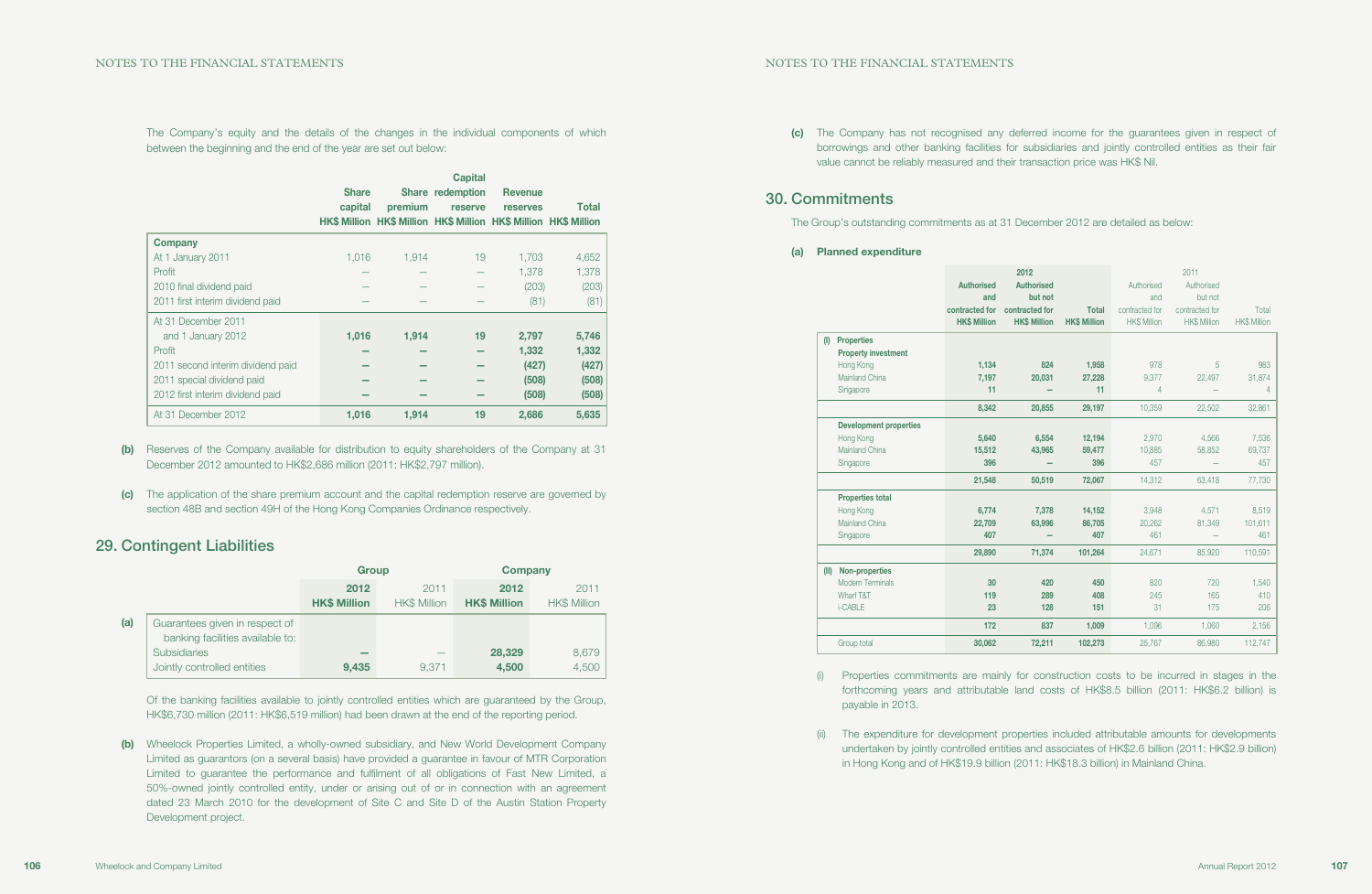The Company's equity and the details of the changes in the individual components of which between the beginning and the end of the year are set out below:

| | Share capital HK$ Million | Share premium HK$ Million | Capital redemption reserve HK$ Million | Revenue reserves HK$ Million | Total HK$ Million |
|---|---|---|---|---|---|
| **Company** | | | | | |
| At 1 January 2011 | 1,016 | 1,914 | 19 | 1,703 | 4,652 |
| Profit | – | – | – | 1,378 | 1,378 |
| 2010 final dividend paid | – | – | – | (203) | (203) |
| 2011 first interim dividend paid | – | – | – | (81) | (81) |
| At 31 December 2011 and 1 January 2012 | **1,016** | **1,914** | **19** | **2,797** | **5,746** |
| Profit | **–** | **–** | **–** | **1,332** | **1,332** |
| 2011 second interim dividend paid | **–** | **–** | **–** | **(427)** | **(427)** |
| 2011 special dividend paid | **–** | **–** | **–** | **(508)** | **(508)** |
| 2012 first interim dividend paid | **–** | **–** | **–** | **(508)** | **(508)** |
| At 31 December 2012 | **1,016** | **1,914** | **19** | **2,686** | **5,635** |

**(b)** Reserves of the Company available for distribution to equity shareholders of the Company at 31 December 2012 amounted to HK$2,686 million (2011: HK$2,797 million).

**(c)** The application of the share premium account and the capital redemption reserve are governed by section 48B and section 49H of the Hong Kong Companies Ordinance respectively.

## 29. Contingent Liabilities

| | | Group | | Company | |
|---|---|---|---|---|---|
| | | **2012 HK$ Million** | 2011 HK$ Million | **2012 HK$ Million** | 2011 HK$ Million |
| **(a)** | Guarantees given in respect of banking facilities available to: | | | | |
| | Subsidiaries | **–** | – | **28,329** | 8,679 |
| | Jointly controlled entities | **9,435** | 9,371 | **4,500** | 4,500 |

Of the banking facilities available to jointly controlled entities which are guaranteed by the Group, HK$6,730 million (2011: HK$6,519 million) had been drawn at the end of the reporting period.

**(b)** Wheelock Properties Limited, a wholly-owned subsidiary, and New World Development Company Limited as guarantors (on a several basis) have provided a guarantee in favour of MTR Corporation Limited to guarantee the performance and fulfilment of all obligations of Fast New Limited, a 50%-owned jointly controlled entity, under or arising out of or in connection with an agreement dated 23 March 2010 for the development of Site C and Site D of the Austin Station Property Development project.

**(c)** The Company has not recognised any deferred income for the guarantees given in respect of borrowings and other banking facilities for subsidiaries and jointly controlled entities as their fair value cannot be reliably measured and their transaction price was HK$ Nil.

## 30. Commitments

The Group's outstanding commitments as at 31 December 2012 are detailed as below:

### (a) Planned expenditure

| | 2012 | | | 2011 | | |
|---|---|---|---|---|---|---|
| | **Authorised and contracted for HK$ Million** | **Authorised but not contracted for HK$ Million** | **Total HK$ Million** | Authorised and contracted for HK$ Million | Authorised but not contracted for HK$ Million | Total HK$ Million |
| **(I) Properties** | | | | | | |
| **Property investment** | | | | | | |
| Hong Kong | **1,134** | **824** | **1,958** | 978 | 5 | 983 |
| Mainland China | **7,197** | **20,031** | **27,228** | 9,377 | 22,497 | 31,874 |
| Singapore | **11** | **–** | **11** | 4 | – | 4 |
| | **8,342** | **20,855** | **29,197** | 10,359 | 22,502 | 32,861 |
| **Development properties** | | | | | | |
| Hong Kong | **5,640** | **6,554** | **12,194** | 2,970 | 4,566 | 7,536 |
| Mainland China | **15,512** | **43,965** | **59,477** | 10,885 | 58,852 | 69,737 |
| Singapore | **396** | **–** | **396** | 457 | – | 457 |
| | **21,548** | **50,519** | **72,067** | 14,312 | 63,418 | 77,730 |
| **Properties total** | | | | | | |
| Hong Kong | **6,774** | **7,378** | **14,152** | 3,948 | 4,571 | 8,519 |
| Mainland China | **22,709** | **63,996** | **86,705** | 20,262 | 81,349 | 101,611 |
| Singapore | **407** | **–** | **407** | 461 | – | 461 |
| | **29,890** | **71,374** | **101,264** | 24,671 | 85,920 | 110,591 |
| **(II) Non-properties** | | | | | | |
| Modern Terminals | **30** | **420** | **450** | 820 | 720 | 1,540 |
| Wharf T&T | **119** | **289** | **408** | 245 | 165 | 410 |
| i-CABLE | **23** | **128** | **151** | 31 | 175 | 206 |
| | **172** | **837** | **1,009** | 1,096 | 1,060 | 2,156 |
| Group total | **30,062** | **72,211** | **102,273** | 25,767 | 86,980 | 112,747 |

(i) Properties commitments are mainly for construction costs to be incurred in stages in the forthcoming years and attributable land costs of HK$8.5 billion (2011: HK$6.2 billion) is payable in 2013.

(ii) The expenditure for development properties included attributable amounts for developments undertaken by jointly controlled entities and associates of HK$2.6 billion (2011: HK$2.9 billion) in Hong Kong and of HK$19.9 billion (2011: HK$18.3 billion) in Mainland China.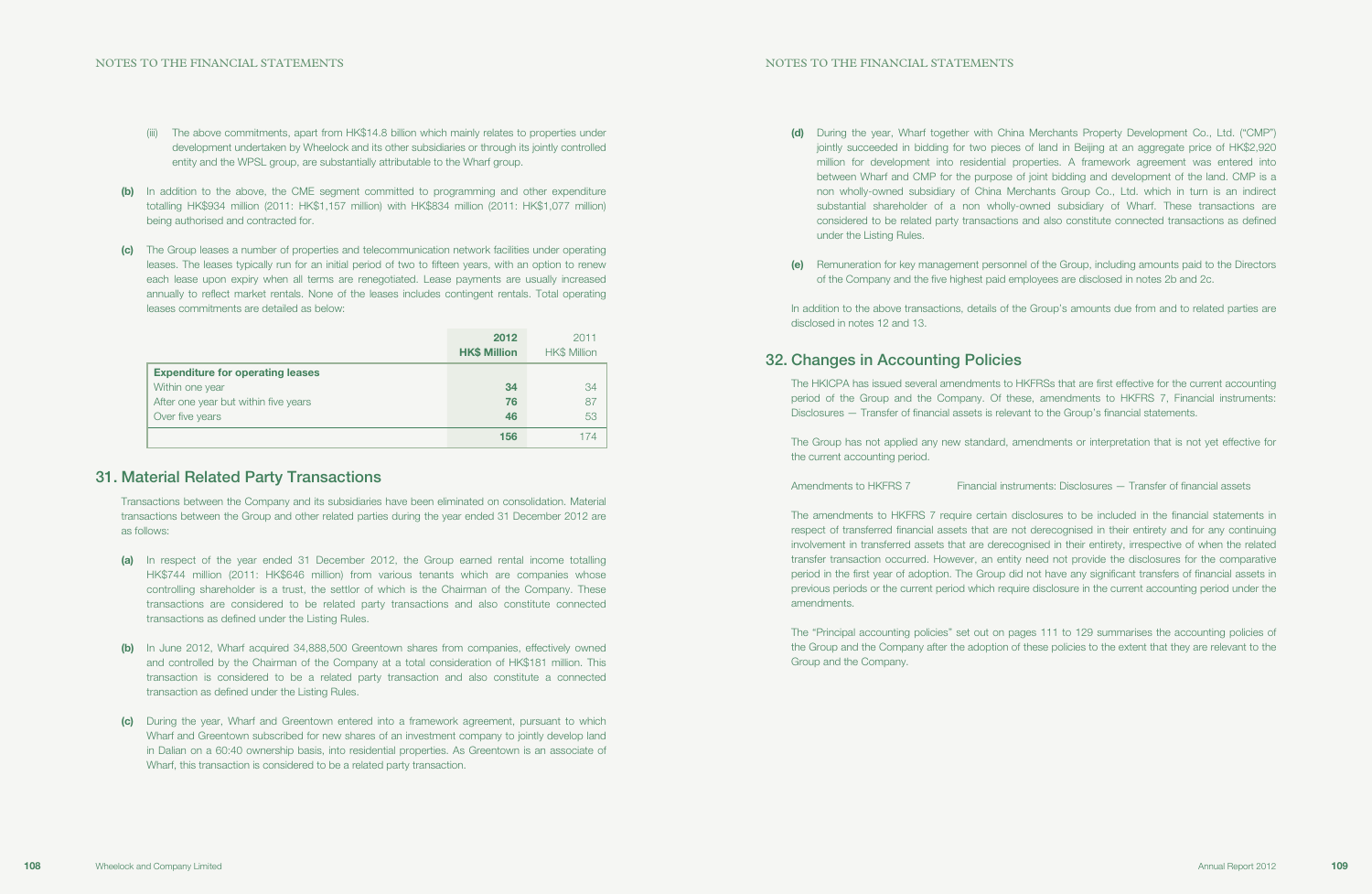(iii) The above commitments, apart from HK$14.8 billion which mainly relates to properties under development undertaken by Wheelock and its other subsidiaries or through its jointly controlled entity and the WPSL group, are substantially attributable to the Wharf group.

**(b)** In addition to the above, the CME segment committed to programming and other expenditure totalling HK$934 million (2011: HK$1,157 million) with HK$834 million (2011: HK$1,077 million) being authorised and contracted for.

**(c)** The Group leases a number of properties and telecommunication network facilities under operating leases. The leases typically run for an initial period of two to fifteen years, with an option to renew each lease upon expiry when all terms are renegotiated. Lease payments are usually increased annually to reflect market rentals. None of the leases includes contingent rentals. Total operating leases commitments are detailed as below:

| | **2012 HK$ Million** | 2011 HK$ Million |
|---|---|---|
| **Expenditure for operating leases** | | |
| Within one year | **34** | 34 |
| After one year but within five years | **76** | 87 |
| Over five years | **46** | 53 |
| | **156** | 174 |

## 31. Material Related Party Transactions

Transactions between the Company and its subsidiaries have been eliminated on consolidation. Material transactions between the Group and other related parties during the year ended 31 December 2012 are as follows:

**(a)** In respect of the year ended 31 December 2012, the Group earned rental income totalling HK$744 million (2011: HK$646 million) from various tenants which are companies whose controlling shareholder is a trust, the settlor of which is the Chairman of the Company. These transactions are considered to be related party transactions and also constitute connected transactions as defined under the Listing Rules.

**(b)** In June 2012, Wharf acquired 34,888,500 Greentown shares from companies, effectively owned and controlled by the Chairman of the Company at a total consideration of HK$181 million. This transaction is considered to be a related party transaction and also constitute a connected transaction as defined under the Listing Rules.

**(c)** During the year, Wharf and Greentown entered into a framework agreement, pursuant to which Wharf and Greentown subscribed for new shares of an investment company to jointly develop land in Dalian on a 60:40 ownership basis, into residential properties. As Greentown is an associate of Wharf, this transaction is considered to be a related party transaction.

**(d)** During the year, Wharf together with China Merchants Property Development Co., Ltd. ("CMP") jointly succeeded in bidding for two pieces of land in Beijing at an aggregate price of HK$2,920 million for development into residential properties. A framework agreement was entered into between Wharf and CMP for the purpose of joint bidding and development of the land. CMP is a non wholly-owned subsidiary of China Merchants Group Co., Ltd. which in turn is an indirect substantial shareholder of a non wholly-owned subsidiary of Wharf. These transactions are considered to be related party transactions and also constitute connected transactions as defined under the Listing Rules.

**(e)** Remuneration for key management personnel of the Group, including amounts paid to the Directors of the Company and the five highest paid employees are disclosed in notes 2b and 2c.

In addition to the above transactions, details of the Group's amounts due from and to related parties are disclosed in notes 12 and 13.

## 32. Changes in Accounting Policies

The HKICPA has issued several amendments to HKFRSs that are first effective for the current accounting period of the Group and the Company. Of these, amendments to HKFRS 7, Financial instruments: Disclosures — Transfer of financial assets is relevant to the Group's financial statements.

The Group has not applied any new standard, amendments or interpretation that is not yet effective for the current accounting period.

Amendments to HKFRS 7 Financial instruments: Disclosures — Transfer of financial assets

The amendments to HKFRS 7 require certain disclosures to be included in the financial statements in respect of transferred financial assets that are not derecognised in their entirety and for any continuing involvement in transferred assets that are derecognised in their entirety, irrespective of when the related transfer transaction occurred. However, an entity need not provide the disclosures for the comparative period in the first year of adoption. The Group did not have any significant transfers of financial assets in previous periods or the current period which require disclosure in the current accounting period under the amendments.

The "Principal accounting policies" set out on pages 111 to 129 summarises the accounting policies of the Group and the Company after the adoption of these policies to the extent that they are relevant to the Group and the Company.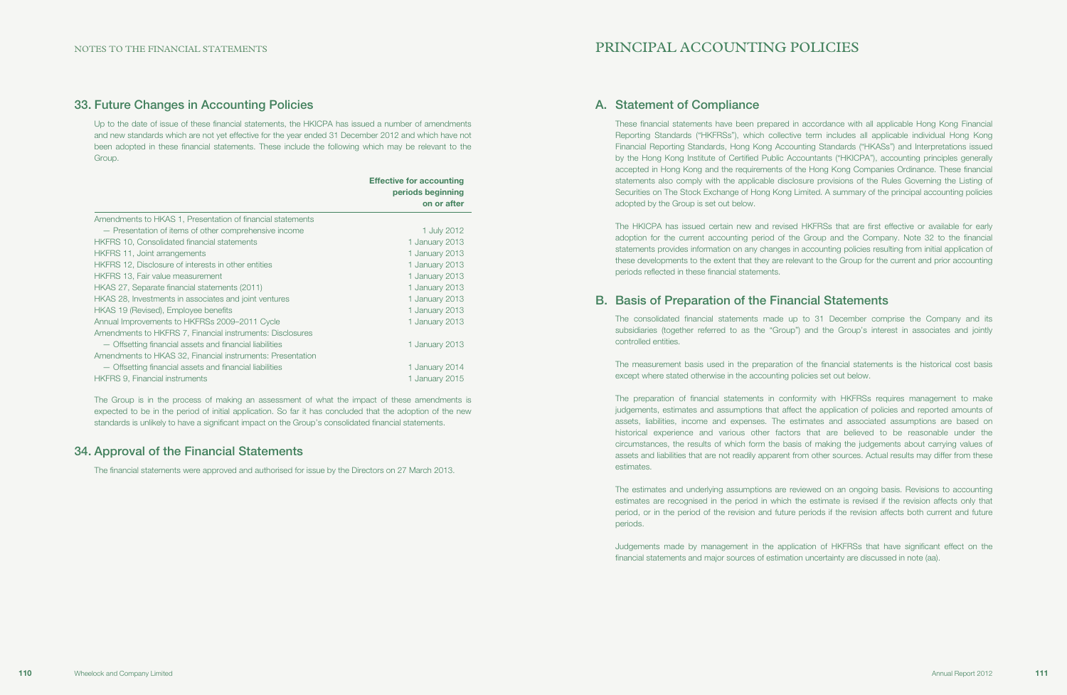## 33. Future Changes in Accounting Policies

Up to the date of issue of these financial statements, the HKICPA has issued a number of amendments and new standards which are not yet effective for the year ended 31 December 2012 and which have not been adopted in these financial statements. These include the following which may be relevant to the Group.

| | **Effective for accounting periods beginning on or after** |
|---|---|
| Amendments to HKAS 1, Presentation of financial statements | |
| — Presentation of items of other comprehensive income | 1 July 2012 |
| HKFRS 10, Consolidated financial statements | 1 January 2013 |
| HKFRS 11, Joint arrangements | 1 January 2013 |
| HKFRS 12, Disclosure of interests in other entities | 1 January 2013 |
| HKFRS 13, Fair value measurement | 1 January 2013 |
| HKAS 27, Separate financial statements (2011) | 1 January 2013 |
| HKAS 28, Investments in associates and joint ventures | 1 January 2013 |
| HKAS 19 (Revised), Employee benefits | 1 January 2013 |
| Annual Improvements to HKFRSs 2009–2011 Cycle | 1 January 2013 |
| Amendments to HKFRS 7, Financial instruments: Disclosures | |
| — Offsetting financial assets and financial liabilities | 1 January 2013 |
| Amendments to HKAS 32, Financial instruments: Presentation | |
| — Offsetting financial assets and financial liabilities | 1 January 2014 |
| HKFRS 9, Financial instruments | 1 January 2015 |

The Group is in the process of making an assessment of what the impact of these amendments is expected to be in the period of initial application. So far it has concluded that the adoption of the new standards is unlikely to have a significant impact on the Group's consolidated financial statements.

## 34. Approval of the Financial Statements

The financial statements were approved and authorised for issue by the Directors on 27 March 2013.

# PRINCIPAL ACCOUNTING POLICIES

## A. Statement of Compliance

These financial statements have been prepared in accordance with all applicable Hong Kong Financial Reporting Standards ("HKFRSs"), which collective term includes all applicable individual Hong Kong Financial Reporting Standards, Hong Kong Accounting Standards ("HKASs") and Interpretations issued by the Hong Kong Institute of Certified Public Accountants ("HKICPA"), accounting principles generally accepted in Hong Kong and the requirements of the Hong Kong Companies Ordinance. These financial statements also comply with the applicable disclosure provisions of the Rules Governing the Listing of Securities on The Stock Exchange of Hong Kong Limited. A summary of the principal accounting policies adopted by the Group is set out below.

The HKICPA has issued certain new and revised HKFRSs that are first effective or available for early adoption for the current accounting period of the Group and the Company. Note 32 to the financial statements provides information on any changes in accounting policies resulting from initial application of these developments to the extent that they are relevant to the Group for the current and prior accounting periods reflected in these financial statements.

## B. Basis of Preparation of the Financial Statements

The consolidated financial statements made up to 31 December comprise the Company and its subsidiaries (together referred to as the "Group") and the Group's interest in associates and jointly controlled entities.

The measurement basis used in the preparation of the financial statements is the historical cost basis except where stated otherwise in the accounting policies set out below.

The preparation of financial statements in conformity with HKFRSs requires management to make judgements, estimates and assumptions that affect the application of policies and reported amounts of assets, liabilities, income and expenses. The estimates and associated assumptions are based on historical experience and various other factors that are believed to be reasonable under the circumstances, the results of which form the basis of making the judgements about carrying values of assets and liabilities that are not readily apparent from other sources. Actual results may differ from these estimates.

The estimates and underlying assumptions are reviewed on an ongoing basis. Revisions to accounting estimates are recognised in the period in which the estimate is revised if the revision affects only that period, or in the period of the revision and future periods if the revision affects both current and future periods.

Judgements made by management in the application of HKFRSs that have significant effect on the financial statements and major sources of estimation uncertainty are discussed in note (aa).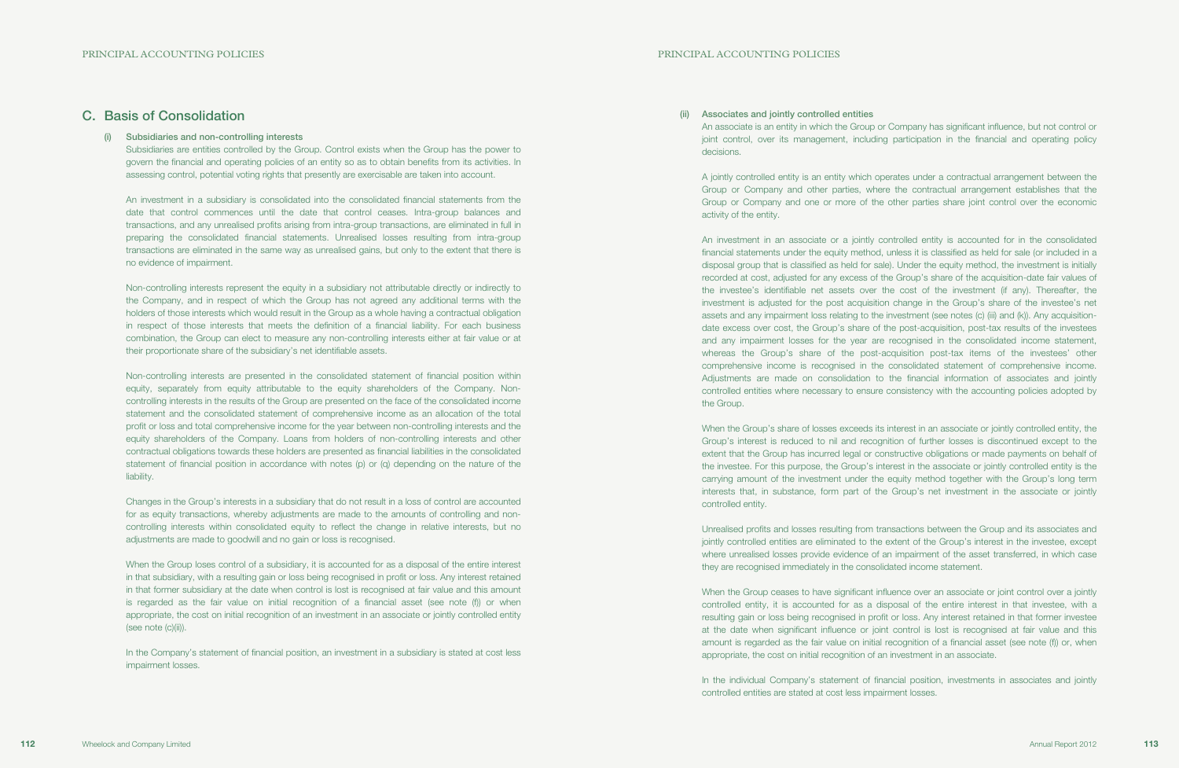## C. Basis of Consolidation

### (i) Subsidiaries and non-controlling interests

Subsidiaries are entities controlled by the Group. Control exists when the Group has the power to govern the financial and operating policies of an entity so as to obtain benefits from its activities. In assessing control, potential voting rights that presently are exercisable are taken into account.

An investment in a subsidiary is consolidated into the consolidated financial statements from the date that control commences until the date that control ceases. Intra-group balances and transactions, and any unrealised profits arising from intra-group transactions, are eliminated in full in preparing the consolidated financial statements. Unrealised losses resulting from intra-group transactions are eliminated in the same way as unrealised gains, but only to the extent that there is no evidence of impairment.

Non-controlling interests represent the equity in a subsidiary not attributable directly or indirectly to the Company, and in respect of which the Group has not agreed any additional terms with the holders of those interests which would result in the Group as a whole having a contractual obligation in respect of those interests that meets the definition of a financial liability. For each business combination, the Group can elect to measure any non-controlling interests either at fair value or at their proportionate share of the subsidiary's net identifiable assets.

Non-controlling interests are presented in the consolidated statement of financial position within equity, separately from equity attributable to the equity shareholders of the Company. Non-controlling interests in the results of the Group are presented on the face of the consolidated income statement and the consolidated statement of comprehensive income as an allocation of the total profit or loss and total comprehensive income for the year between non-controlling interests and the equity shareholders of the Company. Loans from holders of non-controlling interests and other contractual obligations towards these holders are presented as financial liabilities in the consolidated statement of financial position in accordance with notes (p) or (q) depending on the nature of the liability.

Changes in the Group's interests in a subsidiary that do not result in a loss of control are accounted for as equity transactions, whereby adjustments are made to the amounts of controlling and non-controlling interests within consolidated equity to reflect the change in relative interests, but no adjustments are made to goodwill and no gain or loss is recognised.

When the Group loses control of a subsidiary, it is accounted for as a disposal of the entire interest in that subsidiary, with a resulting gain or loss being recognised in profit or loss. Any interest retained in that former subsidiary at the date when control is lost is recognised at fair value and this amount is regarded as the fair value on initial recognition of a financial asset (see note (f)) or when appropriate, the cost on initial recognition of an investment in an associate or jointly controlled entity (see note (c)(ii)).

In the Company's statement of financial position, an investment in a subsidiary is stated at cost less impairment losses.

### (ii) Associates and jointly controlled entities

An associate is an entity in which the Group or Company has significant influence, but not control or joint control, over its management, including participation in the financial and operating policy decisions.

A jointly controlled entity is an entity which operates under a contractual arrangement between the Group or Company and other parties, where the contractual arrangement establishes that the Group or Company and one or more of the other parties share joint control over the economic activity of the entity.

An investment in an associate or a jointly controlled entity is accounted for in the consolidated financial statements under the equity method, unless it is classified as held for sale (or included in a disposal group that is classified as held for sale). Under the equity method, the investment is initially recorded at cost, adjusted for any excess of the Group's share of the acquisition-date fair values of the investee's identifiable net assets over the cost of the investment (if any). Thereafter, the investment is adjusted for the post acquisition change in the Group's share of the investee's net assets and any impairment loss relating to the investment (see notes (c) (iii) and (k)). Any acquisition-date excess over cost, the Group's share of the post-acquisition, post-tax results of the investees and any impairment losses for the year are recognised in the consolidated income statement, whereas the Group's share of the post-acquisition post-tax items of the investees' other comprehensive income is recognised in the consolidated statement of comprehensive income. Adjustments are made on consolidation to the financial information of associates and jointly controlled entities where necessary to ensure consistency with the accounting policies adopted by the Group.

When the Group's share of losses exceeds its interest in an associate or jointly controlled entity, the Group's interest is reduced to nil and recognition of further losses is discontinued except to the extent that the Group has incurred legal or constructive obligations or made payments on behalf of the investee. For this purpose, the Group's interest in the associate or jointly controlled entity is the carrying amount of the investment under the equity method together with the Group's long term interests that, in substance, form part of the Group's net investment in the associate or jointly controlled entity.

Unrealised profits and losses resulting from transactions between the Group and its associates and jointly controlled entities are eliminated to the extent of the Group's interest in the investee, except where unrealised losses provide evidence of an impairment of the asset transferred, in which case they are recognised immediately in the consolidated income statement.

When the Group ceases to have significant influence over an associate or joint control over a jointly controlled entity, it is accounted for as a disposal of the entire interest in that investee, with a resulting gain or loss being recognised in profit or loss. Any interest retained in that former investee at the date when significant influence or joint control is lost is recognised at fair value and this amount is regarded as the fair value on initial recognition of a financial asset (see note (f)) or, when appropriate, the cost on initial recognition of an investment in an associate.

In the individual Company's statement of financial position, investments in associates and jointly controlled entities are stated at cost less impairment losses.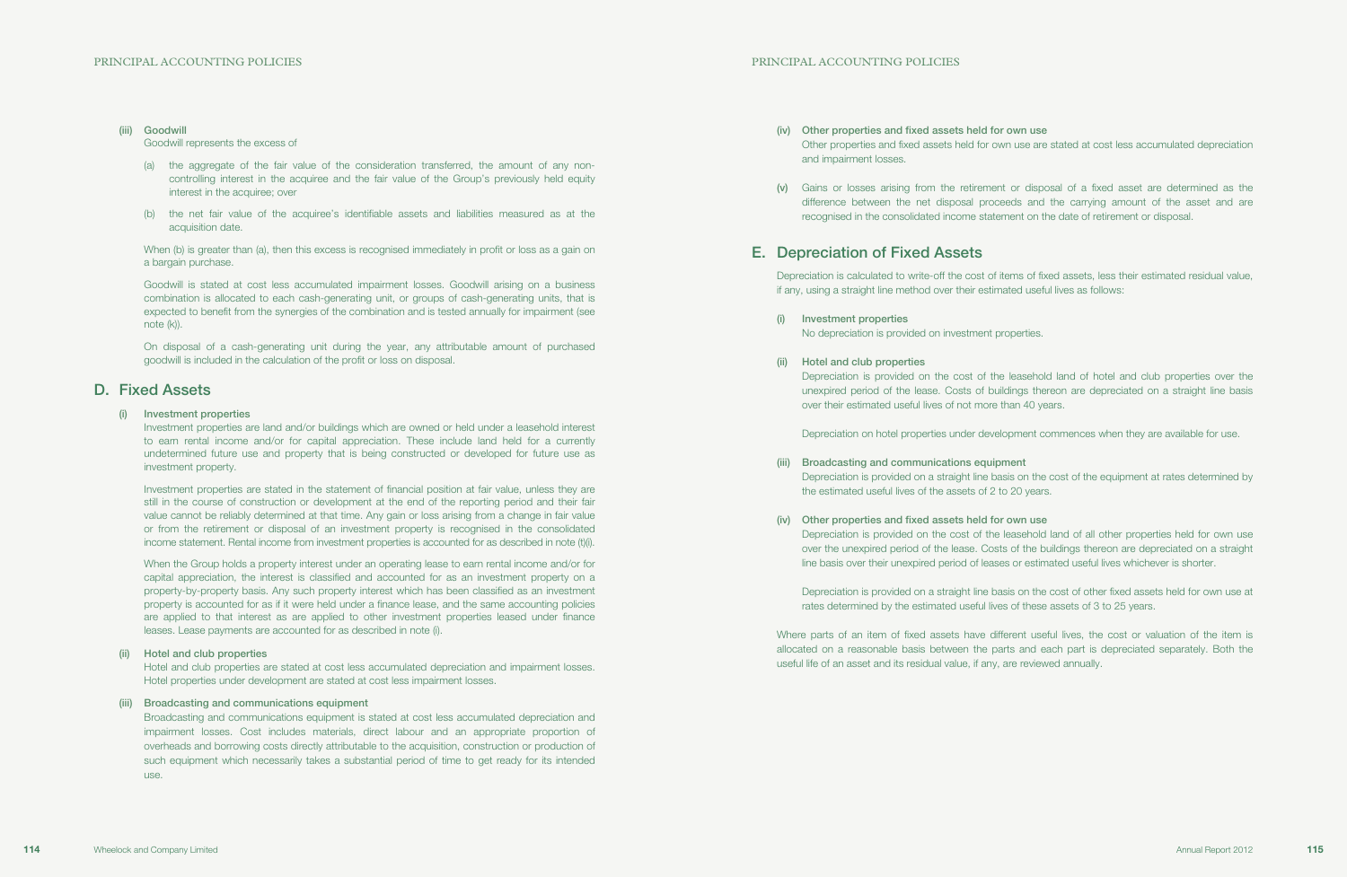**(iii) Goodwill**

Goodwill represents the excess of

(a) the aggregate of the fair value of the consideration transferred, the amount of any non-controlling interest in the acquiree and the fair value of the Group's previously held equity interest in the acquiree; over

(b) the net fair value of the acquiree's identifiable assets and liabilities measured as at the acquisition date.

When (b) is greater than (a), then this excess is recognised immediately in profit or loss as a gain on a bargain purchase.

Goodwill is stated at cost less accumulated impairment losses. Goodwill arising on a business combination is allocated to each cash-generating unit, or groups of cash-generating units, that is expected to benefit from the synergies of the combination and is tested annually for impairment (see note (k)).

On disposal of a cash-generating unit during the year, any attributable amount of purchased goodwill is included in the calculation of the profit or loss on disposal.

## D. Fixed Assets

**(i) Investment properties**

Investment properties are land and/or buildings which are owned or held under a leasehold interest to earn rental income and/or for capital appreciation. These include land held for a currently undetermined future use and property that is being constructed or developed for future use as investment property.

Investment properties are stated in the statement of financial position at fair value, unless they are still in the course of construction or development at the end of the reporting period and their fair value cannot be reliably determined at that time. Any gain or loss arising from a change in fair value or from the retirement or disposal of an investment property is recognised in the consolidated income statement. Rental income from investment properties is accounted for as described in note (t)(i).

When the Group holds a property interest under an operating lease to earn rental income and/or for capital appreciation, the interest is classified and accounted for as an investment property on a property-by-property basis. Any such property interest which has been classified as an investment property is accounted for as if it were held under a finance lease, and the same accounting policies are applied to that interest as are applied to other investment properties leased under finance leases. Lease payments are accounted for as described in note (i).

**(ii) Hotel and club properties**

Hotel and club properties are stated at cost less accumulated depreciation and impairment losses. Hotel properties under development are stated at cost less impairment losses.

**(iii) Broadcasting and communications equipment**

Broadcasting and communications equipment is stated at cost less accumulated depreciation and impairment losses. Cost includes materials, direct labour and an appropriate proportion of overheads and borrowing costs directly attributable to the acquisition, construction or production of such equipment which necessarily takes a substantial period of time to get ready for its intended use.

**(iv) Other properties and fixed assets held for own use**

Other properties and fixed assets held for own use are stated at cost less accumulated depreciation and impairment losses.

**(v)** Gains or losses arising from the retirement or disposal of a fixed asset are determined as the difference between the net disposal proceeds and the carrying amount of the asset and are recognised in the consolidated income statement on the date of retirement or disposal.

## E. Depreciation of Fixed Assets

Depreciation is calculated to write-off the cost of items of fixed assets, less their estimated residual value, if any, using a straight line method over their estimated useful lives as follows:

**(i) Investment properties**

No depreciation is provided on investment properties.

**(ii) Hotel and club properties**

Depreciation is provided on the cost of the leasehold land of hotel and club properties over the unexpired period of the lease. Costs of buildings thereon are depreciated on a straight line basis over their estimated useful lives of not more than 40 years.

Depreciation on hotel properties under development commences when they are available for use.

**(iii) Broadcasting and communications equipment**

Depreciation is provided on a straight line basis on the cost of the equipment at rates determined by the estimated useful lives of the assets of 2 to 20 years.

**(iv) Other properties and fixed assets held for own use**

Depreciation is provided on the cost of the leasehold land of all other properties held for own use over the unexpired period of the lease. Costs of the buildings thereon are depreciated on a straight line basis over their unexpired period of leases or estimated useful lives whichever is shorter.

Depreciation is provided on a straight line basis on the cost of other fixed assets held for own use at rates determined by the estimated useful lives of these assets of 3 to 25 years.

Where parts of an item of fixed assets have different useful lives, the cost or valuation of the item is allocated on a reasonable basis between the parts and each part is depreciated separately. Both the useful life of an asset and its residual value, if any, are reviewed annually.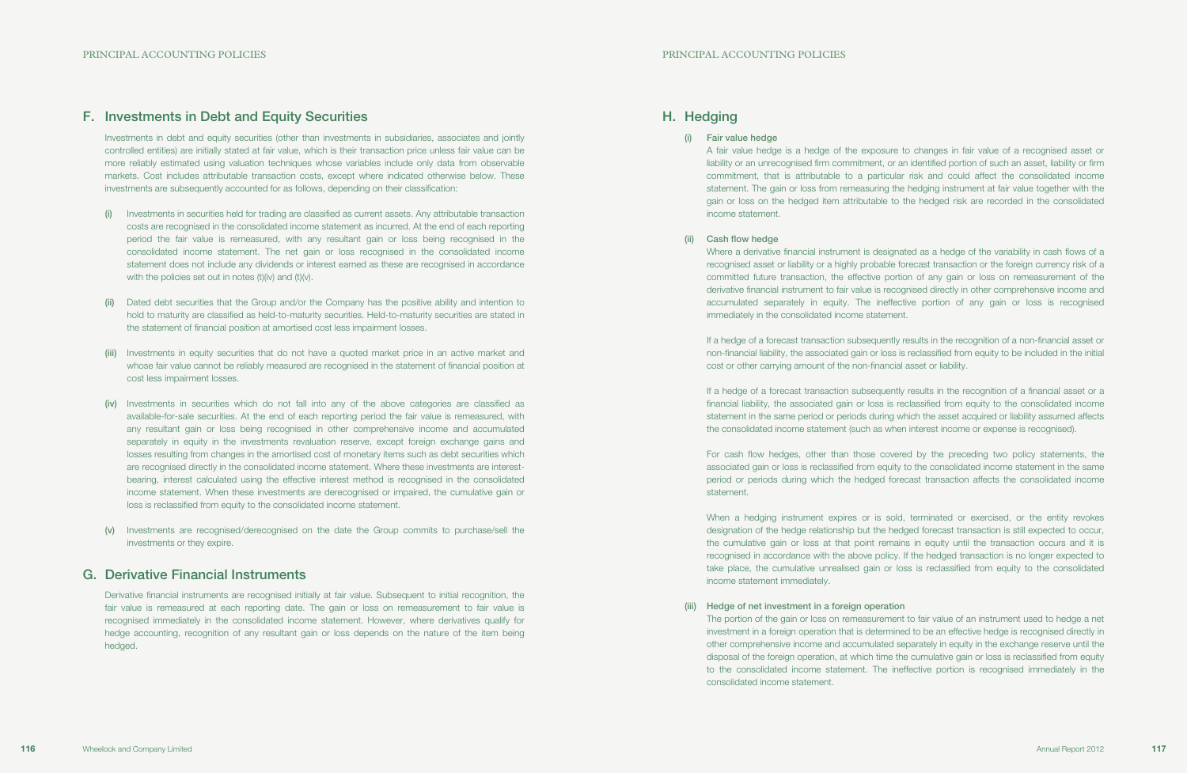## F. Investments in Debt and Equity Securities

Investments in debt and equity securities (other than investments in subsidiaries, associates and jointly controlled entities) are initially stated at fair value, which is their transaction price unless fair value can be more reliably estimated using valuation techniques whose variables include only data from observable markets. Cost includes attributable transaction costs, except where indicated otherwise below. These investments are subsequently accounted for as follows, depending on their classification:

(i) Investments in securities held for trading are classified as current assets. Any attributable transaction costs are recognised in the consolidated income statement as incurred. At the end of each reporting period the fair value is remeasured, with any resultant gain or loss being recognised in the consolidated income statement. The net gain or loss recognised in the consolidated income statement does not include any dividends or interest earned as these are recognised in accordance with the policies set out in notes (t)(iv) and (t)(v).

(ii) Dated debt securities that the Group and/or the Company has the positive ability and intention to hold to maturity are classified as held-to-maturity securities. Held-to-maturity securities are stated in the statement of financial position at amortised cost less impairment losses.

(iii) Investments in equity securities that do not have a quoted market price in an active market and whose fair value cannot be reliably measured are recognised in the statement of financial position at cost less impairment losses.

(iv) Investments in securities which do not fall into any of the above categories are classified as available-for-sale securities. At the end of each reporting period the fair value is remeasured, with any resultant gain or loss being recognised in other comprehensive income and accumulated separately in equity in the investments revaluation reserve, except foreign exchange gains and losses resulting from changes in the amortised cost of monetary items such as debt securities which are recognised directly in the consolidated income statement. Where these investments are interest-bearing, interest calculated using the effective interest method is recognised in the consolidated income statement. When these investments are derecognised or impaired, the cumulative gain or loss is reclassified from equity to the consolidated income statement.

(v) Investments are recognised/derecognised on the date the Group commits to purchase/sell the investments or they expire.

## G. Derivative Financial Instruments

Derivative financial instruments are recognised initially at fair value. Subsequent to initial recognition, the fair value is remeasured at each reporting date. The gain or loss on remeasurement to fair value is recognised immediately in the consolidated income statement. However, where derivatives qualify for hedge accounting, recognition of any resultant gain or loss depends on the nature of the item being hedged.

## H. Hedging

### (i) Fair value hedge

A fair value hedge is a hedge of the exposure to changes in fair value of a recognised asset or liability or an unrecognised firm commitment, or an identified portion of such an asset, liability or firm commitment, that is attributable to a particular risk and could affect the consolidated income statement. The gain or loss from remeasuring the hedging instrument at fair value together with the gain or loss on the hedged item attributable to the hedged risk are recorded in the consolidated income statement.

### (ii) Cash flow hedge

Where a derivative financial instrument is designated as a hedge of the variability in cash flows of a recognised asset or liability or a highly probable forecast transaction or the foreign currency risk of a committed future transaction, the effective portion of any gain or loss on remeasurement of the derivative financial instrument to fair value is recognised directly in other comprehensive income and accumulated separately in equity. The ineffective portion of any gain or loss is recognised immediately in the consolidated income statement.

If a hedge of a forecast transaction subsequently results in the recognition of a non-financial asset or non-financial liability, the associated gain or loss is reclassified from equity to be included in the initial cost or other carrying amount of the non-financial asset or liability.

If a hedge of a forecast transaction subsequently results in the recognition of a financial asset or a financial liability, the associated gain or loss is reclassified from equity to the consolidated income statement in the same period or periods during which the asset acquired or liability assumed affects the consolidated income statement (such as when interest income or expense is recognised).

For cash flow hedges, other than those covered by the preceding two policy statements, the associated gain or loss is reclassified from equity to the consolidated income statement in the same period or periods during which the hedged forecast transaction affects the consolidated income statement.

When a hedging instrument expires or is sold, terminated or exercised, or the entity revokes designation of the hedge relationship but the hedged forecast transaction is still expected to occur, the cumulative gain or loss at that point remains in equity until the transaction occurs and it is recognised in accordance with the above policy. If the hedged transaction is no longer expected to take place, the cumulative unrealised gain or loss is reclassified from equity to the consolidated income statement immediately.

### (iii) Hedge of net investment in a foreign operation

The portion of the gain or loss on remeasurement to fair value of an instrument used to hedge a net investment in a foreign operation that is determined to be an effective hedge is recognised directly in other comprehensive income and accumulated separately in equity in the exchange reserve until the disposal of the foreign operation, at which time the cumulative gain or loss is reclassified from equity to the consolidated income statement. The ineffective portion is recognised immediately in the consolidated income statement.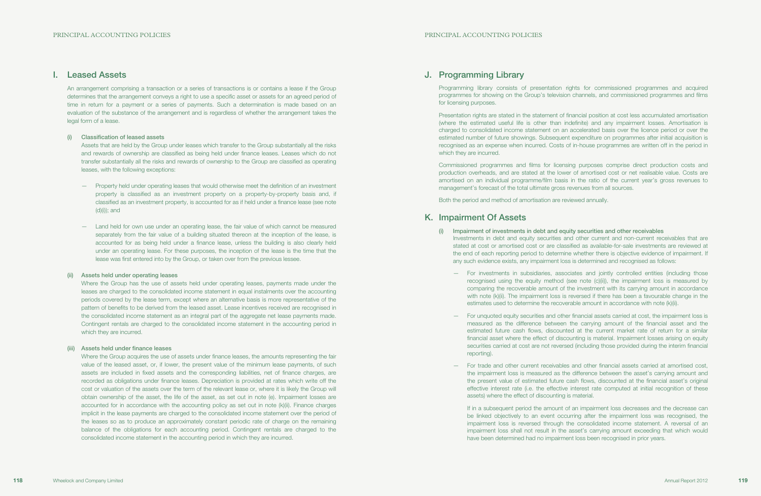## I. Leased Assets

An arrangement comprising a transaction or a series of transactions is or contains a lease if the Group determines that the arrangement conveys a right to use a specific asset or assets for an agreed period of time in return for a payment or a series of payments. Such a determination is made based on an evaluation of the substance of the arrangement and is regardless of whether the arrangement takes the legal form of a lease.

### (i) Classification of leased assets

Assets that are held by the Group under leases which transfer to the Group substantially all the risks and rewards of ownership are classified as being held under finance leases. Leases which do not transfer substantially all the risks and rewards of ownership to the Group are classified as operating leases, with the following exceptions:

— Property held under operating leases that would otherwise meet the definition of an investment property is classified as an investment property on a property-by-property basis and, if classified as an investment property, is accounted for as if held under a finance lease (see note (d)(i)); and

— Land held for own use under an operating lease, the fair value of which cannot be measured separately from the fair value of a building situated thereon at the inception of the lease, is accounted for as being held under a finance lease, unless the building is also clearly held under an operating lease. For these purposes, the inception of the lease is the time that the lease was first entered into by the Group, or taken over from the previous lessee.

### (ii) Assets held under operating leases

Where the Group has the use of assets held under operating leases, payments made under the leases are charged to the consolidated income statement in equal instalments over the accounting periods covered by the lease term, except where an alternative basis is more representative of the pattern of benefits to be derived from the leased asset. Lease incentives received are recognised in the consolidated income statement as an integral part of the aggregate net lease payments made. Contingent rentals are charged to the consolidated income statement in the accounting period in which they are incurred.

### (iii) Assets held under finance leases

Where the Group acquires the use of assets under finance leases, the amounts representing the fair value of the leased asset, or, if lower, the present value of the minimum lease payments, of such assets are included in fixed assets and the corresponding liabilities, net of finance charges, are recorded as obligations under finance leases. Depreciation is provided at rates which write off the cost or valuation of the assets over the term of the relevant lease or, where it is likely the Group will obtain ownership of the asset, the life of the asset, as set out in note (e). Impairment losses are accounted for in accordance with the accounting policy as set out in note (k)(ii). Finance charges implicit in the lease payments are charged to the consolidated income statement over the period of the leases so as to produce an approximately constant periodic rate of charge on the remaining balance of the obligations for each accounting period. Contingent rentals are charged to the consolidated income statement in the accounting period in which they are incurred.

## J. Programming Library

Programming library consists of presentation rights for commissioned programmes and acquired programmes for showing on the Group's television channels, and commissioned programmes and films for licensing purposes.

Presentation rights are stated in the statement of financial position at cost less accumulated amortisation (where the estimated useful life is other than indefinite) and any impairment losses. Amortisation is charged to consolidated income statement on an accelerated basis over the licence period or over the estimated number of future showings. Subsequent expenditure on programmes after initial acquisition is recognised as an expense when incurred. Costs of in-house programmes are written off in the period in which they are incurred.

Commissioned programmes and films for licensing purposes comprise direct production costs and production overheads, and are stated at the lower of amortised cost or net realisable value. Costs are amortised on an individual programme/film basis in the ratio of the current year's gross revenues to management's forecast of the total ultimate gross revenues from all sources.

Both the period and method of amortisation are reviewed annually.

## K. Impairment Of Assets

### (i) Impairment of investments in debt and equity securities and other receivables

Investments in debt and equity securities and other current and non-current receivables that are stated at cost or amortised cost or are classified as available-for-sale investments are reviewed at the end of each reporting period to determine whether there is objective evidence of impairment. If any such evidence exists, any impairment loss is determined and recognised as follows:

— For investments in subsidiaries, associates and jointly controlled entities (including those recognised using the equity method (see note (c)(ii)), the impairment loss is measured by comparing the recoverable amount of the investment with its carrying amount in accordance with note (k)(ii). The impairment loss is reversed if there has been a favourable change in the estimates used to determine the recoverable amount in accordance with note (k)(ii).

— For unquoted equity securities and other financial assets carried at cost, the impairment loss is measured as the difference between the carrying amount of the financial asset and the estimated future cash flows, discounted at the current market rate of return for a similar financial asset where the effect of discounting is material. Impairment losses arising on equity securities carried at cost are not reversed (including those provided during the interim financial reporting).

— For trade and other current receivables and other financial assets carried at amortised cost, the impairment loss is measured as the difference between the asset's carrying amount and the present value of estimated future cash flows, discounted at the financial asset's original effective interest rate (i.e. the effective interest rate computed at initial recognition of these assets) where the effect of discounting is material.

  If in a subsequent period the amount of an impairment loss decreases and the decrease can be linked objectively to an event occurring after the impairment loss was recognised, the impairment loss is reversed through the consolidated income statement. A reversal of an impairment loss shall not result in the asset's carrying amount exceeding that which would have been determined had no impairment loss been recognised in prior years.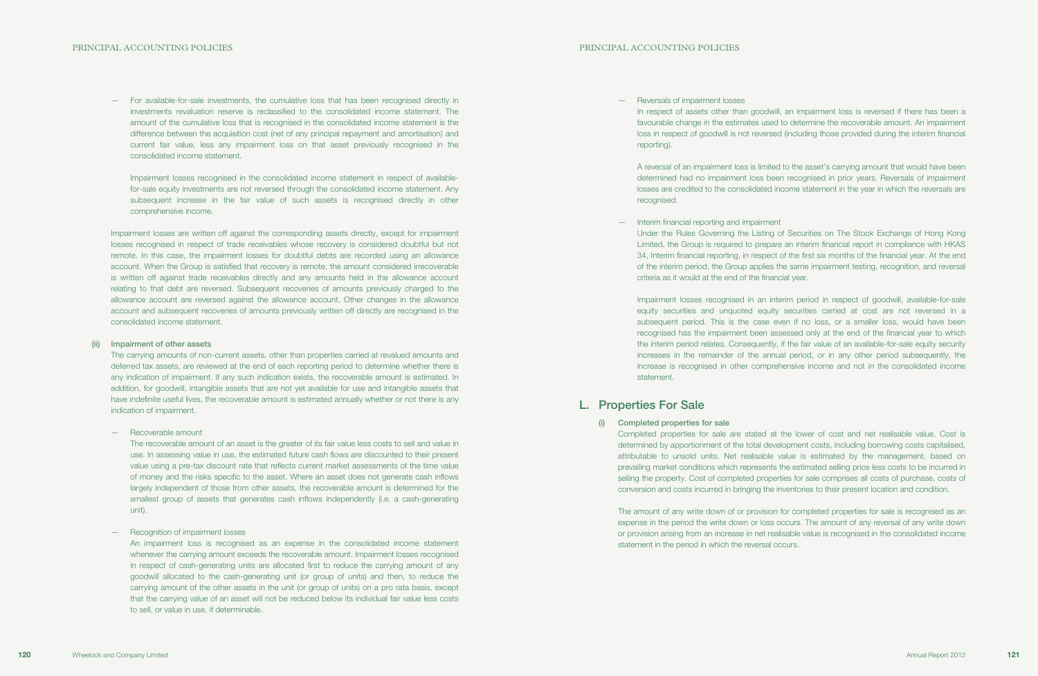— For available-for-sale investments, the cumulative loss that has been recognised directly in investments revaluation reserve is reclassified to the consolidated income statement. The amount of the cumulative loss that is recognised in the consolidated income statement is the difference between the acquisition cost (net of any principal repayment and amortisation) and current fair value, less any impairment loss on that asset previously recognised in the consolidated income statement.

Impairment losses recognised in the consolidated income statement in respect of available-for-sale equity investments are not reversed through the consolidated income statement. Any subsequent increase in the fair value of such assets is recognised directly in other comprehensive income.

Impairment losses are written off against the corresponding assets directly, except for impairment losses recognised in respect of trade receivables whose recovery is considered doubtful but not remote. In this case, the impairment losses for doubtful debts are recorded using an allowance account. When the Group is satisfied that recovery is remote, the amount considered irrecoverable is written off against trade receivables directly and any amounts held in the allowance account relating to that debt are reversed. Subsequent recoveries of amounts previously charged to the allowance account are reversed against the allowance account. Other changes in the allowance account and subsequent recoveries of amounts previously written off directly are recognised in the consolidated income statement.

**(ii) Impairment of other assets**

The carrying amounts of non-current assets, other than properties carried at revalued amounts and deferred tax assets, are reviewed at the end of each reporting period to determine whether there is any indication of impairment. If any such indication exists, the recoverable amount is estimated. In addition, for goodwill, intangible assets that are not yet available for use and intangible assets that have indefinite useful lives, the recoverable amount is estimated annually whether or not there is any indication of impairment.

— Recoverable amount

The recoverable amount of an asset is the greater of its fair value less costs to sell and value in use. In assessing value in use, the estimated future cash flows are discounted to their present value using a pre-tax discount rate that reflects current market assessments of the time value of money and the risks specific to the asset. Where an asset does not generate cash inflows largely independent of those from other assets, the recoverable amount is determined for the smallest group of assets that generates cash inflows independently (i.e. a cash-generating unit).

— Recognition of impairment losses

An impairment loss is recognised as an expense in the consolidated income statement whenever the carrying amount exceeds the recoverable amount. Impairment losses recognised in respect of cash-generating units are allocated first to reduce the carrying amount of any goodwill allocated to the cash-generating unit (or group of units) and then, to reduce the carrying amount of the other assets in the unit (or group of units) on a pro rata basis, except that the carrying value of an asset will not be reduced below its individual fair value less costs to sell, or value in use, if determinable.

— Reversals of impairment losses

In respect of assets other than goodwill, an impairment loss is reversed if there has been a favourable change in the estimates used to determine the recoverable amount. An impairment loss in respect of goodwill is not reversed (including those provided during the interim financial reporting).

A reversal of an impairment loss is limited to the asset's carrying amount that would have been determined had no impairment loss been recognised in prior years. Reversals of impairment losses are credited to the consolidated income statement in the year in which the reversals are recognised.

— Interim financial reporting and impairment

Under the Rules Governing the Listing of Securities on The Stock Exchange of Hong Kong Limited, the Group is required to prepare an interim financial report in compliance with HKAS 34, Interim financial reporting, in respect of the first six months of the financial year. At the end of the interim period, the Group applies the same impairment testing, recognition, and reversal criteria as it would at the end of the financial year.

Impairment losses recognised in an interim period in respect of goodwill, available-for-sale equity securities and unquoted equity securities carried at cost are not reversed in a subsequent period. This is the case even if no loss, or a smaller loss, would have been recognised had the impairment been assessed only at the end of the financial year to which the interim period relates. Consequently, if the fair value of an available-for-sale equity security increases in the remainder of the annual period, or in any other period subsequently, the increase is recognised in other comprehensive income and not in the consolidated income statement.

## L. Properties For Sale

**(i) Completed properties for sale**

Completed properties for sale are stated at the lower of cost and net realisable value. Cost is determined by apportionment of the total development costs, including borrowing costs capitalised, attributable to unsold units. Net realisable value is estimated by the management, based on prevailing market conditions which represents the estimated selling price less costs to be incurred in selling the property. Cost of completed properties for sale comprises all costs of purchase, costs of conversion and costs incurred in bringing the inventories to their present location and condition.

The amount of any write down of or provision for completed properties for sale is recognised as an expense in the period the write down or loss occurs. The amount of any reversal of any write down or provision arising from an increase in net realisable value is recognised in the consolidated income statement in the period in which the reversal occurs.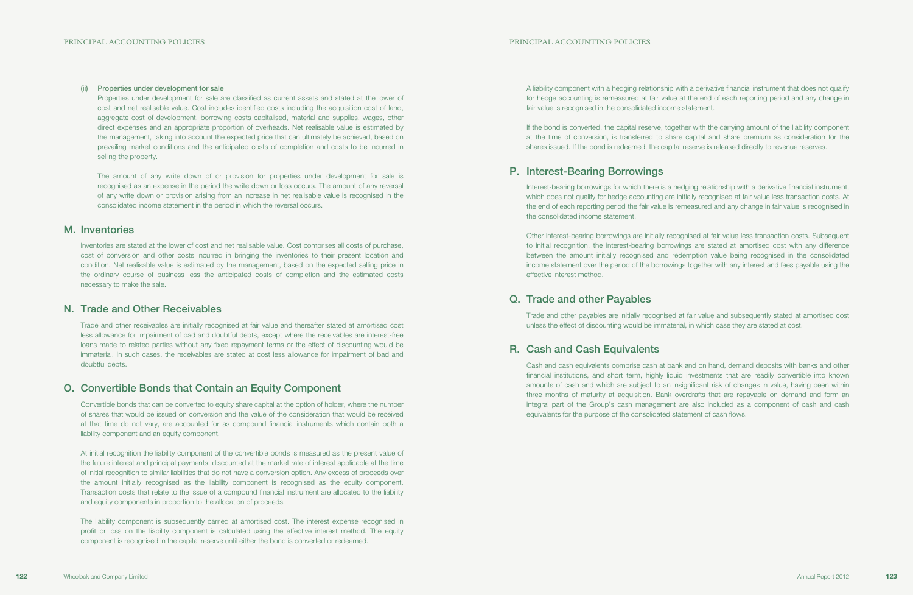(ii) **Properties under development for sale**

Properties under development for sale are classified as current assets and stated at the lower of cost and net realisable value. Cost includes identified costs including the acquisition cost of land, aggregate cost of development, borrowing costs capitalised, material and supplies, wages, other direct expenses and an appropriate proportion of overheads. Net realisable value is estimated by the management, taking into account the expected price that can ultimately be achieved, based on prevailing market conditions and the anticipated costs of completion and costs to be incurred in selling the property.

The amount of any write down of or provision for properties under development for sale is recognised as an expense in the period the write down or loss occurs. The amount of any reversal of any write down or provision arising from an increase in net realisable value is recognised in the consolidated income statement in the period in which the reversal occurs.

## M. Inventories

Inventories are stated at the lower of cost and net realisable value. Cost comprises all costs of purchase, cost of conversion and other costs incurred in bringing the inventories to their present location and condition. Net realisable value is estimated by the management, based on the expected selling price in the ordinary course of business less the anticipated costs of completion and the estimated costs necessary to make the sale.

## N. Trade and Other Receivables

Trade and other receivables are initially recognised at fair value and thereafter stated at amortised cost less allowance for impairment of bad and doubtful debts, except where the receivables are interest-free loans made to related parties without any fixed repayment terms or the effect of discounting would be immaterial. In such cases, the receivables are stated at cost less allowance for impairment of bad and doubtful debts.

## O. Convertible Bonds that Contain an Equity Component

Convertible bonds that can be converted to equity share capital at the option of holder, where the number of shares that would be issued on conversion and the value of the consideration that would be received at that time do not vary, are accounted for as compound financial instruments which contain both a liability component and an equity component.

At initial recognition the liability component of the convertible bonds is measured as the present value of the future interest and principal payments, discounted at the market rate of interest applicable at the time of initial recognition to similar liabilities that do not have a conversion option. Any excess of proceeds over the amount initially recognised as the liability component is recognised as the equity component. Transaction costs that relate to the issue of a compound financial instrument are allocated to the liability and equity components in proportion to the allocation of proceeds.

The liability component is subsequently carried at amortised cost. The interest expense recognised in profit or loss on the liability component is calculated using the effective interest method. The equity component is recognised in the capital reserve until either the bond is converted or redeemed.

A liability component with a hedging relationship with a derivative financial instrument that does not qualify for hedge accounting is remeasured at fair value at the end of each reporting period and any change in fair value is recognised in the consolidated income statement.

If the bond is converted, the capital reserve, together with the carrying amount of the liability component at the time of conversion, is transferred to share capital and share premium as consideration for the shares issued. If the bond is redeemed, the capital reserve is released directly to revenue reserves.

## P. Interest-Bearing Borrowings

Interest-bearing borrowings for which there is a hedging relationship with a derivative financial instrument, which does not qualify for hedge accounting are initially recognised at fair value less transaction costs. At the end of each reporting period the fair value is remeasured and any change in fair value is recognised in the consolidated income statement.

Other interest-bearing borrowings are initially recognised at fair value less transaction costs. Subsequent to initial recognition, the interest-bearing borrowings are stated at amortised cost with any difference between the amount initially recognised and redemption value being recognised in the consolidated income statement over the period of the borrowings together with any interest and fees payable using the effective interest method.

## Q. Trade and other Payables

Trade and other payables are initially recognised at fair value and subsequently stated at amortised cost unless the effect of discounting would be immaterial, in which case they are stated at cost.

## R. Cash and Cash Equivalents

Cash and cash equivalents comprise cash at bank and on hand, demand deposits with banks and other financial institutions, and short term, highly liquid investments that are readily convertible into known amounts of cash and which are subject to an insignificant risk of changes in value, having been within three months of maturity at acquisition. Bank overdrafts that are repayable on demand and form an integral part of the Group's cash management are also included as a component of cash and cash equivalents for the purpose of the consolidated statement of cash flows.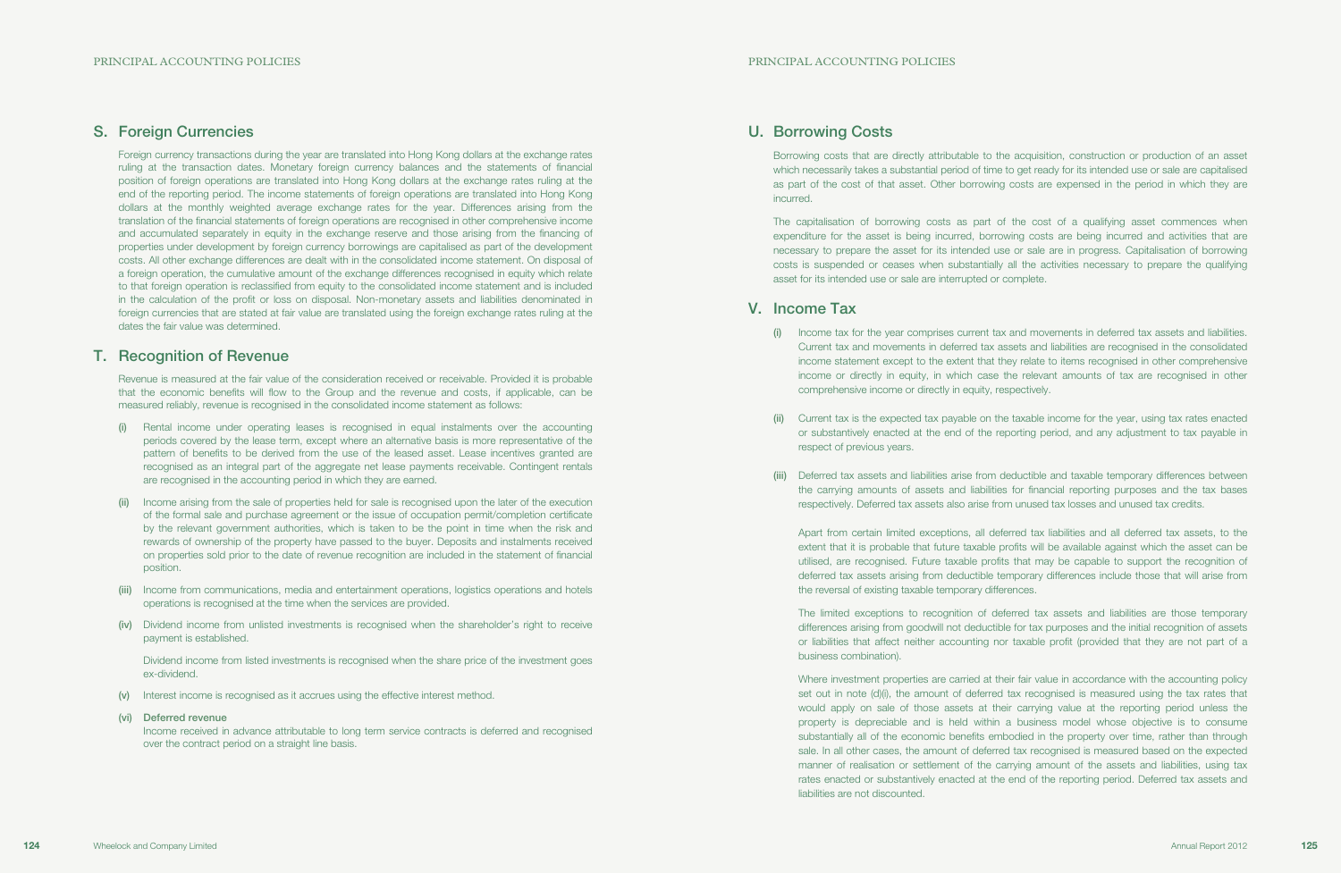## S. Foreign Currencies

Foreign currency transactions during the year are translated into Hong Kong dollars at the exchange rates ruling at the transaction dates. Monetary foreign currency balances and the statements of financial position of foreign operations are translated into Hong Kong dollars at the exchange rates ruling at the end of the reporting period. The income statements of foreign operations are translated into Hong Kong dollars at the monthly weighted average exchange rates for the year. Differences arising from the translation of the financial statements of foreign operations are recognised in other comprehensive income and accumulated separately in equity in the exchange reserve and those arising from the financing of properties under development by foreign currency borrowings are capitalised as part of the development costs. All other exchange differences are dealt with in the consolidated income statement. On disposal of a foreign operation, the cumulative amount of the exchange differences recognised in equity which relate to that foreign operation is reclassified from equity to the consolidated income statement and is included in the calculation of the profit or loss on disposal. Non-monetary assets and liabilities denominated in foreign currencies that are stated at fair value are translated using the foreign exchange rates ruling at the dates the fair value was determined.

## T. Recognition of Revenue

Revenue is measured at the fair value of the consideration received or receivable. Provided it is probable that the economic benefits will flow to the Group and the revenue and costs, if applicable, can be measured reliably, revenue is recognised in the consolidated income statement as follows:

(i) Rental income under operating leases is recognised in equal instalments over the accounting periods covered by the lease term, except where an alternative basis is more representative of the pattern of benefits to be derived from the use of the leased asset. Lease incentives granted are recognised as an integral part of the aggregate net lease payments receivable. Contingent rentals are recognised in the accounting period in which they are earned.

(ii) Income arising from the sale of properties held for sale is recognised upon the later of the execution of the formal sale and purchase agreement or the issue of occupation permit/completion certificate by the relevant government authorities, which is taken to be the point in time when the risk and rewards of ownership of the property have passed to the buyer. Deposits and instalments received on properties sold prior to the date of revenue recognition are included in the statement of financial position.

(iii) Income from communications, media and entertainment operations, logistics operations and hotels operations is recognised at the time when the services are provided.

(iv) Dividend income from unlisted investments is recognised when the shareholder's right to receive payment is established.

Dividend income from listed investments is recognised when the share price of the investment goes ex-dividend.

(v) Interest income is recognised as it accrues using the effective interest method.

(vi) **Deferred revenue**
Income received in advance attributable to long term service contracts is deferred and recognised over the contract period on a straight line basis.

## U. Borrowing Costs

Borrowing costs that are directly attributable to the acquisition, construction or production of an asset which necessarily takes a substantial period of time to get ready for its intended use or sale are capitalised as part of the cost of that asset. Other borrowing costs are expensed in the period in which they are incurred.

The capitalisation of borrowing costs as part of the cost of a qualifying asset commences when expenditure for the asset is being incurred, borrowing costs are being incurred and activities that are necessary to prepare the asset for its intended use or sale are in progress. Capitalisation of borrowing costs is suspended or ceases when substantially all the activities necessary to prepare the qualifying asset for its intended use or sale are interrupted or complete.

## V. Income Tax

(i) Income tax for the year comprises current tax and movements in deferred tax assets and liabilities. Current tax and movements in deferred tax assets and liabilities are recognised in the consolidated income statement except to the extent that they relate to items recognised in other comprehensive income or directly in equity, in which case the relevant amounts of tax are recognised in other comprehensive income or directly in equity, respectively.

(ii) Current tax is the expected tax payable on the taxable income for the year, using tax rates enacted or substantively enacted at the end of the reporting period, and any adjustment to tax payable in respect of previous years.

(iii) Deferred tax assets and liabilities arise from deductible and taxable temporary differences between the carrying amounts of assets and liabilities for financial reporting purposes and the tax bases respectively. Deferred tax assets also arise from unused tax losses and unused tax credits.

Apart from certain limited exceptions, all deferred tax liabilities and all deferred tax assets, to the extent that it is probable that future taxable profits will be available against which the asset can be utilised, are recognised. Future taxable profits that may be capable to support the recognition of deferred tax assets arising from deductible temporary differences include those that will arise from the reversal of existing taxable temporary differences.

The limited exceptions to recognition of deferred tax assets and liabilities are those temporary differences arising from goodwill not deductible for tax purposes and the initial recognition of assets or liabilities that affect neither accounting nor taxable profit (provided that they are not part of a business combination).

Where investment properties are carried at their fair value in accordance with the accounting policy set out in note (d)(i), the amount of deferred tax recognised is measured using the tax rates that would apply on sale of those assets at their carrying value at the reporting period unless the property is depreciable and is held within a business model whose objective is to consume substantially all of the economic benefits embodied in the property over time, rather than through sale. In all other cases, the amount of deferred tax recognised is measured based on the expected manner of realisation or settlement of the carrying amount of the assets and liabilities, using tax rates enacted or substantively enacted at the end of the reporting period. Deferred tax assets and liabilities are not discounted.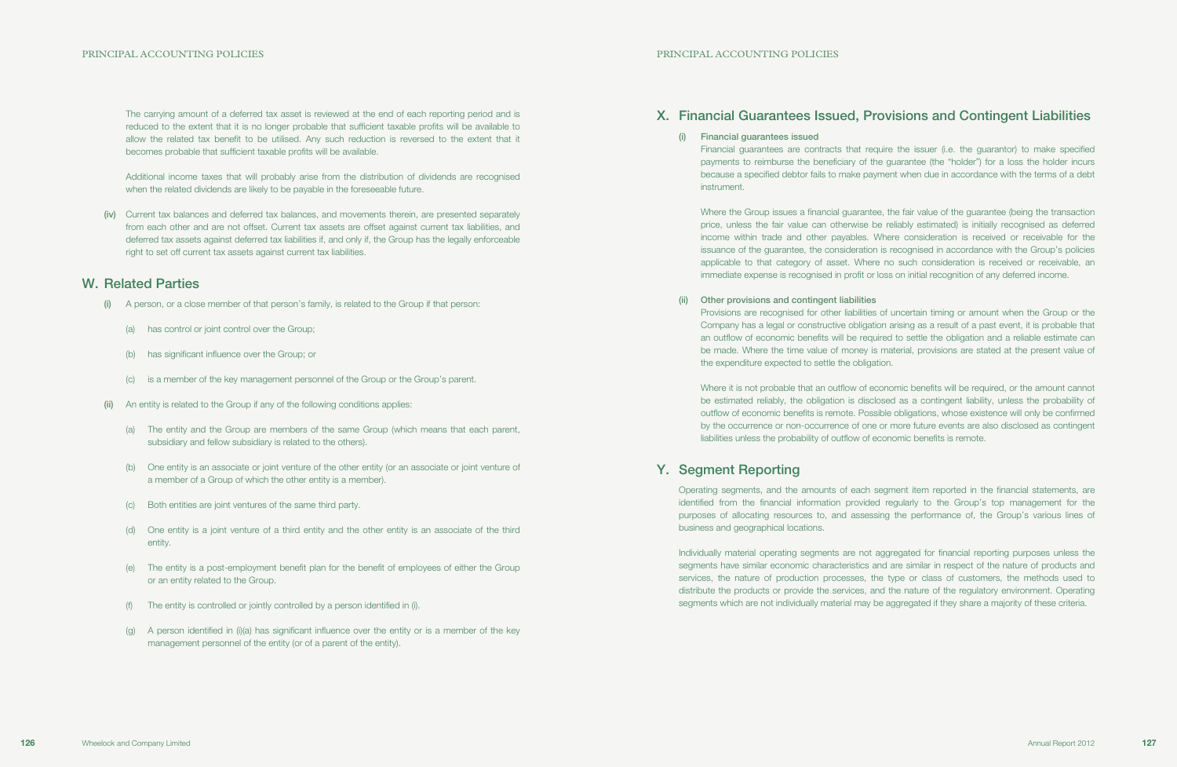The carrying amount of a deferred tax asset is reviewed at the end of each reporting period and is reduced to the extent that it is no longer probable that sufficient taxable profits will be available to allow the related tax benefit to be utilised. Any such reduction is reversed to the extent that it becomes probable that sufficient taxable profits will be available.

Additional income taxes that will probably arise from the distribution of dividends are recognised when the related dividends are likely to be payable in the foreseeable future.

**(iv)** Current tax balances and deferred tax balances, and movements therein, are presented separately from each other and are not offset. Current tax assets are offset against current tax liabilities, and deferred tax assets against deferred tax liabilities if, and only if, the Group has the legally enforceable right to set off current tax assets against current tax liabilities.

## W. Related Parties

**(i)** A person, or a close member of that person's family, is related to the Group if that person:

(a) has control or joint control over the Group;

(b) has significant influence over the Group; or

(c) is a member of the key management personnel of the Group or the Group's parent.

**(ii)** An entity is related to the Group if any of the following conditions applies:

(a) The entity and the Group are members of the same Group (which means that each parent, subsidiary and fellow subsidiary is related to the others).

(b) One entity is an associate or joint venture of the other entity (or an associate or joint venture of a member of a Group of which the other entity is a member).

(c) Both entities are joint ventures of the same third party.

(d) One entity is a joint venture of a third entity and the other entity is an associate of the third entity.

(e) The entity is a post-employment benefit plan for the benefit of employees of either the Group or an entity related to the Group.

(f) The entity is controlled or jointly controlled by a person identified in (i).

(g) A person identified in (i)(a) has significant influence over the entity or is a member of the key management personnel of the entity (or of a parent of the entity).

## X. Financial Guarantees Issued, Provisions and Contingent Liabilities

**(i) Financial guarantees issued**

Financial guarantees are contracts that require the issuer (i.e. the guarantor) to make specified payments to reimburse the beneficiary of the guarantee (the "holder") for a loss the holder incurs because a specified debtor fails to make payment when due in accordance with the terms of a debt instrument.

Where the Group issues a financial guarantee, the fair value of the guarantee (being the transaction price, unless the fair value can otherwise be reliably estimated) is initially recognised as deferred income within trade and other payables. Where consideration is received or receivable for the issuance of the guarantee, the consideration is recognised in accordance with the Group's policies applicable to that category of asset. Where no such consideration is received or receivable, an immediate expense is recognised in profit or loss on initial recognition of any deferred income.

**(ii) Other provisions and contingent liabilities**

Provisions are recognised for other liabilities of uncertain timing or amount when the Group or the Company has a legal or constructive obligation arising as a result of a past event, it is probable that an outflow of economic benefits will be required to settle the obligation and a reliable estimate can be made. Where the time value of money is material, provisions are stated at the present value of the expenditure expected to settle the obligation.

Where it is not probable that an outflow of economic benefits will be required, or the amount cannot be estimated reliably, the obligation is disclosed as a contingent liability, unless the probability of outflow of economic benefits is remote. Possible obligations, whose existence will only be confirmed by the occurrence or non-occurrence of one or more future events are also disclosed as contingent liabilities unless the probability of outflow of economic benefits is remote.

## Y. Segment Reporting

Operating segments, and the amounts of each segment item reported in the financial statements, are identified from the financial information provided regularly to the Group's top management for the purposes of allocating resources to, and assessing the performance of, the Group's various lines of business and geographical locations.

Individually material operating segments are not aggregated for financial reporting purposes unless the segments have similar economic characteristics and are similar in respect of the nature of products and services, the nature of production processes, the type or class of customers, the methods used to distribute the products or provide the services, and the nature of the regulatory environment. Operating segments which are not individually material may be aggregated if they share a majority of these criteria.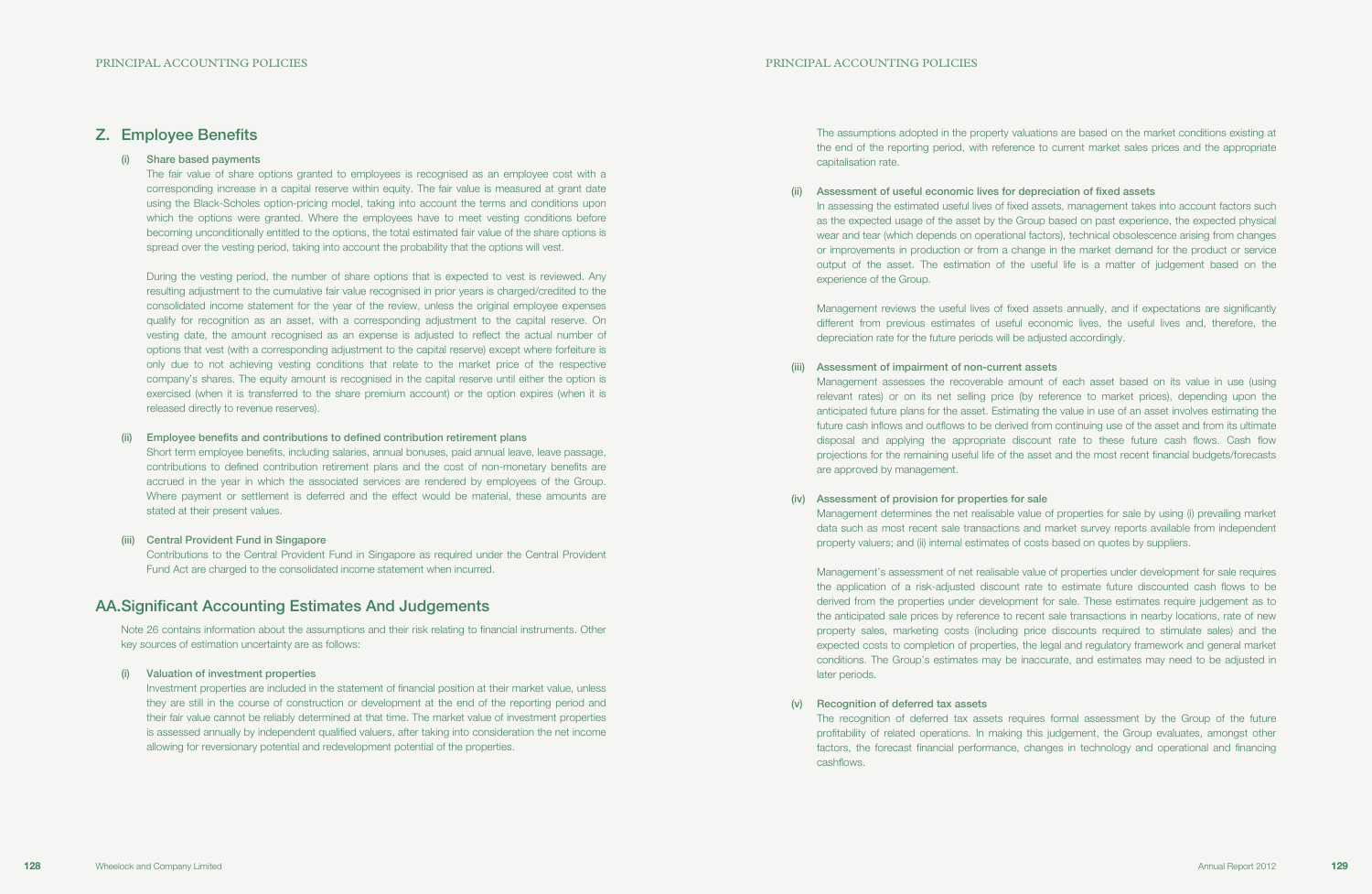## Z. Employee Benefits

### (i) Share based payments

The fair value of share options granted to employees is recognised as an employee cost with a corresponding increase in a capital reserve within equity. The fair value is measured at grant date using the Black-Scholes option-pricing model, taking into account the terms and conditions upon which the options were granted. Where the employees have to meet vesting conditions before becoming unconditionally entitled to the options, the total estimated fair value of the share options is spread over the vesting period, taking into account the probability that the options will vest.

During the vesting period, the number of share options that is expected to vest is reviewed. Any resulting adjustment to the cumulative fair value recognised in prior years is charged/credited to the consolidated income statement for the year of the review, unless the original employee expenses qualify for recognition as an asset, with a corresponding adjustment to the capital reserve. On vesting date, the amount recognised as an expense is adjusted to reflect the actual number of options that vest (with a corresponding adjustment to the capital reserve) except where forfeiture is only due to not achieving vesting conditions that relate to the market price of the respective company's shares. The equity amount is recognised in the capital reserve until either the option is exercised (when it is transferred to the share premium account) or the option expires (when it is released directly to revenue reserves).

### (ii) Employee benefits and contributions to defined contribution retirement plans

Short term employee benefits, including salaries, annual bonuses, paid annual leave, leave passage, contributions to defined contribution retirement plans and the cost of non-monetary benefits are accrued in the year in which the associated services are rendered by employees of the Group. Where payment or settlement is deferred and the effect would be material, these amounts are stated at their present values.

### (iii) Central Provident Fund in Singapore

Contributions to the Central Provident Fund in Singapore as required under the Central Provident Fund Act are charged to the consolidated income statement when incurred.

## AA. Significant Accounting Estimates And Judgements

Note 26 contains information about the assumptions and their risk relating to financial instruments. Other key sources of estimation uncertainty are as follows:

### (i) Valuation of investment properties

Investment properties are included in the statement of financial position at their market value, unless they are still in the course of construction or development at the end of the reporting period and their fair value cannot be reliably determined at that time. The market value of investment properties is assessed annually by independent qualified valuers, after taking into consideration the net income allowing for reversionary potential and redevelopment potential of the properties.

The assumptions adopted in the property valuations are based on the market conditions existing at the end of the reporting period, with reference to current market sales prices and the appropriate capitalisation rate.

### (ii) Assessment of useful economic lives for depreciation of fixed assets

In assessing the estimated useful lives of fixed assets, management takes into account factors such as the expected usage of the asset by the Group based on past experience, the expected physical wear and tear (which depends on operational factors), technical obsolescence arising from changes or improvements in production or from a change in the market demand for the product or service output of the asset. The estimation of the useful life is a matter of judgement based on the experience of the Group.

Management reviews the useful lives of fixed assets annually, and if expectations are significantly different from previous estimates of useful economic lives, the useful lives and, therefore, the depreciation rate for the future periods will be adjusted accordingly.

### (iii) Assessment of impairment of non-current assets

Management assesses the recoverable amount of each asset based on its value in use (using relevant rates) or on its net selling price (by reference to market prices), depending upon the anticipated future plans for the asset. Estimating the value in use of an asset involves estimating the future cash inflows and outflows to be derived from continuing use of the asset and from its ultimate disposal and applying the appropriate discount rate to these future cash flows. Cash flow projections for the remaining useful life of the asset and the most recent financial budgets/forecasts are approved by management.

### (iv) Assessment of provision for properties for sale

Management determines the net realisable value of properties for sale by using (i) prevailing market data such as most recent sale transactions and market survey reports available from independent property valuers; and (ii) internal estimates of costs based on quotes by suppliers.

Management's assessment of net realisable value of properties under development for sale requires the application of a risk-adjusted discount rate to estimate future discounted cash flows to be derived from the properties under development for sale. These estimates require judgement as to the anticipated sale prices by reference to recent sale transactions in nearby locations, rate of new property sales, marketing costs (including price discounts required to stimulate sales) and the expected costs to completion of properties, the legal and regulatory framework and general market conditions. The Group's estimates may be inaccurate, and estimates may need to be adjusted in later periods.

### (v) Recognition of deferred tax assets

The recognition of deferred tax assets requires formal assessment by the Group of the future profitability of related operations. In making this judgement, the Group evaluates, amongst other factors, the forecast financial performance, changes in technology and operational and financing cashflows.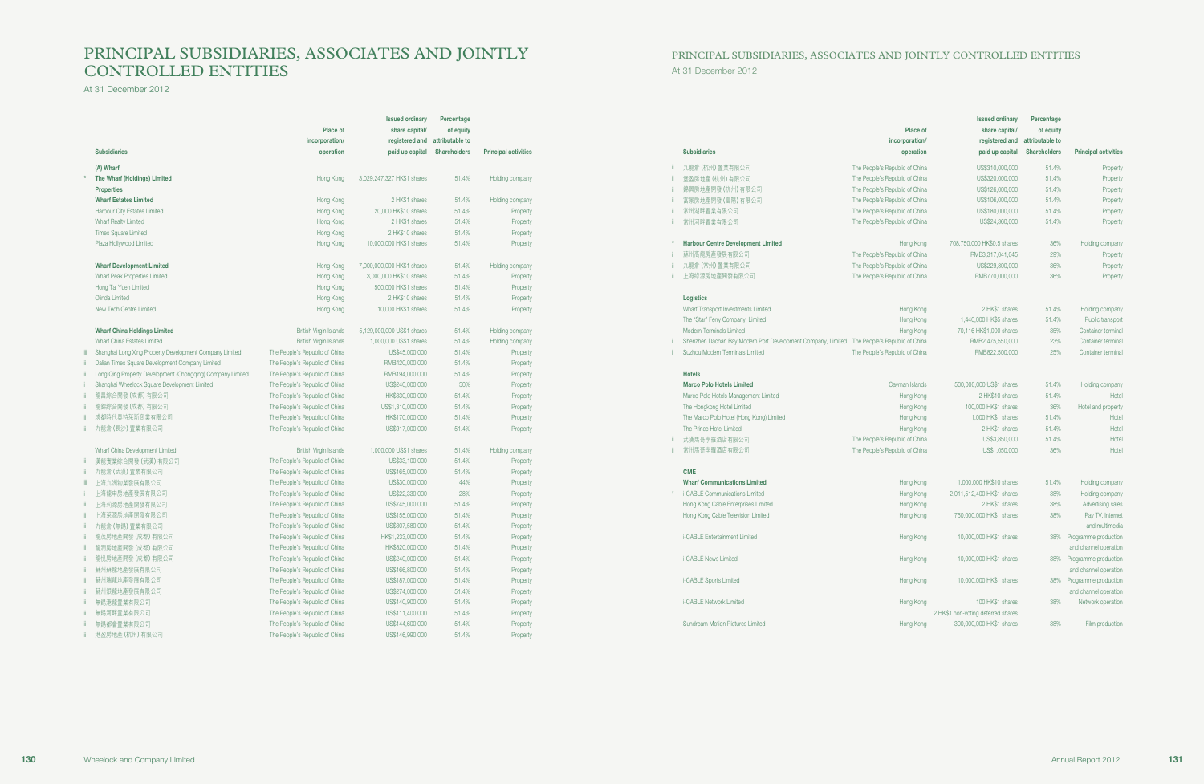# PRINCIPAL SUBSIDIARIES, ASSOCIATES AND JOINTLY CONTROLLED ENTITIES

At 31 December 2012

| | Subsidiaries | Place of incorporation/ operation | Issued ordinary share capital/ registered and paid up capital | Percentage of equity attributable to Shareholders | Principal activities |
|---|---|---|---|---|---|
| | **(A) Wharf** | | | | |
| * | **The Wharf (Holdings) Limited** | Hong Kong | 3,029,247,327 HK$1 shares | 51.4% | Holding company |
| | **Properties** | | | | |
| | **Wharf Estates Limited** | Hong Kong | 2 HK$1 shares | 51.4% | Holding company |
| | Harbour City Estates Limited | Hong Kong | 20,000 HK$10 shares | 51.4% | Property |
| | Wharf Realty Limited | Hong Kong | 2 HK$1 shares | 51.4% | Property |
| | Times Square Limited | Hong Kong | 2 HK$10 shares | 51.4% | Property |
| | Plaza Hollywood Limited | Hong Kong | 10,000,000 HK$1 shares | 51.4% | Property |
| | **Wharf Development Limited** | Hong Kong | 7,000,000,000 HK$1 shares | 51.4% | Holding company |
| | Wharf Peak Properties Limited | Hong Kong | 3,000,000 HK$10 shares | 51.4% | Property |
| | Hong Tai Yuen Limited | Hong Kong | 500,000 HK$1 shares | 51.4% | Property |
| | Olinda Limited | Hong Kong | 2 HK$10 shares | 51.4% | Property |
| | New Tech Centre Limited | Hong Kong | 10,000 HK$1 shares | 51.4% | Property |
| | **Wharf China Holdings Limited** | British Virgin Islands | 5,129,000,000 US$1 shares | 51.4% | Holding company |
| | Wharf China Estates Limited | British Virgin Islands | 1,000,000 US$1 shares | 51.4% | Holding company |
| iii | Shanghai Long Xing Property Development Company Limited | The People's Republic of China | US$45,000,000 | 51.4% | Property |
| ii | Dalian Times Square Development Company Limited | The People's Republic of China | RMB420,000,000 | 51.4% | Property |
| ii | Long Qing Property Development (Chongqing) Company Limited | The People's Republic of China | RMB194,000,000 | 51.4% | Property |
| i | Shanghai Wheelock Square Development Limited | The People's Republic of China | US$240,000,000 | 50% | Property |
| ii | 龍嘉綜合開發(成都)有限公司 | The People's Republic of China | HK$330,000,000 | 51.4% | Property |
| ii | 龍錦綜合開發(成都)有限公司 | The People's Republic of China | US$1,310,000,000 | 51.4% | Property |
| ii | 成都時代奧特萊斯商業有限公司 | The People's Republic of China | HK$170,000,000 | 51.4% | Property |
| ii | 九龍倉(長沙)置業有限公司 | The People's Republic of China | US$917,000,000 | 51.4% | Property |
| | Wharf China Development Limited | British Virgin Islands | 1,000,000 US$1 shares | 51.4% | Holding company |
| ii | 漢龍實業綜合開發(武漢)有限公司 | The People's Republic of China | US$33,100,000 | 51.4% | Property |
| ii | 九龍倉(武漢)置業有限公司 | The People's Republic of China | US$165,000,000 | 51.4% | Property |
| iii | 上海九洲物業發展有限公司 | The People's Republic of China | US$30,000,000 | 44% | Property |
| i | 上海綠申房地產發展有限公司 | The People's Republic of China | US$22,330,000 | 28% | Property |
| ii | 上海新源房地產開發有限公司 | The People's Republic of China | US$745,000,000 | 51.4% | Property |
| ii | 上海策源房地產開發有限公司 | The People's Republic of China | US$155,000,000 | 51.4% | Property |
| ii | 九龍倉(無錫)置業有限公司 | The People's Republic of China | US$307,580,000 | 51.4% | Property |
| ii | 龍茂房地產開發(成都)有限公司 | The People's Republic of China | HK$1,233,000,000 | 51.4% | Property |
| ii | 龍園房地產開發(成都)有限公司 | The People's Republic of China | HK$820,000,000 | 51.4% | Property |
| ii | 龍悅房地產開發(成都)有限公司 | The People's Republic of China | US$240,000,000 | 51.4% | Property |
| ii | 蘇州蘇龍地產發展有限公司 | The People's Republic of China | US$166,800,000 | 51.4% | Property |
| ii | 蘇州瑞龍地產發展有限公司 | The People's Republic of China | US$187,000,000 | 51.4% | Property |
| ii | 蘇州碧龍地產發展有限公司 | The People's Republic of China | US$274,000,000 | 51.4% | Property |
| ii | 無錫港龍置業有限公司 | The People's Republic of China | US$140,900,000 | 51.4% | Property |
| ii | 無錫河畔置業有限公司 | The People's Republic of China | US$111,400,000 | 51.4% | Property |
| ii | 無錫都會置業有限公司 | The People's Republic of China | US$144,600,000 | 51.4% | Property |
| ii | 港盈房地產(杭州)有限公司 | The People's Republic of China | US$146,990,000 | 51.4% | Property |
| ii | 九龍倉(杭州)置業有限公司 | The People's Republic of China | US$310,000,000 | 51.4% | Property |
| ii | 登盈房地產(杭州)有限公司 | The People's Republic of China | US$320,000,000 | 51.4% | Property |
| ii | 錦興房地產開發(杭州)有限公司 | The People's Republic of China | US$126,000,000 | 51.4% | Property |
| ii | 富澤房地產開發(富陽)有限公司 | The People's Republic of China | US$106,000,000 | 51.4% | Property |
| ii | 常州湖畔置業有限公司 | The People's Republic of China | US$180,000,000 | 51.4% | Property |
| ii | 常州河畔置業有限公司 | The People's Republic of China | US$24,360,000 | 51.4% | Property |
| * | **Harbour Centre Development Limited** | Hong Kong | 708,750,000 HK$0.5 shares | 36% | Holding company |
| i | 蘇州高龍房產發展有限公司 | The People's Republic of China | RMB3,317,041,045 | 29% | Property |
| ii | 九龍倉(常州)置業有限公司 | The People's Republic of China | US$229,800,000 | 36% | Property |
| ii | 上海綠源房地產開發有限公司 | The People's Republic of China | RMB770,000,000 | 36% | Property |
| | **Logistics** | | | | |
| | Wharf Transport Investments Limited | Hong Kong | 2 HK$1 shares | 51.4% | Holding company |
| | The "Star" Ferry Company, Limited | Hong Kong | 1,440,000 HK$5 shares | 51.4% | Public transport |
| | Modern Terminals Limited | Hong Kong | 70,116 HK$1,000 shares | 35% | Container terminal |
| i | Shenzhen Dachan Bay Modern Port Development Company, Limited | The People's Republic of China | RMB2,475,550,000 | 23% | Container terminal |
| i | Suzhou Modern Terminals Limited | The People's Republic of China | RMB822,500,000 | 25% | Container terminal |
| | **Hotels** | | | | |
| | **Marco Polo Hotels Limited** | Cayman Islands | 500,000,000 US$1 shares | 51.4% | Holding company |
| | Marco Polo Hotels Management Limited | Hong Kong | 2 HK$10 shares | 51.4% | Hotel |
| | The Hongkong Hotel Limited | Hong Kong | 100,000 HK$1 shares | 36% | Hotel and property |
| | The Marco Polo Hotel (Hong Kong) Limited | Hong Kong | 1,000 HK$1 shares | 51.4% | Hotel |
| | The Prince Hotel Limited | Hong Kong | 2 HK$1 shares | 51.4% | Hotel |
| ii | 武漢馬哥孛羅酒店有限公司 | The People's Republic of China | US$3,850,000 | 51.4% | Hotel |
| ii | 常州馬哥孛羅酒店有限公司 | The People's Republic of China | US$1,050,000 | 36% | Hotel |
| | **CME** | | | | |
| | **Wharf Communications Limited** | Hong Kong | 1,000,000 HK$10 shares | 51.4% | Holding company |
| * | i-CABLE Communications Limited | Hong Kong | 2,011,512,400 HK$1 shares | 38% | Holding company |
| | Hong Kong Cable Enterprises Limited | Hong Kong | 2 HK$1 shares | 38% | Advertising sales |
| | Hong Kong Cable Television Limited | Hong Kong | 750,000,000 HK$1 shares | 38% | Pay TV, Internet and multimedia |
| | i-CABLE Entertainment Limited | Hong Kong | 10,000,000 HK$1 shares | 38% | Programme production and channel operation |
| | i-CABLE News Limited | Hong Kong | 10,000,000 HK$1 shares | 38% | Programme production and channel operation |
| | i-CABLE Sports Limited | Hong Kong | 10,000,000 HK$1 shares | 38% | Programme production and channel operation |
| | i-CABLE Network Limited | Hong Kong | 100 HK$1 shares 2 HK$1 non-voting deferred shares | 38% | Network operation |
| | Sundream Motion Pictures Limited | Hong Kong | 300,000,000 HK$1 shares | 38% | Film production |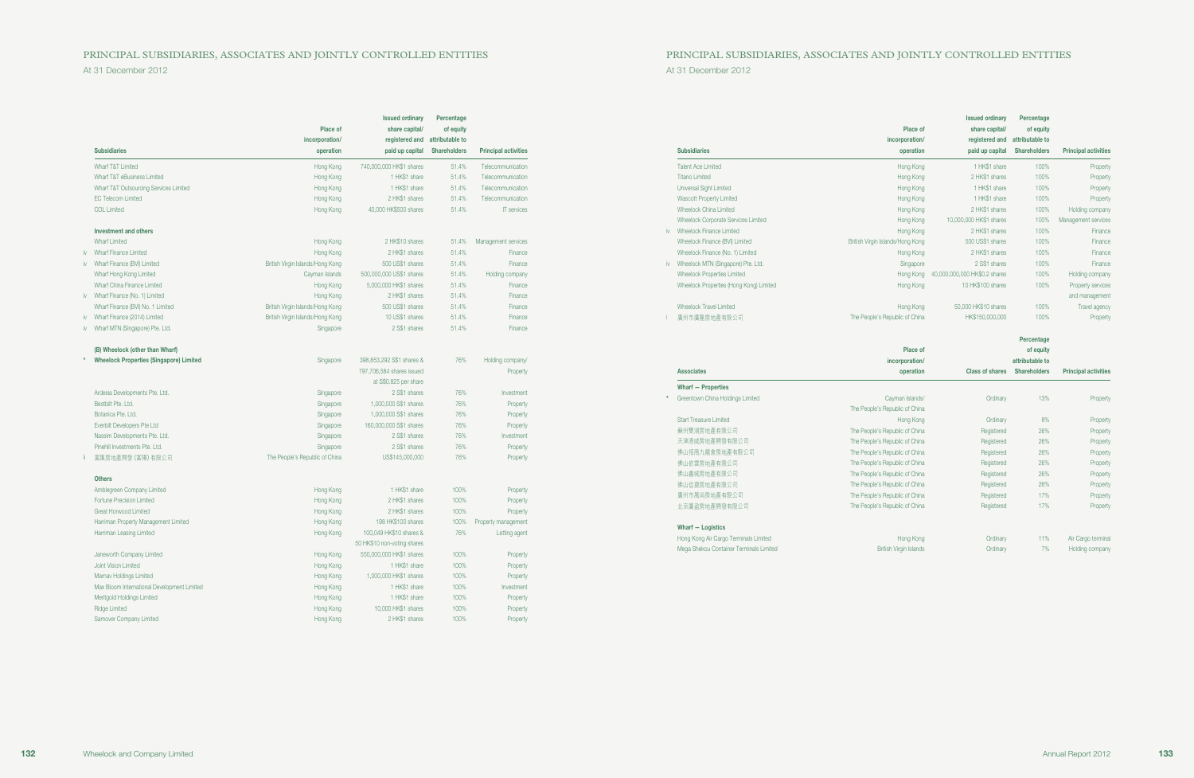# PRINCIPAL SUBSIDIARIES, ASSOCIATES AND JOINTLY CONTROLLED ENTITIES

At 31 December 2012

| | Subsidiaries | Place of incorporation/ operation | Issued ordinary share capital/ registered and paid up capital | Percentage of equity attributable to Shareholders | Principal activities |
|---|---|---|---|---|---|
| | Wharf T&T Limited | Hong Kong | 740,000,000 HK$1 shares | 51.4% | Telecommunication |
| | Wharf T&T eBusiness Limited | Hong Kong | 1 HK$1 share | 51.4% | Telecommunication |
| | Wharf T&T Outsourcing Services Limited | Hong Kong | 1 HK$1 share | 51.4% | Telecommunication |
| | EC Telecom Limited | Hong Kong | 2 HK$1 shares | 51.4% | Telecommunication |
| | COL Limited | Hong Kong | 40,000 HK$500 shares | 51.4% | IT services |
| | **Investment and others** | | | | |
| | Wharf Limited | Hong Kong | 2 HK$10 shares | 51.4% | Management services |
| iv | Wharf Finance Limited | Hong Kong | 2 HK$1 shares | 51.4% | Finance |
| iv | Wharf Finance (BVI) Limited | British Virgin Islands/Hong Kong | 500 US$1 shares | 51.4% | Finance |
| | Wharf Hong Kong Limited | Cayman Islands | 500,000,000 US$1 shares | 51.4% | Holding company |
| | Wharf China Finance Limited | Hong Kong | 5,000,000 HK$1 shares | 51.4% | Finance |
| iv | Wharf Finance (No. 1) Limited | Hong Kong | 2 HK$1 shares | 51.4% | Finance |
| | Wharf Finance (BVI) No. 1 Limited | British Virgin Islands/Hong Kong | 500 US$1 shares | 51.4% | Finance |
| iv | Wharf Finance (2014) Limited | British Virgin Islands/Hong Kong | 10 US$1 shares | 51.4% | Finance |
| iv | Wharf MTN (Singapore) Pte. Ltd. | Singapore | 2 S$1 shares | 51.4% | Finance |
| | **(B) Wheelock (other than Wharf)** | | | | |
| * | **Wheelock Properties (Singapore) Limited** | Singapore | 398,853,292 S$1 shares & 797,706,584 shares issued at S$0.825 per share | 76% | Holding company/ Property |
| | Ardesia Developments Pte. Ltd. | Singapore | 2 S$1 shares | 76% | Investment |
| | Bestbilt Pte. Ltd. | Singapore | 1,000,000 S$1 shares | 76% | Property |
| | Botanica Pte. Ltd. | Singapore | 1,000,000 S$1 shares | 76% | Property |
| | Everbilt Developers Pte Ltd | Singapore | 160,000,000 S$1 shares | 76% | Property |
| | Nassim Developments Pte. Ltd. | Singapore | 2 S$1 shares | 76% | Investment |
| | Pinehill Investments Pte. Ltd. | Singapore | 2 S$1 shares | 76% | Property |
| ii | 富匯房地產開發(富陽)有限公司 | The People's Republic of China | US$145,000,000 | 76% | Property |
| | **Others** | | | | |
| | Amblegreen Company Limited | Hong Kong | 1 HK$1 share | 100% | Property |
| | Fortune Precision Limited | Hong Kong | 2 HK$1 shares | 100% | Property |
| | Great Horwood Limited | Hong Kong | 2 HK$1 shares | 100% | Property |
| | Harriman Property Management Limited | Hong Kong | 198 HK$100 shares | 100% | Property management |
| | Harriman Leasing Limited | Hong Kong | 100,049 HK$10 shares & 50 HK$10 non-voting shares | 76% | Letting agent |
| | Janeworth Company Limited | Hong Kong | 550,000,000 HK$1 shares | 100% | Property |
| | Joint Vision Limited | Hong Kong | 1 HK$1 share | 100% | Property |
| | Marnav Holdings Limited | Hong Kong | 1,000,000 HK$1 shares | 100% | Property |
| | Max Bloom International Development Limited | Hong Kong | 1 HK$1 share | 100% | Investment |
| | Meritgold Holdings Limited | Hong Kong | 1 HK$1 share | 100% | Property |
| | Ridge Limited | Hong Kong | 10,000 HK$1 shares | 100% | Property |
| | Samover Company Limited | Hong Kong | 2 HK$1 shares | 100% | Property |
| | Talent Ace Limited | Hong Kong | 1 HK$1 share | 100% | Property |
| | Titano Limited | Hong Kong | 2 HK$1 shares | 100% | Property |
| | Universal Sight Limited | Hong Kong | 1 HK$1 share | 100% | Property |
| | Wascott Property Limited | Hong Kong | 1 HK$1 share | 100% | Property |
| | Wheelock China Limited | Hong Kong | 2 HK$1 shares | 100% | Holding company |
| | Wheelock Corporate Services Limited | Hong Kong | 10,000,000 HK$1 shares | 100% | Management services |
| iv | Wheelock Finance Limited | Hong Kong | 2 HK$1 shares | 100% | Finance |
| | Wheelock Finance (BVI) Limited | British Virgin Islands/Hong Kong | 500 US$1 shares | 100% | Finance |
| | Wheelock Finance (No. 1) Limited | Hong Kong | 2 HK$1 shares | 100% | Finance |
| iv | Wheelock MTN (Singapore) Pte. Ltd. | Singapore | 2 S$1 shares | 100% | Finance |
| | Wheelock Properties Limited | Hong Kong | 40,000,000,000 HK$0.2 shares | 100% | Holding company |
| | Wheelock Properties (Hong Kong) Limited | Hong Kong | 10 HK$100 shares | 100% | Property services and management |
| | Wheelock Travel Limited | Hong Kong | 50,000 HK$10 shares | 100% | Travel agency |
| i | 廣州市廣隆房地產有限公司 | The People's Republic of China | HK$150,000,000 | 100% | Property |

| | Associates | Place of incorporation/ operation | Class of shares | Percentage of equity attributable to Shareholders | Principal activities |
|---|---|---|---|---|---|
| | **Wharf — Properties** | | | | |
| * | Greentown China Holdings Limited | Cayman Islands/ The People's Republic of China | Ordinary | 13% | Property |
| | Start Treasure Limited | Hong Kong | Ordinary | 8% | Property |
| | 蘇州雙湖房地產有限公司 | The People's Republic of China | Registered | 26% | Property |
| | 天津港威房地產開發有限公司 | The People's Republic of China | Registered | 26% | Property |
| | 佛山招商九龍倉房地產有限公司 | The People's Republic of China | Registered | 26% | Property |
| | 佛山依雲房地產有限公司 | The People's Republic of China | Registered | 26% | Property |
| | 佛山鑫城房地產有限公司 | The People's Republic of China | Registered | 26% | Property |
| | 佛山信捷房地產有限公司 | The People's Republic of China | Registered | 26% | Property |
| | 廣州市萬尚房地產有限公司 | The People's Republic of China | Registered | 17% | Property |
| | 北京廣盈房地產開發有限公司 | The People's Republic of China | Registered | 17% | Property |
| | **Wharf — Logistics** | | | | |
| | Hong Kong Air Cargo Terminals Limited | Hong Kong | Ordinary | 11% | Air Cargo terminal |
| | Mega Shekou Container Terminals Limited | British Virgin Islands | Ordinary | 7% | Holding company |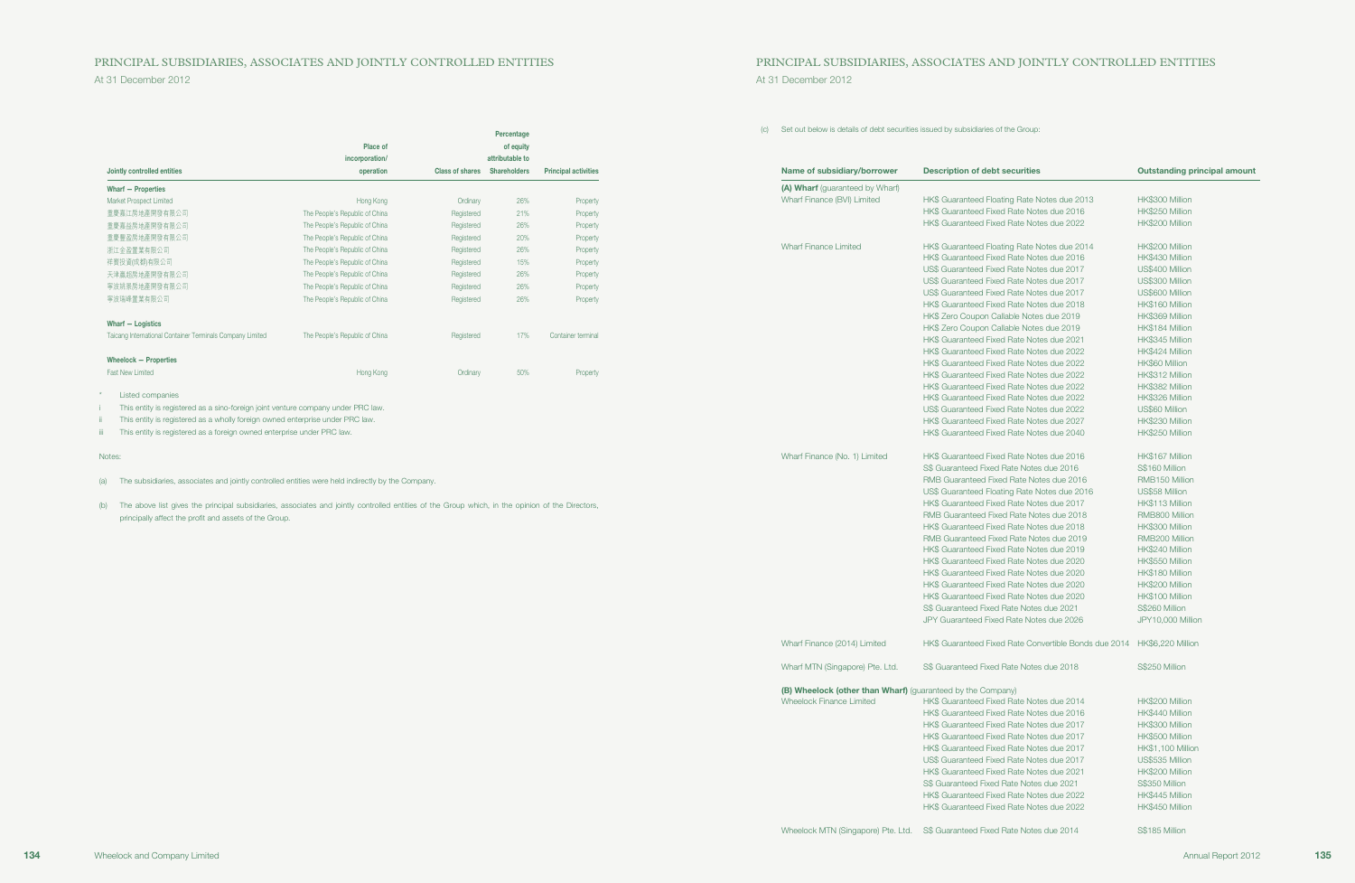# PRINCIPAL SUBSIDIARIES, ASSOCIATES AND JOINTLY CONTROLLED ENTITIES

At 31 December 2012

| Jointly controlled entities | Place of incorporation/ operation | Class of shares | Percentage of equity attributable to Shareholders | Principal activities |
|---|---|---|---|---|
| **Wharf — Properties** | | | | |
| Market Prospect Limited | Hong Kong | Ordinary | 26% | Property |
| 重慶海江房地產開發有限公司 | The People's Republic of China | Registered | 21% | Property |
| 重慶嘉益房地產開發有限公司 | The People's Republic of China | Registered | 26% | Property |
| 重慶豐盈房地產開發有限公司 | The People's Republic of China | Registered | 20% | Property |
| 浙江金盈置業有限公司 | The People's Republic of China | Registered | 26% | Property |
| 祥寶投資(成都)有限公司 | The People's Republic of China | Registered | 15% | Property |
| 天津嘉超房地產開發有限公司 | The People's Republic of China | Registered | 26% | Property |
| 寧波姚景房地產開發有限公司 | The People's Republic of China | Registered | 26% | Property |
| 寧波瑞峰置業有限公司 | The People's Republic of China | Registered | 26% | Property |
| **Wharf — Logistics** | | | | |
| Taicang International Container Terminals Company Limited | The People's Republic of China | Registered | 17% | Container terminal |
| **Wheelock — Properties** | | | | |
| Fast New Limited | Hong Kong | Ordinary | 50% | Property |

\* Listed companies

i This entity is registered as a sino-foreign joint venture company under PRC law.

ii This entity is registered as a wholly foreign owned enterprise under PRC law.

iii This entity is registered as a foreign owned enterprise under PRC law.

Notes:

(a) The subsidiaries, associates and jointly controlled entities were held indirectly by the Company.

(b) The above list gives the principal subsidiaries, associates and jointly controlled entities of the Group which, in the opinion of the Directors, principally affect the profit and assets of the Group.

(c) Set out below is details of debt securities issued by subsidiaries of the Group:

| Name of subsidiary/borrower | Description of debt securities | Outstanding principal amount |
|---|---|---|
| **(A) Wharf** (guaranteed by Wharf) | | |
| Wharf Finance (BVI) Limited | HK$ Guaranteed Floating Rate Notes due 2013 | HK$300 Million |
| | HK$ Guaranteed Fixed Rate Notes due 2016 | HK$250 Million |
| | HK$ Guaranteed Fixed Rate Notes due 2022 | HK$200 Million |
| Wharf Finance Limited | HK$ Guaranteed Floating Rate Notes due 2014 | HK$200 Million |
| | HK$ Guaranteed Fixed Rate Notes due 2016 | HK$430 Million |
| | US$ Guaranteed Fixed Rate Notes due 2017 | US$400 Million |
| | US$ Guaranteed Fixed Rate Notes due 2017 | US$300 Million |
| | US$ Guaranteed Fixed Rate Notes due 2017 | US$600 Million |
| | HK$ Guaranteed Fixed Rate Notes due 2018 | HK$160 Million |
| | HK$ Zero Coupon Callable Notes due 2019 | HK$369 Million |
| | HK$ Zero Coupon Callable Notes due 2019 | HK$184 Million |
| | HK$ Guaranteed Fixed Rate Notes due 2021 | HK$345 Million |
| | HK$ Guaranteed Fixed Rate Notes due 2022 | HK$424 Million |
| | HK$ Guaranteed Fixed Rate Notes due 2022 | HK$60 Million |
| | HK$ Guaranteed Fixed Rate Notes due 2022 | HK$312 Million |
| | HK$ Guaranteed Fixed Rate Notes due 2022 | HK$382 Million |
| | HK$ Guaranteed Fixed Rate Notes due 2022 | HK$326 Million |
| | US$ Guaranteed Fixed Rate Notes due 2022 | US$60 Million |
| | HK$ Guaranteed Fixed Rate Notes due 2027 | HK$230 Million |
| | HK$ Guaranteed Fixed Rate Notes due 2040 | HK$250 Million |
| Wharf Finance (No. 1) Limited | HK$ Guaranteed Fixed Rate Notes due 2016 | HK$167 Million |
| | S$ Guaranteed Fixed Rate Notes due 2016 | S$160 Million |
| | RMB Guaranteed Fixed Rate Notes due 2016 | RMB150 Million |
| | US$ Guaranteed Floating Rate Notes due 2016 | US$58 Million |
| | HK$ Guaranteed Fixed Rate Notes due 2017 | HK$113 Million |
| | RMB Guaranteed Fixed Rate Notes due 2018 | RMB800 Million |
| | HK$ Guaranteed Fixed Rate Notes due 2018 | HK$300 Million |
| | RMB Guaranteed Fixed Rate Notes due 2019 | RMB200 Million |
| | HK$ Guaranteed Fixed Rate Notes due 2019 | HK$240 Million |
| | HK$ Guaranteed Fixed Rate Notes due 2020 | HK$550 Million |
| | HK$ Guaranteed Fixed Rate Notes due 2020 | HK$180 Million |
| | HK$ Guaranteed Fixed Rate Notes due 2020 | HK$200 Million |
| | HK$ Guaranteed Fixed Rate Notes due 2020 | HK$100 Million |
| | S$ Guaranteed Fixed Rate Notes due 2021 | S$260 Million |
| | JPY Guaranteed Fixed Rate Notes due 2026 | JPY10,000 Million |
| Wharf Finance (2014) Limited | HK$ Guaranteed Fixed Rate Convertible Bonds due 2014 | HK$6,220 Million |
| Wharf MTN (Singapore) Pte. Ltd. | S$ Guaranteed Fixed Rate Notes due 2018 | S$250 Million |
| **(B) Wheelock (other than Wharf)** (guaranteed by the Company) | | |
| Wheelock Finance Limited | HK$ Guaranteed Fixed Rate Notes due 2014 | HK$200 Million |
| | HK$ Guaranteed Fixed Rate Notes due 2016 | HK$440 Million |
| | HK$ Guaranteed Fixed Rate Notes due 2017 | HK$300 Million |
| | HK$ Guaranteed Fixed Rate Notes due 2017 | HK$500 Million |
| | HK$ Guaranteed Fixed Rate Notes due 2017 | HK$1,100 Million |
| | US$ Guaranteed Fixed Rate Notes due 2017 | US$535 Million |
| | HK$ Guaranteed Fixed Rate Notes due 2021 | HK$200 Million |
| | S$ Guaranteed Fixed Rate Notes due 2021 | S$350 Million |
| | HK$ Guaranteed Fixed Rate Notes due 2022 | HK$445 Million |
| | HK$ Guaranteed Fixed Rate Notes due 2022 | HK$450 Million |
| Wheelock MTN (Singapore) Pte. Ltd. | S$ Guaranteed Fixed Rate Notes due 2014 | S$185 Million |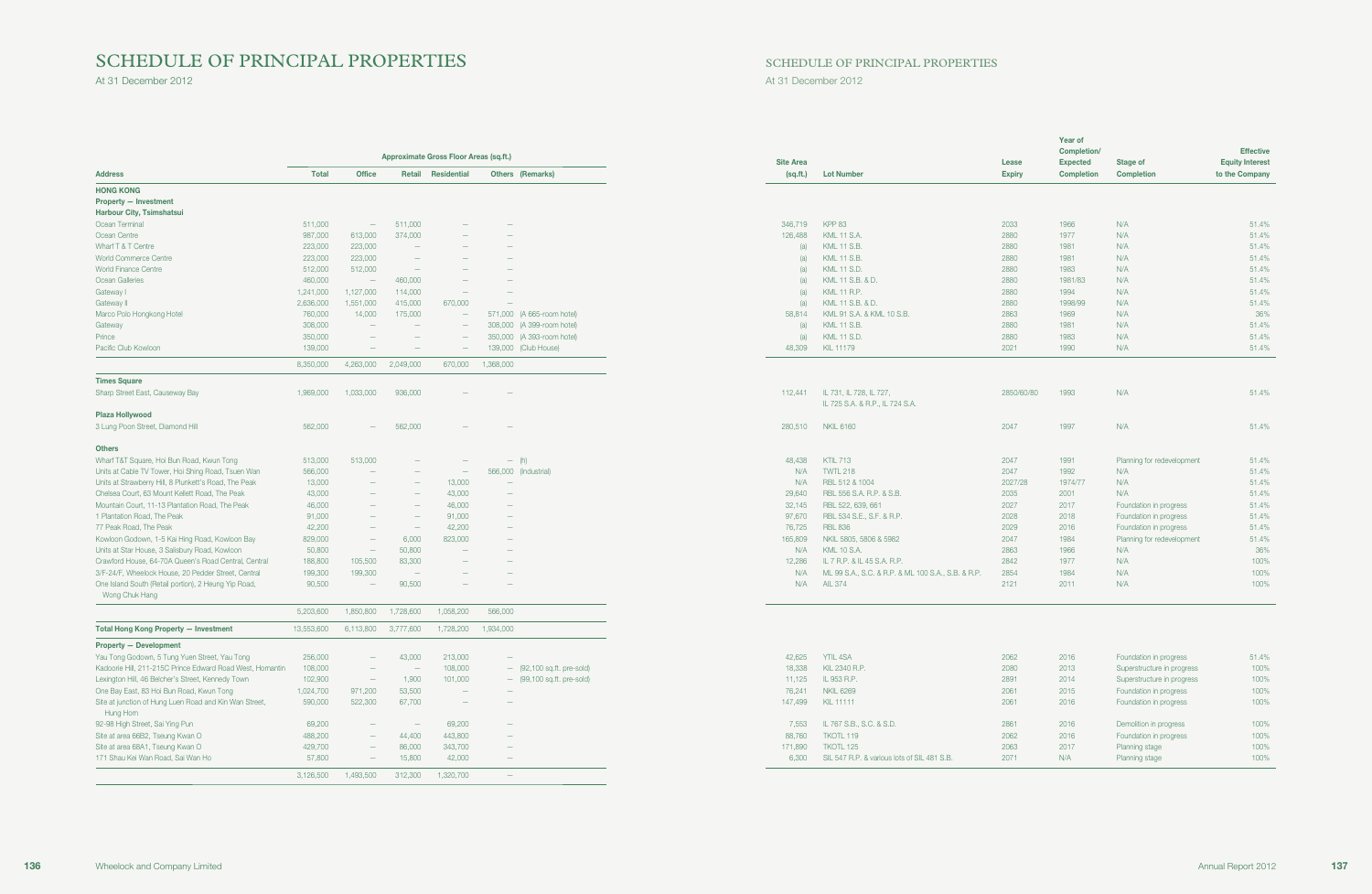# SCHEDULE OF PRINCIPAL PROPERTIES

At 31 December 2012

| Address | Total | Office | Retail | Residential | Others | (Remarks) | Site Area (sq.ft.) | Lot Number | Lease Expiry | Year of Completion/ Expected Completion | Stage of Completion | Effective Equity Interest to the Company |
|---|---|---|---|---|---|---|---|---|---|---|---|---|
| | Approximate Gross Floor Areas (sq.ft.) | | | | | | | | | | | |
| **HONG KONG** | | | | | | | | | | | | |
| **Property — Investment** | | | | | | | | | | | | |
| **Harbour City, Tsimshatsui** | | | | | | | | | | | | |
| Ocean Terminal | 511,000 | – | 511,000 | – | – | | 346,719 | KPP 83 | 2033 | 1966 | N/A | 51.4% |
| Ocean Centre | 987,000 | 613,000 | 374,000 | – | – | | 126,488 | KML 11 S.A. | 2880 | 1977 | N/A | 51.4% |
| Wharf T & T Centre | 223,000 | 223,000 | – | – | – | | (a) | KML 11 S.B. | 2880 | 1981 | N/A | 51.4% |
| World Commerce Centre | 223,000 | 223,000 | – | – | – | | (a) | KML 11 S.B. | 2880 | 1981 | N/A | 51.4% |
| World Finance Centre | 512,000 | 512,000 | – | – | – | | (a) | KML 11 S.D. | 2880 | 1983 | N/A | 51.4% |
| Ocean Galleries | 460,000 | – | 460,000 | – | – | | (a) | KML 11 S.B. & D. | 2880 | 1981/83 | N/A | 51.4% |
| Gateway I | 1,241,000 | 1,127,000 | 114,000 | – | – | | (a) | KML 11 R.P. | 2880 | 1994 | N/A | 51.4% |
| Gateway II | 2,636,000 | 1,551,000 | 415,000 | 670,000 | – | | (a) | KML 11 S.B. & D. | 2880 | 1998/99 | N/A | 51.4% |
| Marco Polo Hongkong Hotel | 760,000 | 14,000 | 175,000 | – | 571,000 | (A 665-room hotel) | 58,814 | KML 91 S.A. & KML 10 S.B. | 2863 | 1969 | N/A | 36% |
| Gateway | 308,000 | – | – | – | 308,000 | (A 399-room hotel) | (a) | KML 11 S.B. | 2880 | 1981 | N/A | 51.4% |
| Prince | 350,000 | – | – | – | 350,000 | (A 393-room hotel) | (a) | KML 11 S.D. | 2880 | 1983 | N/A | 51.4% |
| Pacific Club Kowloon | 139,000 | – | – | – | 139,000 | (Club House) | 48,309 | KIL 11179 | 2021 | 1990 | N/A | 51.4% |
| | 8,350,000 | 4,263,000 | 2,049,000 | 670,000 | 1,368,000 | | | | | | | |
| **Times Square** | | | | | | | | | | | | |
| Sharp Street East, Causeway Bay | 1,969,000 | 1,033,000 | 936,000 | – | – | | 112,441 | IL 731, IL 728, IL 727, IL 725 S.A. & R.P., IL 724 S.A. | 2850/60/80 | 1993 | N/A | 51.4% |
| **Plaza Hollywood** | | | | | | | | | | | | |
| 3 Lung Poon Street, Diamond Hill | 562,000 | – | 562,000 | – | – | | 280,510 | NKIL 6160 | 2047 | 1997 | N/A | 51.4% |
| **Others** | | | | | | | | | | | | |
| Wharf T&T Square, Hoi Bun Road, Kwun Tong | 513,000 | 513,000 | – | – | – | (h) | 48,438 | KTIL 713 | 2047 | 1991 | Planning for redevelopment | 51.4% |
| Units at Cable TV Tower, Hoi Shing Road, Tsuen Wan | 566,000 | – | – | – | 566,000 | (Industrial) | N/A | TWTL 218 | 2047 | 1992 | N/A | 51.4% |
| Units at Strawberry Hill, 8 Plunkett's Road, The Peak | 13,000 | – | – | 13,000 | – | | N/A | RBL 512 & 1004 | 2027/28 | 1974/77 | N/A | 51.4% |
| Chelsea Court, 63 Mount Kellett Road, The Peak | 43,000 | – | – | 43,000 | – | | 29,640 | RBL 556 S.A. R.P. & S.B. | 2035 | 2001 | N/A | 51.4% |
| Mountain Court, 11-13 Plantation Road, The Peak | 46,000 | – | – | 46,000 | – | | 32,145 | RBL 522, 639, 661 | 2027 | 2017 | Foundation in progress | 51.4% |
| 1 Plantation Road, The Peak | 91,000 | – | – | 91,000 | – | | 97,670 | RBL 534 S.E., S.F. & R.P. | 2028 | 2018 | Foundation in progress | 51.4% |
| 77 Peak Road, The Peak | 42,200 | – | – | 42,200 | – | | 76,725 | RBL 836 | 2029 | 2016 | Foundation in progress | 51.4% |
| Kowloon Godown, 1-5 Kai Hing Road, Kowloon Bay | 829,000 | – | 6,000 | 823,000 | – | | 165,809 | NKIL 5805, 5806 & 5962 | 2047 | 1984 | Planning for redevelopment | 51.4% |
| Units at Star House, 3 Salisbury Road, Kowloon | 50,800 | – | 50,800 | – | – | | N/A | KML 10 S.A. | 2863 | 1966 | N/A | 36% |
| Crawford House, 64-70A Queen's Road Central, Central | 188,800 | 105,500 | 83,300 | – | – | | 12,286 | IL 7 R.P. & IL 45 S.A. R.P. | 2842 | 1977 | N/A | 100% |
| 3/F-24/F, Wheelock House, 20 Pedder Street, Central | 199,300 | 199,300 | – | – | – | | N/A | ML 99 S.A., S.C. & R.P. & ML 100 S.A., S.B. & R.P. | 2854 | 1984 | N/A | 100% |
| One Island South (Retail portion), 2 Heung Yip Road, Wong Chuk Hang | 90,500 | – | 90,500 | – | – | | N/A | AIL 374 | 2121 | 2011 | N/A | 100% |
| | 5,203,600 | 1,850,800 | 1,728,600 | 1,058,200 | 566,000 | | | | | | | |
| **Total Hong Kong Property — Investment** | 13,553,600 | 6,113,800 | 3,777,600 | 1,728,200 | 1,934,000 | | | | | | | |
| **Property — Development** | | | | | | | | | | | | |
| Yau Tong Godown, 5 Tung Yuen Street, Yau Tong | 256,000 | – | 43,000 | 213,000 | – | | 42,625 | YTIL 4SA | 2062 | 2016 | Foundation in progress | 51.4% |
| Kadoorie Hill, 211-215C Prince Edward Road West, Homantin | 108,000 | – | – | 108,000 | – | (92,100 sq.ft. pre-sold) | 18,338 | KIL 2340 R.P. | 2080 | 2013 | Superstructure in progress | 100% |
| Lexington Hill, 46 Belcher's Street, Kennedy Town | 102,900 | – | 1,900 | 101,000 | – | (99,100 sq.ft. pre-sold) | 11,125 | IL 953 R.P. | 2891 | 2014 | Superstructure in progress | 100% |
| One Bay East, 83 Hoi Bun Road, Kwun Tong | 1,024,700 | 971,200 | 53,500 | – | – | | 76,241 | NKIL 6269 | 2061 | 2015 | Foundation in progress | 100% |
| Site at junction of Hung Luen Road and Kin Wan Street, Hung Hom | 590,000 | 522,300 | 67,700 | – | – | | 147,499 | KIL 11111 | 2061 | 2016 | Foundation in progress | 100% |
| 92-98 High Street, Sai Ying Pun | 69,200 | – | – | 69,200 | – | | 7,553 | IL 767 S.B., S.C. & S.D. | 2861 | 2016 | Demolition in progress | 100% |
| Site at area 66B2, Tseung Kwan O | 488,200 | – | 44,400 | 443,800 | – | | 88,760 | TKOTL 119 | 2062 | 2016 | Foundation in progress | 100% |
| Site at area 68A1, Tseung Kwan O | 429,700 | – | 86,000 | 343,700 | – | | 171,890 | TKOTL 125 | 2063 | 2017 | Planning stage | 100% |
| 171 Shau Kei Wan Road, Sai Wan Ho | 57,800 | – | 15,800 | 42,000 | – | | 6,300 | SIL 547 R.P. & various lots of SIL 481 S.B. | 2071 | N/A | Planning stage | 100% |
| | 3,126,500 | 1,493,500 | 312,300 | 1,320,700 | – | | | | | | | |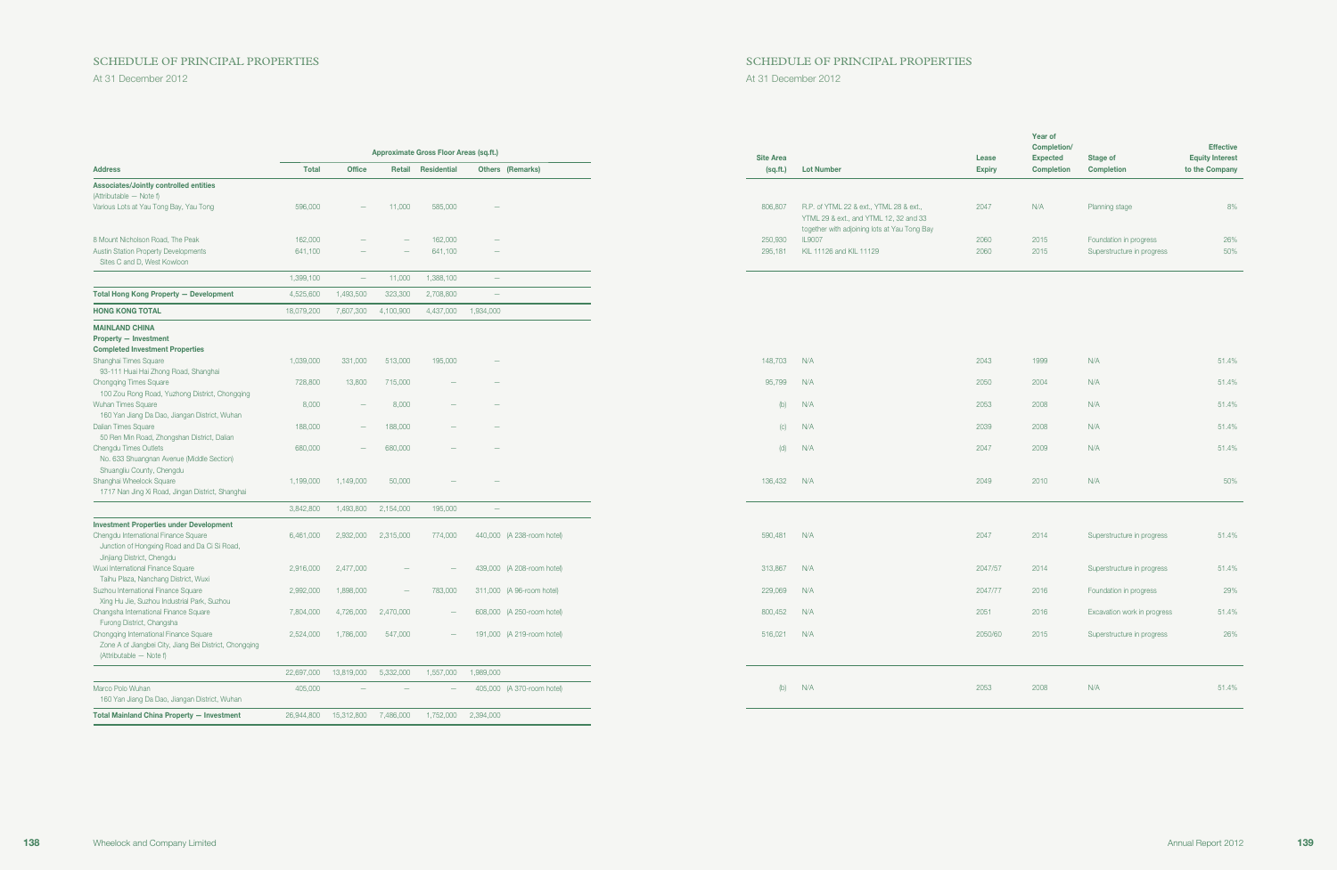# SCHEDULE OF PRINCIPAL PROPERTIES

At 31 December 2012

| Address | Approximate Gross Floor Areas (sq.ft.) Total | Office | Retail | Residential | Others | (Remarks) | Site Area (sq.ft.) | Lot Number | Lease Expiry | Year of Completion/ Expected Completion | Stage of Completion | Effective Equity Interest to the Company |
|---|---|---|---|---|---|---|---|---|---|---|---|---|
| **Associates/Jointly controlled entities** (Attributable — Note f) | | | | | | | | | | | | |
| Various Lots at Yau Tong Bay, Yau Tong | 596,000 | — | 11,000 | 585,000 | — | | 808,807 | R.P. of YTML 22 & ext., YTML 28 & ext., YTML 29 & ext., and YTML 12, 32 and 33 together with adjoining lots at Yau Tong Bay | 2047 | N/A | Planning stage | 8% |
| 8 Mount Nicholson Road, The Peak | 162,000 | — | — | 162,000 | — | | 250,930 | IL9007 | 2060 | 2015 | Foundation in progress | 26% |
| Austin Station Property Developments Sites C and D, West Kowloon | 641,100 | — | — | 641,100 | — | | 295,181 | KIL 11126 and KIL 11129 | 2060 | 2015 | Superstructure in progress | 50% |
| | 1,399,100 | — | 11,000 | 1,388,100 | — | | | | | | | |
| **Total Hong Kong Property — Development** | 4,525,600 | 1,493,500 | 323,300 | 2,708,800 | — | | | | | | | |
| **HONG KONG TOTAL** | 18,079,200 | 7,607,300 | 4,100,900 | 4,437,000 | 1,934,000 | | | | | | | |
| **MAINLAND CHINA** | | | | | | | | | | | | |
| **Property — Investment** | | | | | | | | | | | | |
| **Completed Investment Properties** | | | | | | | | | | | | |
| Shanghai Times Square 93-111 Huai Hai Zhong Road, Shanghai | 1,039,000 | 331,000 | 513,000 | 195,000 | — | | 148,703 | N/A | 2043 | 1999 | N/A | 51.4% |
| Chongqing Times Square 100 Zou Rong Road, Yuzhong District, Chongqing | 728,800 | 13,800 | 715,000 | — | — | | 95,799 | N/A | 2050 | 2004 | N/A | 51.4% |
| Wuhan Times Square 160 Yan Jiang Da Dao, Jiangan District, Wuhan | 8,000 | — | 8,000 | — | — | | (b) | N/A | 2053 | 2008 | N/A | 51.4% |
| Dalian Times Square 50 Ren Min Road, Zhongshan District, Dalian | 188,000 | — | 188,000 | — | — | | (c) | N/A | 2039 | 2008 | N/A | 51.4% |
| Chengdu Times Outlets No. 633 Shuangnan Avenue (Middle Section) Shuangliu County, Chengdu | 680,000 | — | 680,000 | — | — | | (d) | N/A | 2047 | 2009 | N/A | 51.4% |
| Shanghai Wheelock Square 1717 Nan Jing Xi Road, Jingan District, Shanghai | 1,199,000 | 1,149,000 | 50,000 | — | — | | 136,432 | N/A | 2049 | 2010 | N/A | 50% |
| | 3,842,800 | 1,493,800 | 2,154,000 | 195,000 | — | | | | | | | |
| **Investment Properties under Development** | | | | | | | | | | | | |
| Chengdu International Finance Square Junction of Hongxing Road and Da Ci Si Road, Jinjiang District, Chengdu | 6,461,000 | 2,932,000 | 2,315,000 | 774,000 | 440,000 | (A 238-room hotel) | 590,481 | N/A | 2047 | 2014 | Superstructure in progress | 51.4% |
| Wuxi International Finance Square Taihu Plaza, Nanchang District, Wuxi | 2,916,000 | 2,477,000 | — | — | 439,000 | (A 208-room hotel) | 313,867 | N/A | 2047/57 | 2014 | Superstructure in progress | 51.4% |
| Suzhou International Finance Square Xing Hu Jie, Suzhou Industrial Park, Suzhou | 2,992,000 | 1,898,000 | — | 783,000 | 311,000 | (A 96-room hotel) | 229,069 | N/A | 2047/77 | 2016 | Foundation in progress | 29% |
| Changsha International Finance Square Furong District, Changsha | 7,804,000 | 4,726,000 | 2,470,000 | — | 608,000 | (A 250-room hotel) | 800,452 | N/A | 2051 | 2016 | Excavation work in progress | 51.4% |
| Chongqing International Finance Square Zone A of Jiangbei City, Jiang Bei District, Chongqing (Attributable — Note f) | 2,524,000 | 1,786,000 | 547,000 | — | 191,000 | (A 219-room hotel) | 516,021 | N/A | 2050/60 | 2015 | Superstructure in progress | 26% |
| | 22,697,000 | 13,819,000 | 5,332,000 | 1,557,000 | 1,989,000 | | | | | | | |
| Marco Polo Wuhan 160 Yan Jiang Da Dao, Jiangan District, Wuhan | 405,000 | — | — | — | 405,000 | (A 370-room hotel) | (b) | N/A | 2053 | 2008 | N/A | 51.4% |
| **Total Mainland China Property — Investment** | 26,944,800 | 15,312,800 | 7,486,000 | 1,752,000 | 2,394,000 | | | | | | | |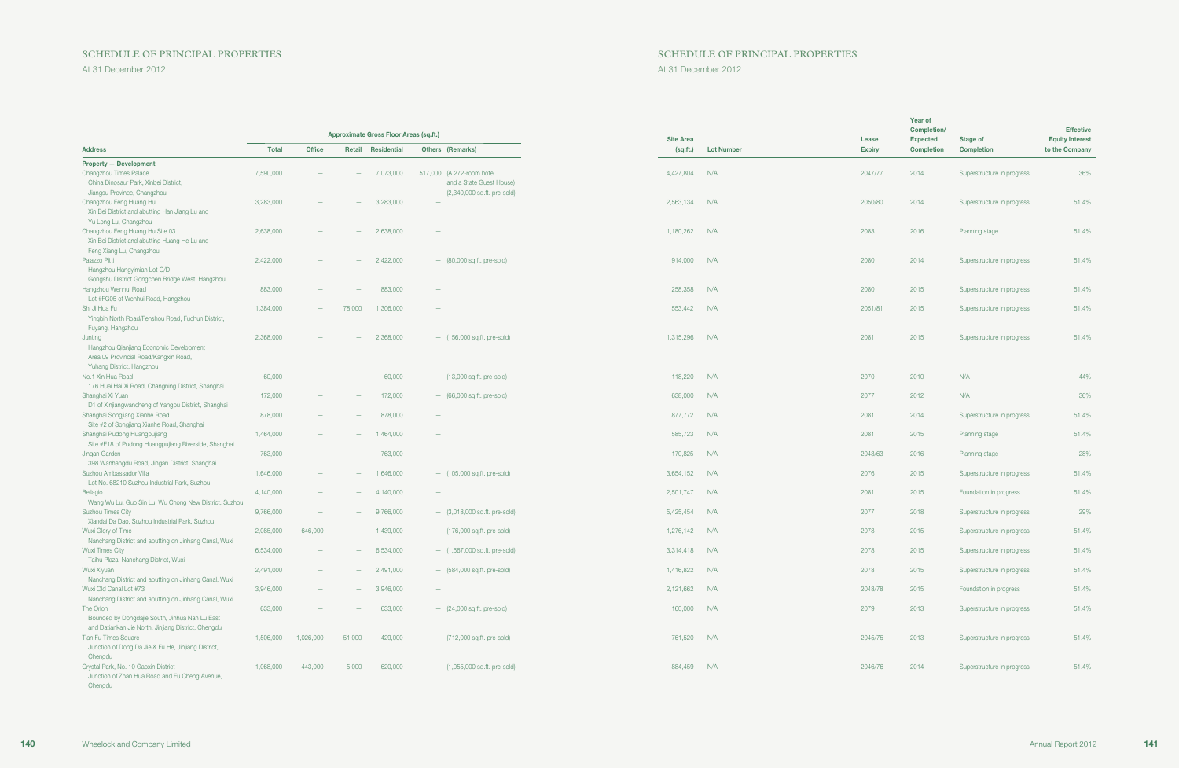# SCHEDULE OF PRINCIPAL PROPERTIES

At 31 December 2012

| Address | Total | Office | Retail | Residential | Others | (Remarks) | Site Area (sq.ft.) | Lot Number | Lease Expiry | Year of Completion/ Expected Completion | Stage of Completion | Effective Equity Interest to the Company |
|---|---|---|---|---|---|---|---|---|---|---|---|---|
| | Approximate Gross Floor Areas (sq.ft.) | | | | | | | | | | | |
| **Property — Development** | | | | | | | | | | | | |
| Changzhou Times Palace<br>China Dinosaur Park, Xinbei District, Jiangsu Province, Changzhou | 7,590,000 | – | – | 7,073,000 | 517,000 | (A 272-room hotel and a State Guest House) (2,340,000 sq.ft. pre-sold) | 4,427,804 | N/A | 2047/77 | 2014 | Superstructure in progress | 36% |
| Changzhou Feng Huang Hu<br>Xin Bei District and abutting Han Jiang Lu and Yu Long Lu, Changzhou | 3,283,000 | – | – | 3,283,000 | – | | 2,563,134 | N/A | 2050/80 | 2014 | Superstructure in progress | 51.4% |
| Changzhou Feng Huang Hu Site 03<br>Xin Bei District and abutting Huang He Lu and Feng Xiang Lu, Changzhou | 2,638,000 | – | – | 2,638,000 | – | | 1,180,262 | N/A | 2083 | 2016 | Planning stage | 51.4% |
| Palazzo Pitti<br>Hangzhou Hangyimian Lot C/D Gongshu District Gongchen Bridge West, Hangzhou | 2,422,000 | – | – | 2,422,000 | – | (80,000 sq.ft. pre-sold) | 914,000 | N/A | 2080 | 2014 | Superstructure in progress | 51.4% |
| Hangzhou Wenhui Road<br>Lot #FG05 of Wenhui Road, Hangzhou | 883,000 | – | – | 883,000 | – | | 258,358 | N/A | 2080 | 2015 | Superstructure in progress | 51.4% |
| Shi Ji Hua Fu<br>Yingbin North Road/Fenshou Road, Fuchun District, Fuyang, Hangzhou | 1,384,000 | – | 78,000 | 1,306,000 | – | | 553,442 | N/A | 2051/81 | 2015 | Superstructure in progress | 51.4% |
| Junting<br>Hangzhou Qianjiang Economic Development Area 09 Provincial Road/Kangxin Road, Yuhang District, Hangzhou | 2,368,000 | – | – | 2,368,000 | – | (156,000 sq.ft. pre-sold) | 1,315,296 | N/A | 2081 | 2015 | Superstructure in progress | 51.4% |
| No.1 Xin Hua Road<br>176 Huai Hai Xi Road, Changning District, Shanghai | 60,000 | – | – | 60,000 | – | (13,000 sq.ft. pre-sold) | 118,220 | N/A | 2070 | 2010 | N/A | 44% |
| Shanghai Xi Yuan<br>D1 of Xinjiangwancheng of Yangpu District, Shanghai | 172,000 | – | – | 172,000 | – | (66,000 sq.ft. pre-sold) | 638,000 | N/A | 2077 | 2012 | N/A | 36% |
| Shanghai Songjiang Xianhe Road<br>Site #2 of Songjiang Xianhe Road, Shanghai | 878,000 | – | – | 878,000 | – | | 877,772 | N/A | 2081 | 2014 | Superstructure in progress | 51.4% |
| Shanghai Pudong Huangpujiang<br>Site #E18 of Pudong Huangpujiang Riverside, Shanghai | 1,464,000 | – | – | 1,464,000 | – | | 585,723 | N/A | 2081 | 2015 | Planning stage | 51.4% |
| Jingan Garden<br>398 Wanhangdu Road, Jingan District, Shanghai | 763,000 | – | – | 763,000 | – | | 170,825 | N/A | 2043/63 | 2016 | Planning stage | 28% |
| Suzhou Ambassador Villa<br>Lot No. 68210 Suzhou Industrial Park, Suzhou | 1,646,000 | – | – | 1,646,000 | – | (105,000 sq.ft. pre-sold) | 3,654,152 | N/A | 2076 | 2015 | Superstructure in progress | 51.4% |
| Bellagio<br>Wang Wu Lu, Guo Sin Lu, Wu Chong New District, Suzhou | 4,140,000 | – | – | 4,140,000 | – | | 2,501,747 | N/A | 2081 | 2015 | Foundation in progress | 51.4% |
| Suzhou Times City<br>Xiandai Da Dao, Suzhou Industrial Park, Suzhou | 9,766,000 | – | – | 9,766,000 | – | (3,018,000 sq.ft. pre-sold) | 5,425,454 | N/A | 2077 | 2018 | Superstructure in progress | 29% |
| Wuxi Glory of Time<br>Nanchang District and abutting on Jinhang Canal, Wuxi | 2,085,000 | 646,000 | – | 1,439,000 | – | (176,000 sq.ft. pre-sold) | 1,276,142 | N/A | 2078 | 2015 | Superstructure in progress | 51.4% |
| Wuxi Times City<br>Taihu Plaza, Nanchang District, Wuxi | 6,534,000 | – | – | 6,534,000 | – | (1,567,000 sq.ft. pre-sold) | 3,314,418 | N/A | 2078 | 2015 | Superstructure in progress | 51.4% |
| Wuxi Xiyuan<br>Nanchang District and abutting on Jinhang Canal, Wuxi | 2,491,000 | – | – | 2,491,000 | – | (584,000 sq.ft. pre-sold) | 1,416,822 | N/A | 2078 | 2015 | Superstructure in progress | 51.4% |
| Wuxi Old Canal Lot #73<br>Nanchang District and abutting on Jinhang Canal, Wuxi | 3,946,000 | – | – | 3,946,000 | – | | 2,121,662 | N/A | 2048/78 | 2015 | Foundation in progress | 51.4% |
| The Orion<br>Bounded by Dongdajie South, Jinhua Nan Lu East and Datiankan Jie North, Jinjiang District, Chengdu | 633,000 | – | – | 633,000 | – | (24,000 sq.ft. pre-sold) | 160,000 | N/A | 2079 | 2013 | Superstructure in progress | 51.4% |
| Tian Fu Times Square<br>Junction of Dong Da Jie & Fu He, Jinjiang District, Chengdu | 1,506,000 | 1,026,000 | 51,000 | 429,000 | – | (712,000 sq.ft. pre-sold) | 761,520 | N/A | 2045/75 | 2013 | Superstructure in progress | 51.4% |
| Crystal Park, No. 10 Gaoxin District<br>Junction of Zhan Hua Road and Fu Cheng Avenue, Chengdu | 1,068,000 | 443,000 | 5,000 | 620,000 | – | (1,055,000 sq.ft. pre-sold) | 884,459 | N/A | 2046/76 | 2014 | Superstructure in progress | 51.4% |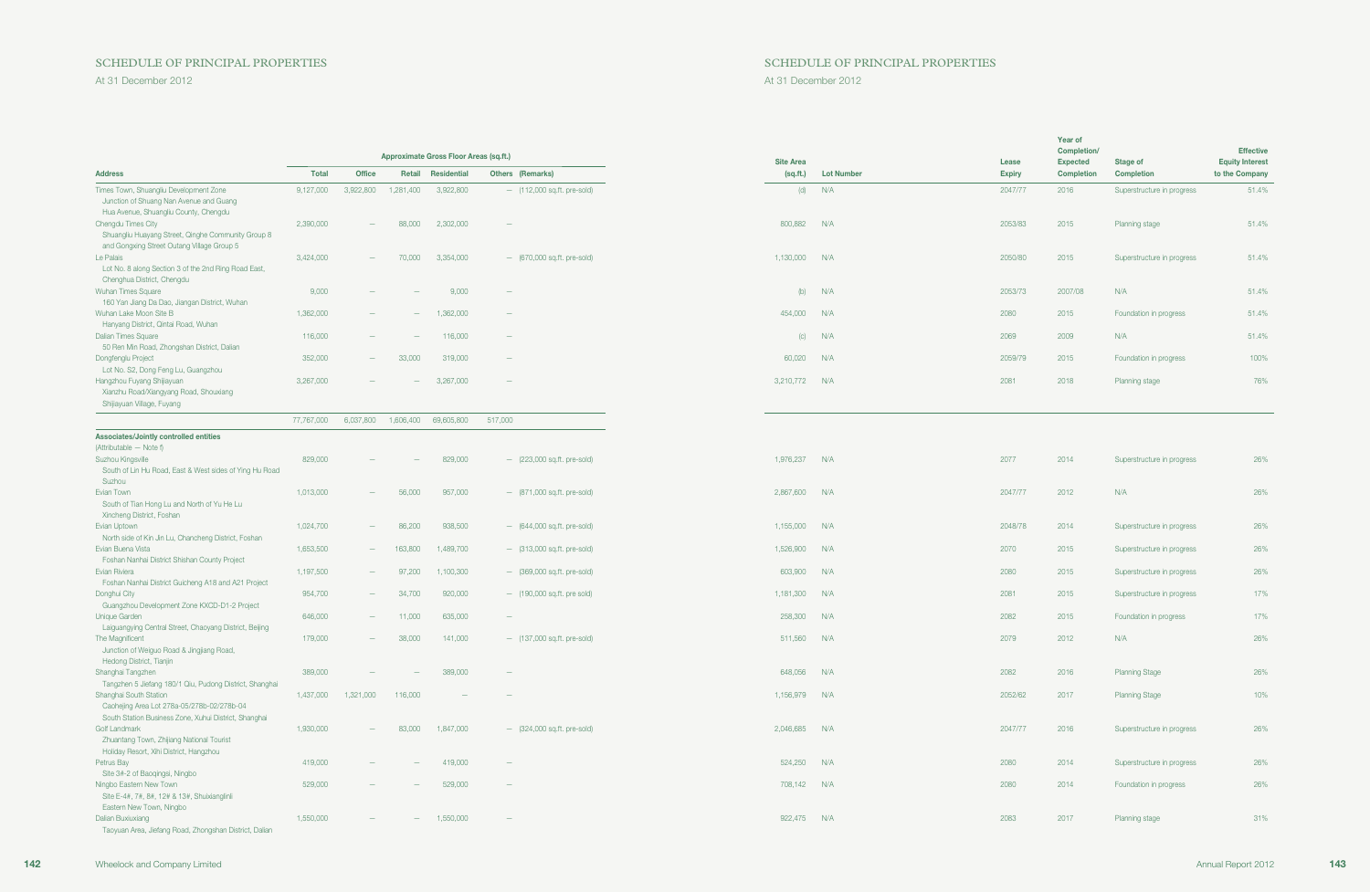# SCHEDULE OF PRINCIPAL PROPERTIES

At 31 December 2012

| Address | Total | Office | Retail | Residential | Others | (Remarks) | Site Area (sq.ft.) | Lot Number | Lease Expiry | Year of Completion/ Expected Completion | Stage of Completion | Effective Equity Interest to the Company |
|---|---|---|---|---|---|---|---|---|---|---|---|---|
| | Approximate Gross Floor Areas (sq.ft.) | | | | | | | | | | | |
| Times Town, Shuangliu Development Zone Junction of Shuang Nan Avenue and Guang Hua Avenue, Shuangliu County, Chengdu | 9,127,000 | 3,922,800 | 1,281,400 | 3,922,800 | — | (112,000 sq.ft. pre-sold) | (d) | N/A | 2047/77 | 2016 | Superstructure in progress | 51.4% |
| Chengdu Times City Shuangliu Huayang Street, Qinghe Community Group 8 and Gongxing Street Outang Village Group 5 | 2,390,000 | — | 88,000 | 2,302,000 | — | | 800,882 | N/A | 2053/83 | 2015 | Planning stage | 51.4% |
| Le Palais Lot No. 8 along Section 3 of the 2nd Ring Road East, Chenghua District, Chengdu | 3,424,000 | — | 70,000 | 3,354,000 | — | (670,000 sq.ft. pre-sold) | 1,130,000 | N/A | 2050/80 | 2015 | Superstructure in progress | 51.4% |
| Wuhan Times Square 160 Yan Jiang Da Dao, Jiangan District, Wuhan | 9,000 | — | — | 9,000 | — | | (b) | N/A | 2053/73 | 2007/08 | N/A | 51.4% |
| Wuhan Lake Moon Site B Hanyang District, Qintai Road, Wuhan | 1,362,000 | — | — | 1,362,000 | — | | 454,000 | N/A | 2080 | 2015 | Foundation in progress | 51.4% |
| Dalian Times Square 50 Ren Min Road, Zhongshan District, Dalian | 116,000 | — | — | 116,000 | — | | (c) | N/A | 2069 | 2009 | N/A | 51.4% |
| Dongfenglu Project Lot No. S2, Dong Feng Lu, Guangzhou | 352,000 | — | 33,000 | 319,000 | — | | 60,020 | N/A | 2059/79 | 2015 | Foundation in progress | 100% |
| Hangzhou Fuyang Shijiayuan Xianzhu Road/Xiangyang Road, Shouxiang Shijiayuan Village, Fuyang | 3,267,000 | — | — | 3,267,000 | — | | 3,210,772 | N/A | 2081 | 2018 | Planning stage | 76% |
| | 77,767,000 | 6,037,800 | 1,606,400 | 69,605,800 | 517,000 | | | | | | | |
| **Associates/Jointly controlled entities** (Attributable — Note f) | | | | | | | | | | | | |
| Suzhou Kingsville South of Lin Hu Road, East & West sides of Ying Hu Road Suzhou | 829,000 | — | — | 829,000 | — | (223,000 sq.ft. pre-sold) | 1,976,237 | N/A | 2077 | 2014 | Superstructure in progress | 26% |
| Evian Town South of Tian Hong Lu and North of Yu He Lu Xincheng District, Foshan | 1,013,000 | — | 56,000 | 957,000 | — | (871,000 sq.ft. pre-sold) | 2,867,600 | N/A | 2047/77 | 2012 | N/A | 26% |
| Evian Uptown North side of Kin Jin Lu, Chancheng District, Foshan | 1,024,700 | — | 86,200 | 938,500 | — | (644,000 sq.ft. pre-sold) | 1,155,000 | N/A | 2048/78 | 2014 | Superstructure in progress | 26% |
| Evian Buena Vista Foshan Nanhai District Shishan County Project | 1,653,500 | — | 163,800 | 1,489,700 | — | (313,000 sq.ft. pre-sold) | 1,526,900 | N/A | 2070 | 2015 | Superstructure in progress | 26% |
| Evian Riviera Foshan Nanhai District Guicheng A18 and A21 Project | 1,197,500 | — | 97,200 | 1,100,300 | — | (369,000 sq.ft. pre-sold) | 603,900 | N/A | 2080 | 2015 | Superstructure in progress | 26% |
| Donghui City Guangzhou Development Zone KXCD-D1-2 Project | 954,700 | — | 34,700 | 920,000 | — | (190,000 sq.ft. pre sold) | 1,181,300 | N/A | 2081 | 2015 | Superstructure in progress | 17% |
| Unique Garden Laiguangying Central Street, Chaoyang District, Beijing | 646,000 | — | 11,000 | 635,000 | — | | 258,300 | N/A | 2082 | 2015 | Foundation in progress | 17% |
| The Magnificent Junction of Weiguo Road & Jingjiang Road, Hedong District, Tianjin | 179,000 | — | 38,000 | 141,000 | — | (137,000 sq.ft. pre-sold) | 511,560 | N/A | 2079 | 2012 | N/A | 26% |
| Shanghai Tangzhen Tangzhen 5 Jiefang 180/1 Qiu, Pudong District, Shanghai | 389,000 | — | — | 389,000 | — | | 648,056 | N/A | 2082 | 2016 | Planning Stage | 26% |
| Shanghai South Station Caohejing Area Lot 278a-05/278b-02/278b-04 South Station Business Zone, Xuhui District, Shanghai | 1,437,000 | 1,321,000 | 116,000 | — | — | | 1,156,979 | N/A | 2052/62 | 2017 | Planning Stage | 10% |
| Golf Landmark Zhuantang Town, Zhijiang National Tourist Holiday Resort, Xihi District, Hangzhou | 1,930,000 | — | 83,000 | 1,847,000 | — | (324,000 sq.ft. pre-sold) | 2,046,685 | N/A | 2047/77 | 2016 | Superstructure in progress | 26% |
| Petrus Bay Site 3#-2 of Baoqingsi, Ningbo | 419,000 | — | — | 419,000 | — | | 524,250 | N/A | 2080 | 2014 | Superstructure in progress | 26% |
| Ningbo Eastern New Town Site E-4#, 7#, 8#, 12# & 13#, Shuixianglinli Eastern New Town, Ningbo | 529,000 | — | — | 529,000 | — | | 708,142 | N/A | 2080 | 2014 | Foundation in progress | 26% |
| Dalian Buxiuxiang Taoyuan Area, Jiefang Road, Zhongshan District, Dalian | 1,550,000 | — | — | 1,550,000 | — | | 922,475 | N/A | 2083 | 2017 | Planning stage | 31% |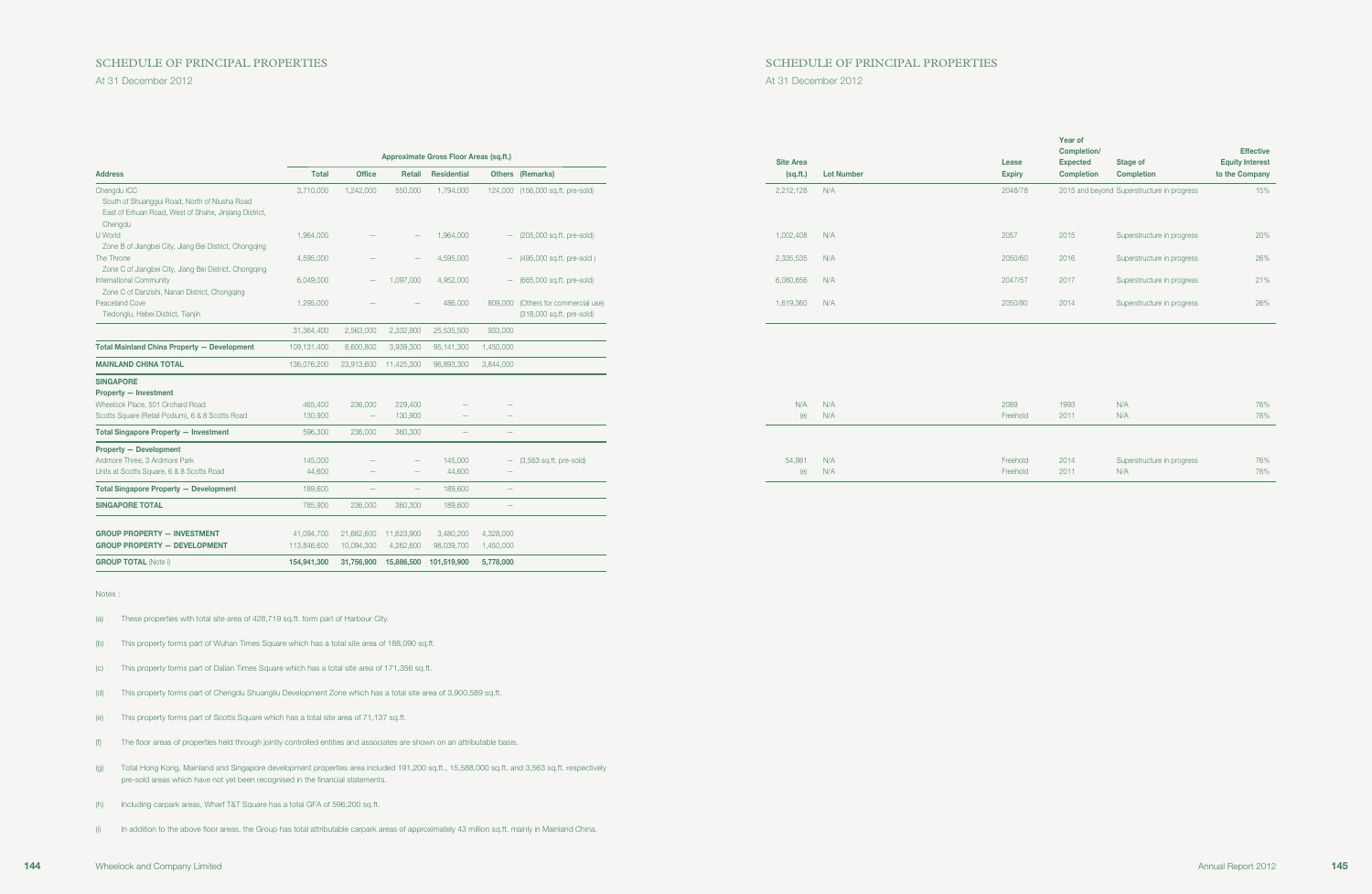# SCHEDULE OF PRINCIPAL PROPERTIES

At 31 December 2012

| Address | Approximate Gross Floor Areas (sq.ft.) Total | Office | Retail | Residential | Others | (Remarks) | Site Area (sq.ft.) | Lot Number | Lease Expiry | Year of Completion/ Expected Completion | Stage of Completion | Effective Equity Interest to the Company |
|---|---|---|---|---|---|---|---|---|---|---|---|---|
| Chengdu ICC<br>South of Shuanggui Road, North of Niusha Road East of Erhuan Road, West of Shahe, Jinjiang District, Chengdu | 3,710,000 | 1,242,000 | 550,000 | 1,794,000 | 124,000 | (156,000 sq.ft. pre-sold) | 2,212,128 | N/A | 2048/78 | 2015 and beyond | Superstructure in progress | 15% |
| U World<br>Zone B of Jiangbei City, Jiang Bei District, Chongqing | 1,964,000 | – | – | 1,964,000 | – | (205,000 sq.ft. pre-sold) | 1,002,408 | N/A | 2057 | 2015 | Superstructure in progress | 20% |
| The Throne<br>Zone C of Jiangbei City, Jiang Bei District, Chongqing | 4,595,000 | – | – | 4,595,000 | – | (495,000 sq.ft. pre-sold ) | 2,335,535 | N/A | 2050/60 | 2016 | Superstructure in progress | 26% |
| International Community<br>Zone C of Danzishi, Nanan District, Chongqing | 6,049,000 | – | 1,097,000 | 4,952,000 | – | (665,000 sq.ft. pre-sold) | 6,080,656 | N/A | 2047/57 | 2017 | Superstructure in progress | 21% |
| Peaceland Cove<br>Tiedongiu, Hebei District, Tianjin | 1,295,000 | – | – | 486,000 | 809,000 | (Others for commercial use) (318,000 sq.ft. pre-sold) | 1,619,360 | N/A | 2050/80 | 2014 | Superstructure in progress | 26% |
| | 31,364,400 | 2,563,000 | 2,332,900 | 25,535,500 | 933,000 | | | | | | | |
| **Total Mainland China Property — Development** | 109,131,400 | 8,600,800 | 3,939,300 | 95,141,300 | 1,450,000 | | | | | | | |
| **MAINLAND CHINA TOTAL** | 136,076,200 | 23,913,600 | 11,425,300 | 96,893,300 | 3,844,000 | | | | | | | |
| **SINGAPORE** | | | | | | | | | | | | |
| **Property — Investment** | | | | | | | | | | | | |
| Wheelock Place, 501 Orchard Road | 465,400 | 236,000 | 229,400 | – | – | | N/A | N/A | 2089 | 1993 | N/A | 76% |
| Scotts Square (Retail Podium), 6 & 8 Scotts Road | 130,900 | – | 130,900 | – | – | | (e) | N/A | Freehold | 2011 | N/A | 76% |
| **Total Singapore Property — Investment** | 596,300 | 236,000 | 360,300 | – | – | | | | | | | |
| **Property — Development** | | | | | | | | | | | | |
| Ardmore Three, 3 Ardmore Park | 145,000 | – | – | 145,000 | – | (3,563 sq.ft. pre-sold) | 54,981 | N/A | Freehold | 2014 | Superstructure in progress | 76% |
| Units at Scotts Square, 6 & 8 Scotts Road | 44,600 | – | – | 44,600 | – | | (e) | N/A | Freehold | 2011 | N/A | 76% |
| **Total Singapore Property — Development** | 189,600 | – | – | 189,600 | – | | | | | | | |
| **SINGAPORE TOTAL** | 785,900 | 236,000 | 360,300 | 189,600 | – | | | | | | | |
| **GROUP PROPERTY — INVESTMENT** | 41,094,700 | 21,662,600 | 11,623,900 | 3,480,200 | 4,328,000 | | | | | | | |
| **GROUP PROPERTY — DEVELOPMENT** | 113,846,600 | 10,094,300 | 4,262,600 | 98,039,700 | 1,450,000 | | | | | | | |
| **GROUP TOTAL** (Note i) | 154,941,300 | 31,756,900 | 15,886,500 | 101,519,900 | 5,778,000 | | | | | | | |

Notes :

(a) These properties with total site area of 428,719 sq.ft. form part of Harbour City.

(b) This property forms part of Wuhan Times Square which has a total site area of 188,090 sq.ft.

(c) This property forms part of Dalian Times Square which has a total site area of 171,356 sq.ft.

(d) This property forms part of Chengdu Shuangliu Development Zone which has a total site area of 3,900,589 sq.ft.

(e) This property forms part of Scotts Square which has a total site area of 71,137 sq.ft.

(f) The floor areas of properties held through jointly controlled entities and associates are shown on an attributable basis.

(g) Total Hong Kong, Mainland and Singapore development properties area included 191,200 sq.ft., 15,588,000 sq.ft. and 3,563 sq.ft. respectively pre-sold areas which have not yet been recognised in the financial statements.

(h) Including carpark areas, Wharf T&T Square has a total GFA of 596,200 sq.ft.

(i) In addition to the above floor areas, the Group has total attributable carpark areas of approximately 43 million sq.ft. mainly in Mainland China.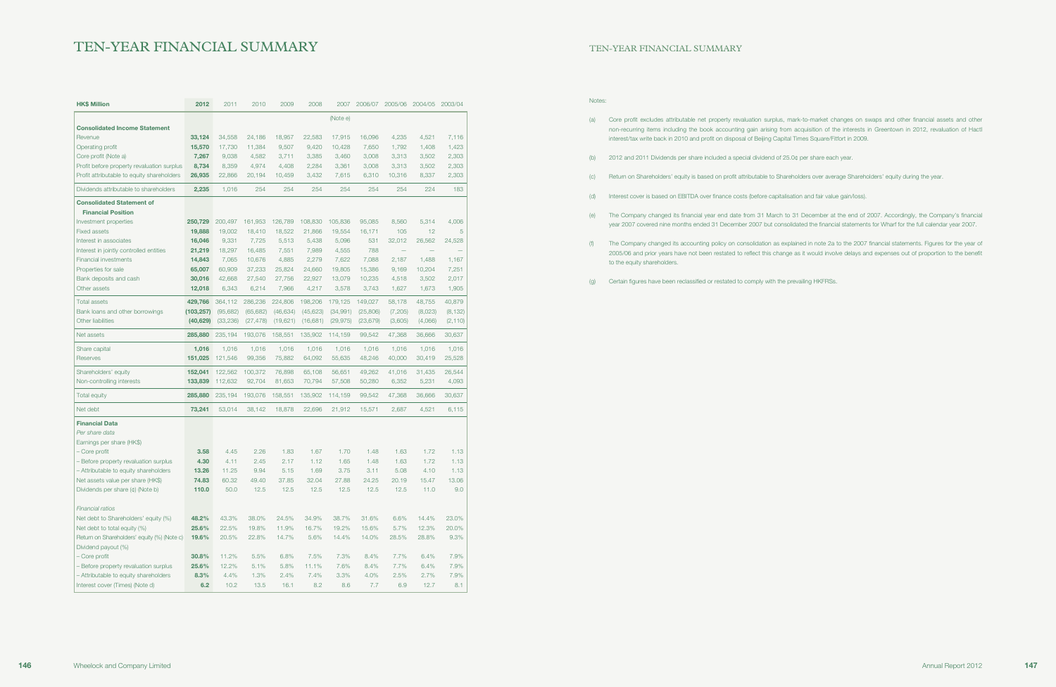# TEN-YEAR FINANCIAL SUMMARY

| HK$ Million | 2012 | 2011 | 2010 | 2009 | 2008 | 2007 | 2006/07 | 2005/06 | 2004/05 | 2003/04 |
|---|---|---|---|---|---|---|---|---|---|---|
| | | | | | | (Note e) | | | | |
| **Consolidated Income Statement** | | | | | | | | | | |
| Revenue | **33,124** | 34,558 | 24,186 | 18,957 | 22,583 | 17,915 | 16,096 | 4,235 | 4,521 | 7,116 |
| Operating profit | **15,570** | 17,730 | 11,384 | 9,507 | 9,420 | 10,428 | 7,650 | 1,792 | 1,408 | 1,423 |
| Core profit (Note a) | **7,267** | 9,038 | 4,582 | 3,711 | 3,385 | 3,460 | 3,008 | 3,313 | 3,502 | 2,303 |
| Profit before property revaluation surplus | **8,734** | 8,359 | 4,974 | 4,408 | 2,284 | 3,361 | 3,008 | 3,313 | 3,502 | 2,303 |
| Profit attributable to equity shareholders | **26,935** | 22,866 | 20,194 | 10,459 | 3,432 | 7,615 | 6,310 | 10,316 | 8,337 | 2,303 |
| Dividends attributable to shareholders | **2,235** | 1,016 | 254 | 254 | 254 | 254 | 254 | 254 | 224 | 183 |
| **Consolidated Statement of Financial Position** | | | | | | | | | | |
| Investment properties | **250,729** | 200,497 | 161,953 | 126,789 | 108,830 | 105,836 | 95,085 | 8,560 | 5,314 | 4,006 |
| Fixed assets | **19,888** | 19,002 | 18,410 | 18,522 | 21,866 | 19,554 | 16,171 | 105 | 12 | 5 |
| Interest in associates | **16,046** | 9,331 | 7,725 | 5,513 | 5,438 | 5,096 | 531 | 32,012 | 26,562 | 24,528 |
| Interest in jointly controlled entities | **21,219** | 18,297 | 16,485 | 7,551 | 7,989 | 4,555 | 788 | – | – | – |
| Financial investments | **14,843** | 7,065 | 10,676 | 4,885 | 2,279 | 7,622 | 7,088 | 2,187 | 1,488 | 1,167 |
| Properties for sale | **65,007** | 60,909 | 37,233 | 25,824 | 24,660 | 19,805 | 15,386 | 9,169 | 10,204 | 7,251 |
| Bank deposits and cash | **30,016** | 42,668 | 27,540 | 27,756 | 22,927 | 13,079 | 10,235 | 4,518 | 3,502 | 2,017 |
| Other assets | **12,018** | 6,343 | 6,214 | 7,966 | 4,217 | 3,578 | 3,743 | 1,627 | 1,673 | 1,905 |
| Total assets | **429,766** | 364,112 | 286,236 | 224,806 | 198,206 | 179,125 | 149,027 | 58,178 | 48,755 | 40,879 |
| Bank loans and other borrowings | **(103,257)** | (95,682) | (65,682) | (46,634) | (45,623) | (34,991) | (25,806) | (7,205) | (8,023) | (8,132) |
| Other liabilities | **(40,629)** | (33,236) | (27,478) | (19,621) | (16,681) | (29,975) | (23,679) | (3,605) | (4,066) | (2,110) |
| Net assets | **285,880** | 235,194 | 193,076 | 158,551 | 135,902 | 114,159 | 99,542 | 47,368 | 36,666 | 30,637 |
| Share capital | **1,016** | 1,016 | 1,016 | 1,016 | 1,016 | 1,016 | 1,016 | 1,016 | 1,016 | 1,016 |
| Reserves | **151,025** | 121,546 | 99,356 | 75,882 | 64,092 | 55,635 | 48,246 | 40,000 | 30,419 | 25,528 |
| Shareholders' equity | **152,041** | 122,562 | 100,372 | 76,898 | 65,108 | 56,651 | 49,262 | 41,016 | 31,435 | 26,544 |
| Non-controlling interests | **133,839** | 112,632 | 92,704 | 81,653 | 70,794 | 57,508 | 50,280 | 6,352 | 5,231 | 4,093 |
| Total equity | **285,880** | 235,194 | 193,076 | 158,551 | 135,902 | 114,159 | 99,542 | 47,368 | 36,666 | 30,637 |
| Net debt | **73,241** | 53,014 | 38,142 | 18,878 | 22,696 | 21,912 | 15,571 | 2,687 | 4,521 | 6,115 |
| **Financial Data** | | | | | | | | | | |
| *Per share data* | | | | | | | | | | |
| Earnings per share (HK$) | | | | | | | | | | |
| – Core profit | **3.58** | 4.45 | 2.26 | 1.83 | 1.67 | 1.70 | 1.48 | 1.63 | 1.72 | 1.13 |
| – Before property revaluation surplus | **4.30** | 4.11 | 2.45 | 2.17 | 1.12 | 1.65 | 1.48 | 1.63 | 1.72 | 1.13 |
| – Attributable to equity shareholders | **13.26** | 11.25 | 9.94 | 5.15 | 1.69 | 3.75 | 3.11 | 5.08 | 4.10 | 1.13 |
| Net assets value per share (HK$) | **74.83** | 60.32 | 49.40 | 37.85 | 32.04 | 27.88 | 24.25 | 20.19 | 15.47 | 13.06 |
| Dividends per share (¢) (Note b) | **110.0** | 50.0 | 12.5 | 12.5 | 12.5 | 12.5 | 12.5 | 12.5 | 11.0 | 9.0 |
| *Financial ratios* | | | | | | | | | | |
| Net debt to Shareholders' equity (%) | **48.2%** | 43.3% | 38.0% | 24.5% | 34.9% | 38.7% | 31.6% | 6.6% | 14.4% | 23.0% |
| Net debt to total equity (%) | **25.6%** | 22.5% | 19.8% | 11.9% | 16.7% | 19.2% | 15.6% | 5.7% | 12.3% | 20.0% |
| Return on Shareholders' equity (%) (Note c) | **19.6%** | 20.5% | 22.8% | 14.7% | 5.6% | 14.4% | 14.0% | 28.5% | 28.8% | 9.3% |
| Dividend payout (%) | | | | | | | | | | |
| – Core profit | **30.8%** | 11.2% | 5.5% | 6.8% | 7.5% | 7.3% | 8.4% | 7.7% | 6.4% | 7.9% |
| – Before property revaluation surplus | **25.6%** | 12.2% | 5.1% | 5.8% | 11.1% | 7.6% | 8.4% | 7.7% | 6.4% | 7.9% |
| – Attributable to equity shareholders | **8.3%** | 4.4% | 1.3% | 2.4% | 7.4% | 3.3% | 4.0% | 2.5% | 2.7% | 7.9% |
| Interest cover (Times) (Note d) | **6.2** | 10.2 | 13.5 | 16.1 | 8.2 | 8.6 | 7.7 | 6.9 | 12.7 | 8.1 |

Notes:

(a) Core profit excludes attributable net property revaluation surplus, mark-to-market changes on swaps and other financial assets and other non-recurring items including the book accounting gain arising from acquisition of the interests in Greentown in 2012, revaluation of Hactl interest/tax write back in 2010 and profit on disposal of Beijing Capital Times Square/Fitfort in 2009.

(b) 2012 and 2011 Dividends per share included a special dividend of 25.0¢ per share each year.

(c) Return on Shareholders' equity is based on profit attributable to Shareholders over average Shareholders' equity during the year.

(d) Interest cover is based on EBITDA over finance costs (before capitalisation and fair value gain/loss).

(e) The Company changed its financial year end date from 31 March to 31 December at the end of 2007. Accordingly, the Company's financial year 2007 covered nine months ended 31 December 2007 but consolidated the financial statements for Wharf for the full calendar year 2007.

(f) The Company changed its accounting policy on consolidation as explained in note 2a to the 2007 financial statements. Figures for the year of 2005/06 and prior years have not been restated to reflect this change as it would involve delays and expenses out of proportion to the benefit to the equity shareholders.

(g) Certain figures have been reclassified or restated to comply with the prevailing HKFRSs.